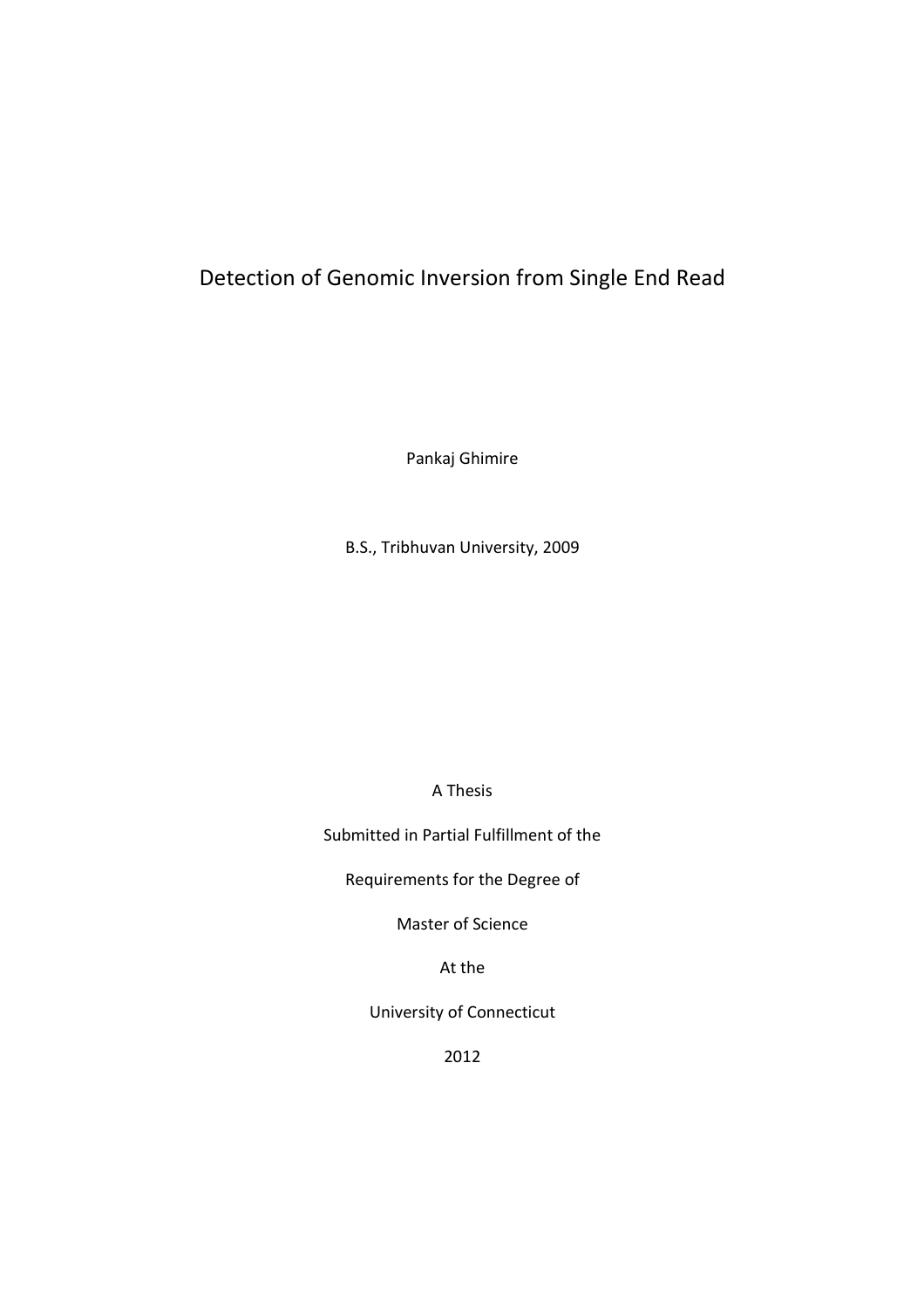# Detection of Genomic Inversion from Single End Read

Pankaj Ghimire

B.S., Tribhuvan University, 2009

A Thesis

Submitted in Partial Fulfillment of the

Requirements for the Degree of

Master of Science

At the

University of Connecticut

2012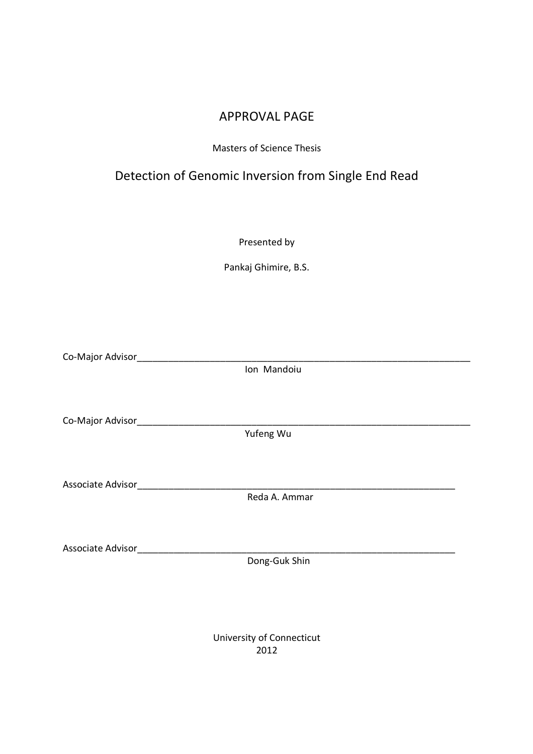# APPROVAL PAGE

Masters of Science Thesis

## Detection of Genomic Inversion from Single End Read

Presented by

Pankaj Ghimire, B.S.

Co-Major Advisor_______________________________________________________________
Ion Mandoiu

Co-Major Advisor_______________________________________________________________
Yufeng Wu

Associate Advisor_____________________________________________________________
Reda A. Ammar

Associate Advisor_____________________________________________________________
Dong-Guk Shin

University of Connecticut
2012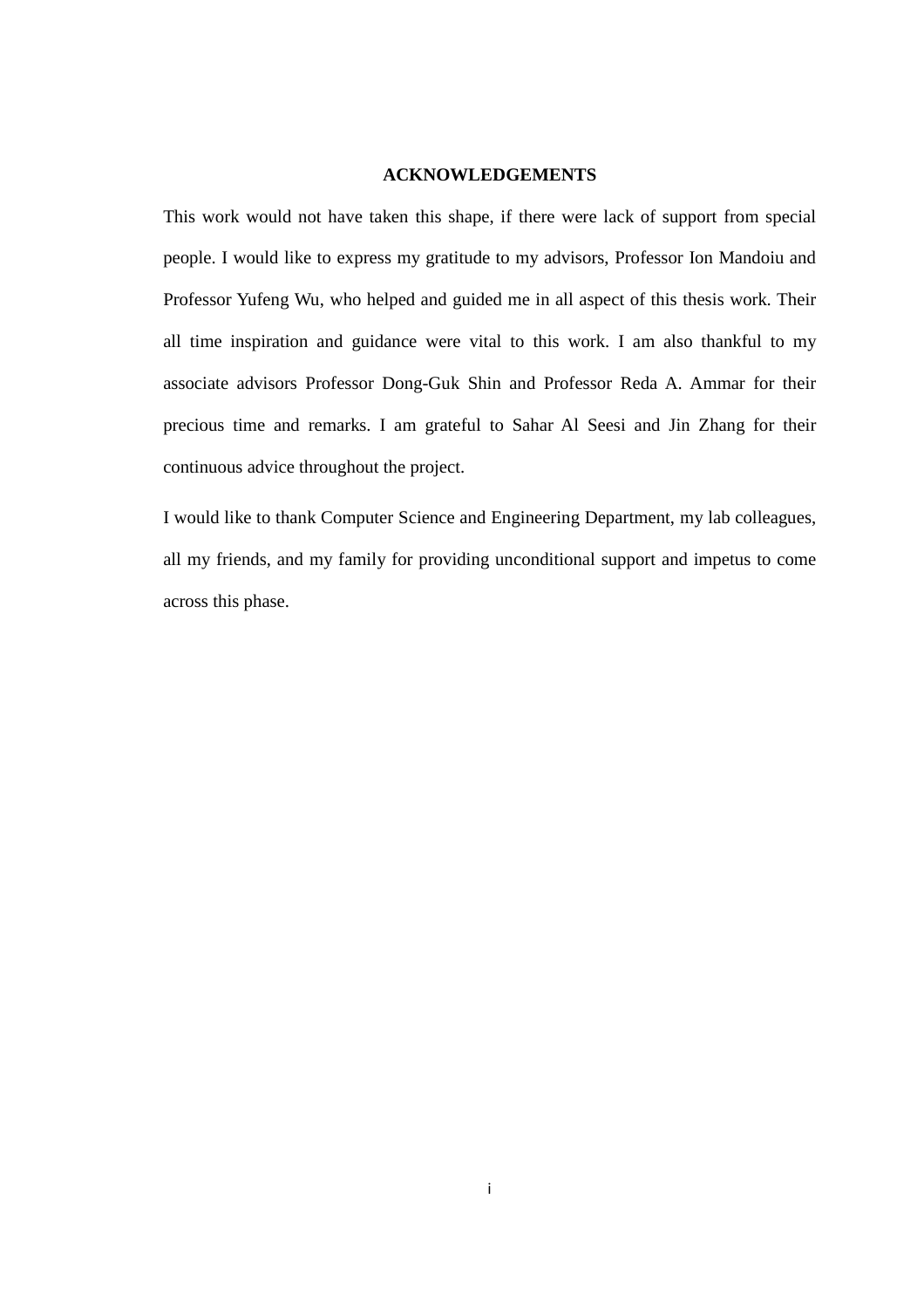# ACKNOWLEDGEMENTS

This work would not have taken this shape, if there were lack of support from special people. I would like to express my gratitude to my advisors, Professor Ion Mandoiu and Professor Yufeng Wu, who helped and guided me in all aspect of this thesis work. Their all time inspiration and guidance were vital to this work. I am also thankful to my associate advisors Professor Dong-Guk Shin and Professor Reda A. Ammar for their precious time and remarks. I am grateful to Sahar Al Seesi and Jin Zhang for their continuous advice throughout the project.

I would like to thank Computer Science and Engineering Department, my lab colleagues, all my friends, and my family for providing unconditional support and impetus to come across this phase.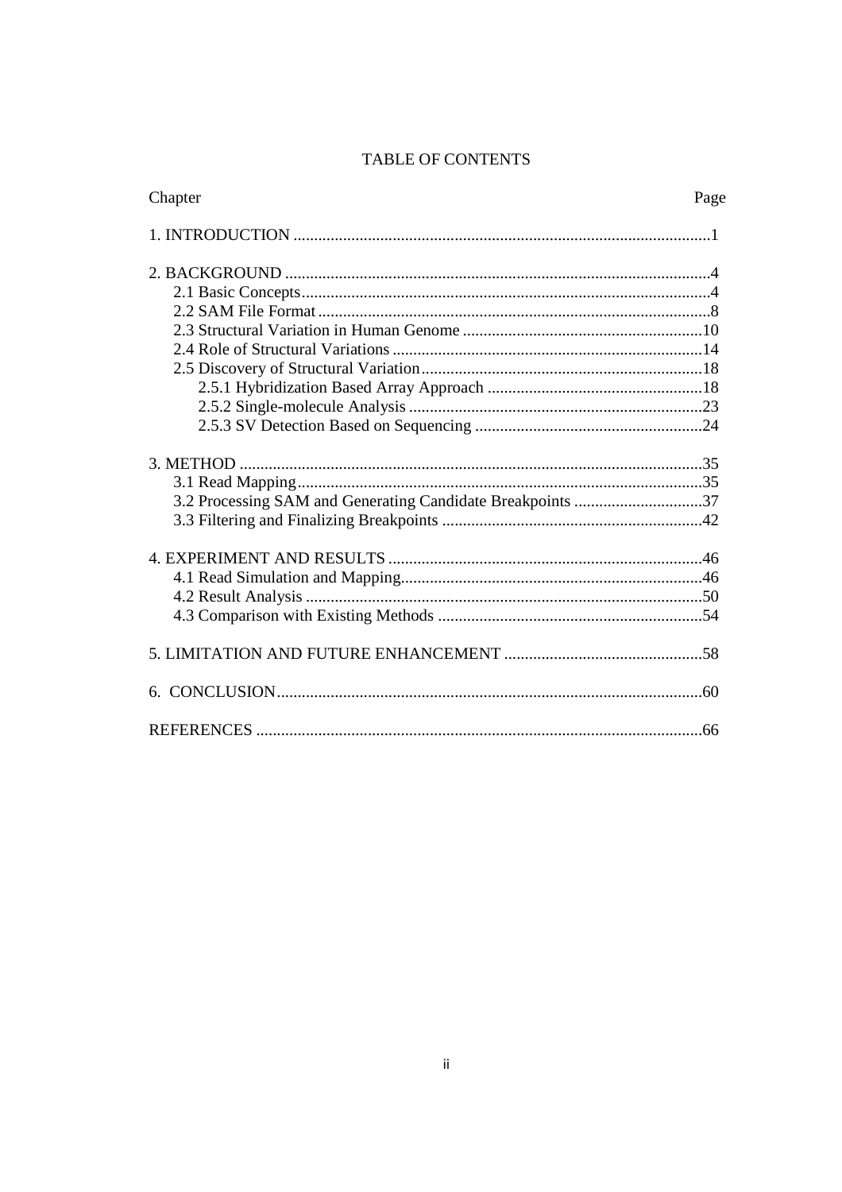# TABLE OF CONTENTS

| Chapter | Page |
| --- | --- |
| 1. INTRODUCTION | 1 |
| 2. BACKGROUND | 4 |
| 2.1 Basic Concepts | 4 |
| 2.2 SAM File Format | 8 |
| 2.3 Structural Variation in Human Genome | 10 |
| 2.4 Role of Structural Variations | 14 |
| 2.5 Discovery of Structural Variation | 18 |
| 2.5.1 Hybridization Based Array Approach | 18 |
| 2.5.2 Single-molecule Analysis | 23 |
| 2.5.3 SV Detection Based on Sequencing | 24 |
| 3. METHOD | 35 |
| 3.1 Read Mapping | 35 |
| 3.2 Processing SAM and Generating Candidate Breakpoints | 37 |
| 3.3 Filtering and Finalizing Breakpoints | 42 |
| 4. EXPERIMENT AND RESULTS | 46 |
| 4.1 Read Simulation and Mapping | 46 |
| 4.2 Result Analysis | 50 |
| 4.3 Comparison with Existing Methods | 54 |
| 5. LIMITATION AND FUTURE ENHANCEMENT | 58 |
| 6. CONCLUSION | 60 |
| REFERENCES | 66 |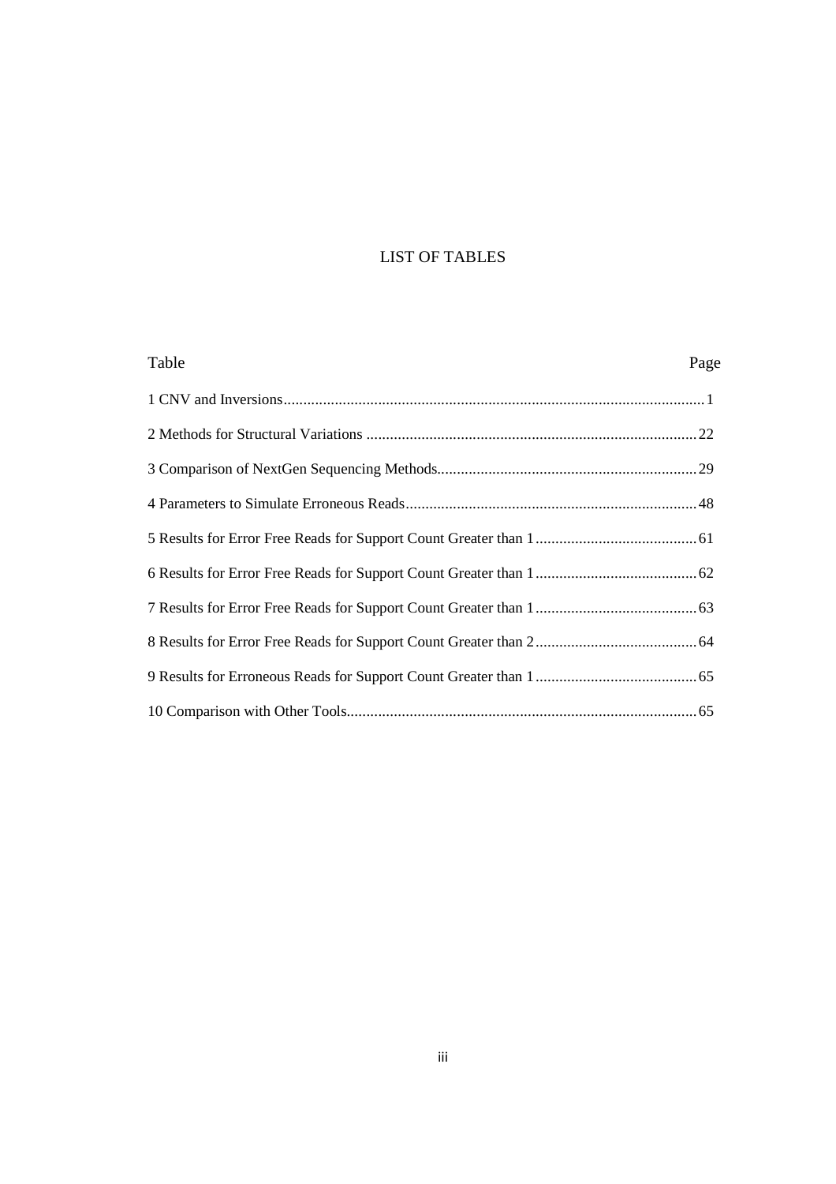# LIST OF TABLES

| Table | Page |
|---|---|
| 1 CNV and Inversions | 1 |
| 2 Methods for Structural Variations | 22 |
| 3 Comparison of NextGen Sequencing Methods | 29 |
| 4 Parameters to Simulate Erroneous Reads | 48 |
| 5 Results for Error Free Reads for Support Count Greater than 1 | 61 |
| 6 Results for Error Free Reads for Support Count Greater than 1 | 62 |
| 7 Results for Error Free Reads for Support Count Greater than 1 | 63 |
| 8 Results for Error Free Reads for Support Count Greater than 2 | 64 |
| 9 Results for Erroneous Reads for Support Count Greater than 1 | 65 |
| 10 Comparison with Other Tools | 65 |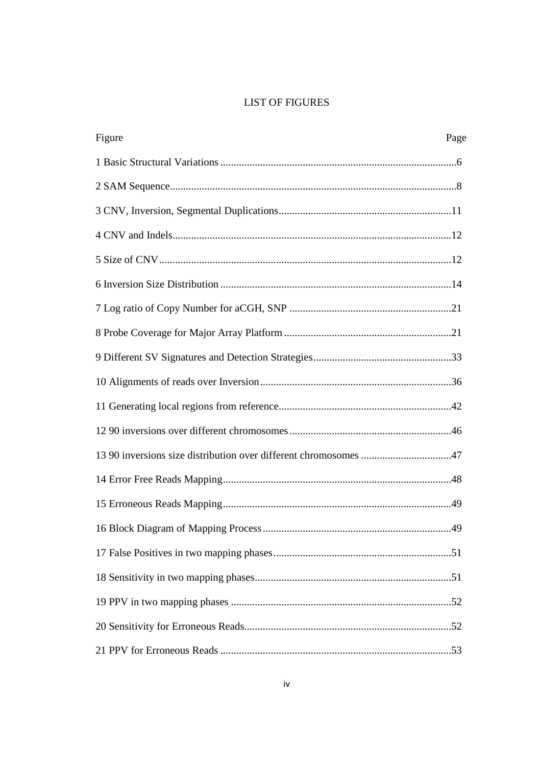# LIST OF FIGURES

| Figure | Page |
|---|---|
| 1 Basic Structural Variations | 6 |
| 2 SAM Sequence | 8 |
| 3 CNV, Inversion, Segmental Duplications | 11 |
| 4 CNV and Indels | 12 |
| 5 Size of CNV | 12 |
| 6 Inversion Size Distribution | 14 |
| 7 Log ratio of Copy Number for aCGH, SNP | 21 |
| 8 Probe Coverage for Major Array Platform | 21 |
| 9 Different SV Signatures and Detection Strategies | 33 |
| 10 Alignments of reads over Inversion | 36 |
| 11 Generating local regions from reference | 42 |
| 12 90 inversions over different chromosomes | 46 |
| 13 90 inversions size distribution over different chromosomes | 47 |
| 14 Error Free Reads Mapping | 48 |
| 15 Erroneous Reads Mapping | 49 |
| 16 Block Diagram of Mapping Process | 49 |
| 17 False Positives in two mapping phases | 51 |
| 18 Sensitivity in two mapping phases | 51 |
| 19 PPV in two mapping phases | 52 |
| 20 Sensitivity for Erroneous Reads | 52 |
| 21 PPV for Erroneous Reads | 53 |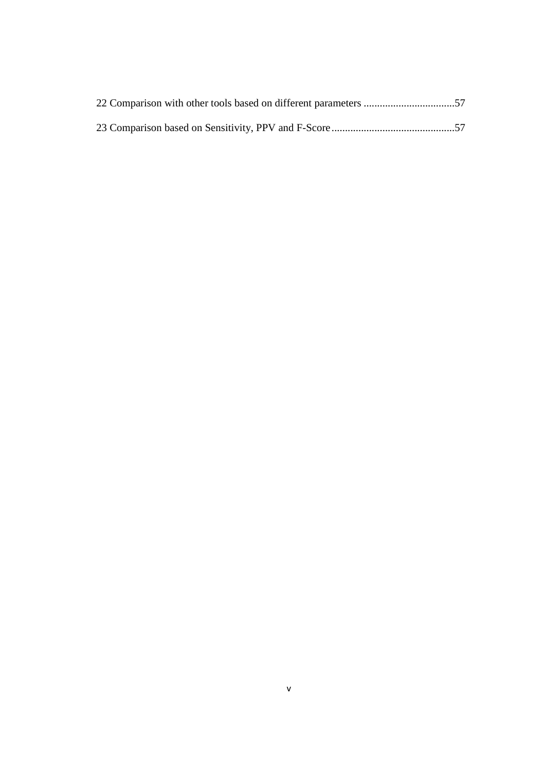22 Comparison with other tools based on different parameters ..................................57

23 Comparison based on Sensitivity, PPV and F-Score..............................................57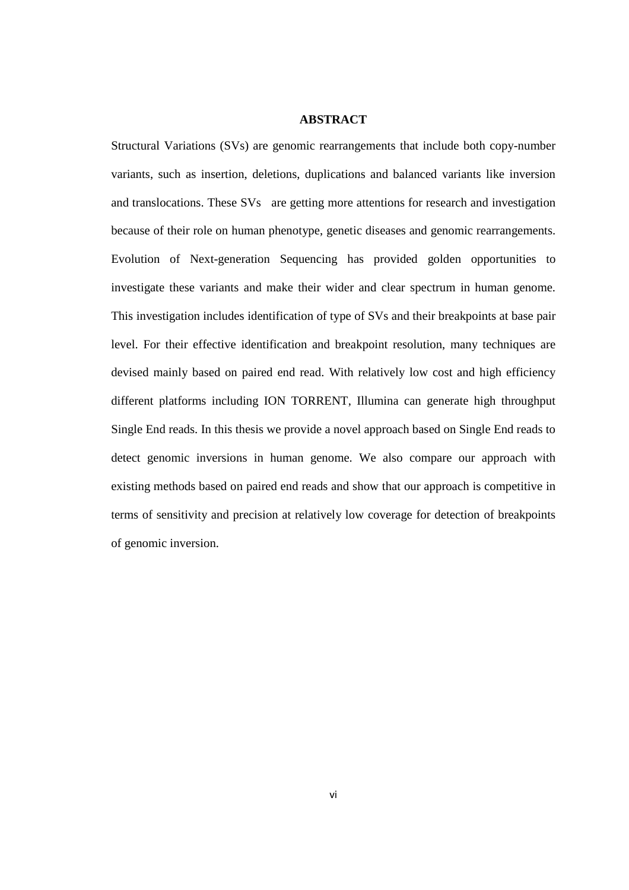# ABSTRACT

Structural Variations (SVs) are genomic rearrangements that include both copy-number variants, such as insertion, deletions, duplications and balanced variants like inversion and translocations. These SVs are getting more attentions for research and investigation because of their role on human phenotype, genetic diseases and genomic rearrangements. Evolution of Next-generation Sequencing has provided golden opportunities to investigate these variants and make their wider and clear spectrum in human genome. This investigation includes identification of type of SVs and their breakpoints at base pair level. For their effective identification and breakpoint resolution, many techniques are devised mainly based on paired end read. With relatively low cost and high efficiency different platforms including ION TORRENT, Illumina can generate high throughput Single End reads. In this thesis we provide a novel approach based on Single End reads to detect genomic inversions in human genome. We also compare our approach with existing methods based on paired end reads and show that our approach is competitive in terms of sensitivity and precision at relatively low coverage for detection of breakpoints of genomic inversion.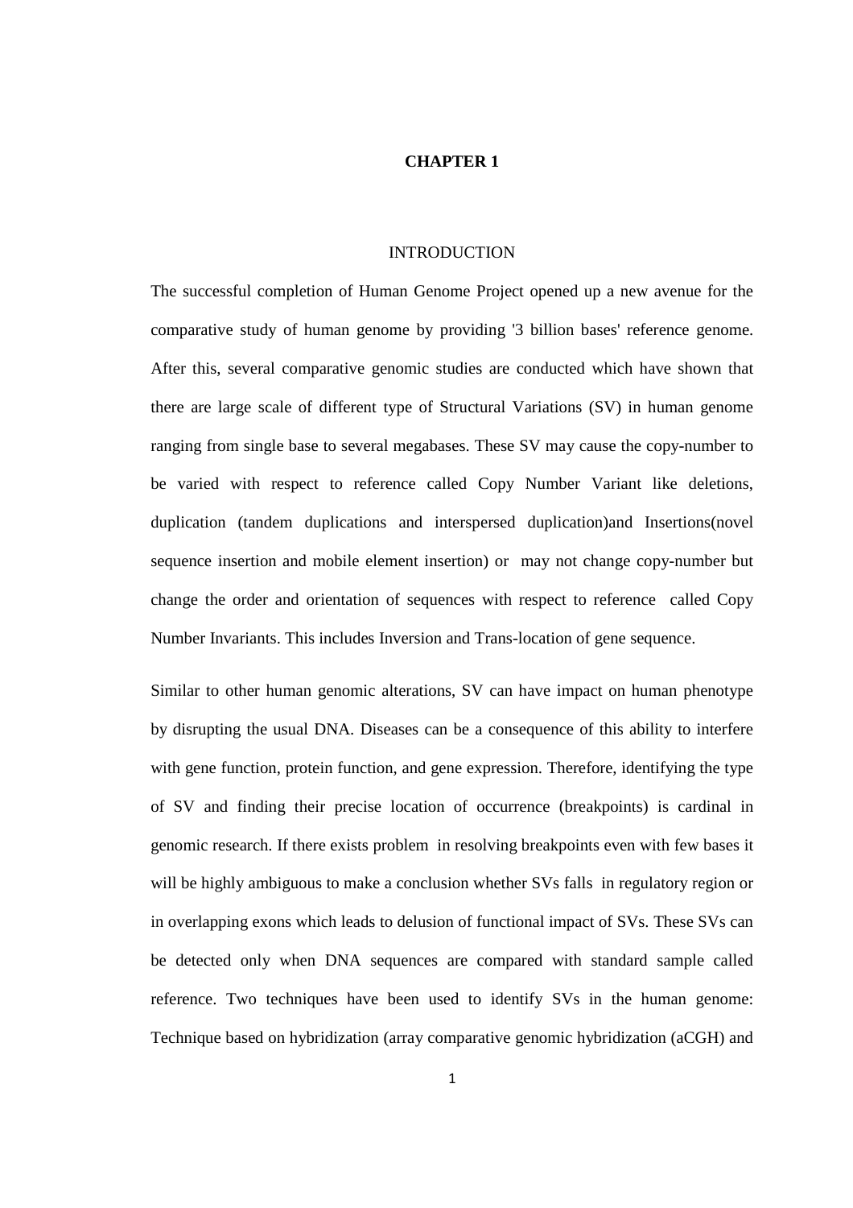# CHAPTER 1

## INTRODUCTION

The successful completion of Human Genome Project opened up a new avenue for the comparative study of human genome by providing '3 billion bases' reference genome. After this, several comparative genomic studies are conducted which have shown that there are large scale of different type of Structural Variations (SV) in human genome ranging from single base to several megabases. These SV may cause the copy-number to be varied with respect to reference called Copy Number Variant like deletions, duplication (tandem duplications and interspersed duplication)and Insertions(novel sequence insertion and mobile element insertion) or may not change copy-number but change the order and orientation of sequences with respect to reference called Copy Number Invariants. This includes Inversion and Trans-location of gene sequence.

Similar to other human genomic alterations, SV can have impact on human phenotype by disrupting the usual DNA. Diseases can be a consequence of this ability to interfere with gene function, protein function, and gene expression. Therefore, identifying the type of SV and finding their precise location of occurrence (breakpoints) is cardinal in genomic research. If there exists problem in resolving breakpoints even with few bases it will be highly ambiguous to make a conclusion whether SVs falls in regulatory region or in overlapping exons which leads to delusion of functional impact of SVs. These SVs can be detected only when DNA sequences are compared with standard sample called reference. Two techniques have been used to identify SVs in the human genome: Technique based on hybridization (array comparative genomic hybridization (aCGH) and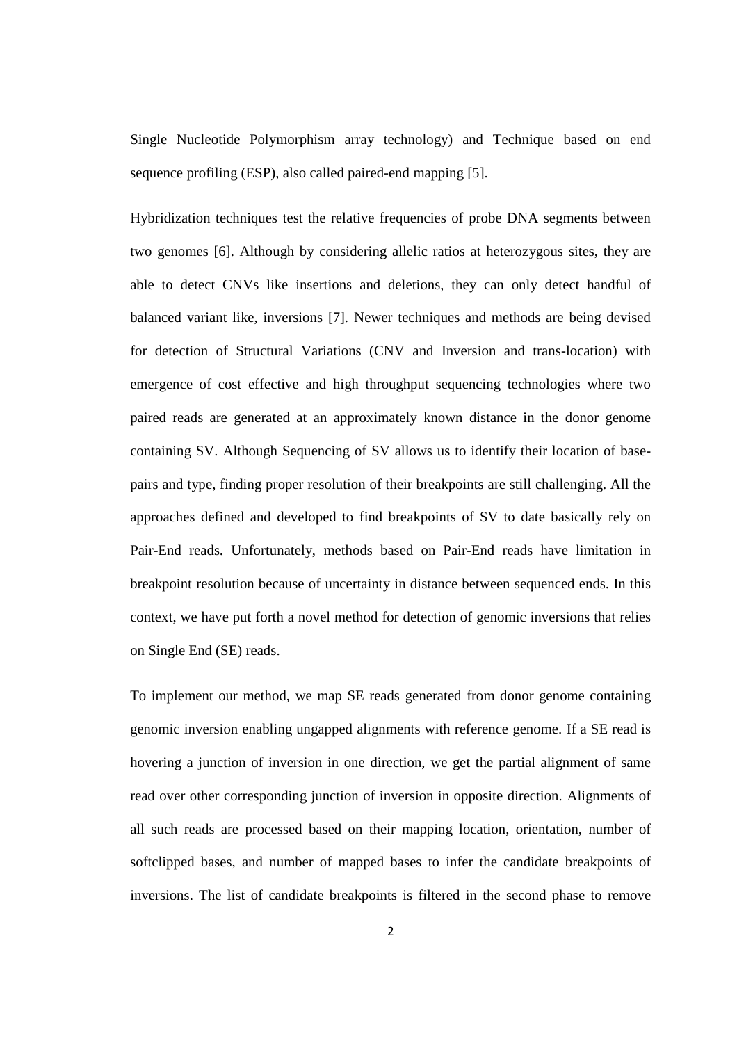Single Nucleotide Polymorphism array technology) and Technique based on end sequence profiling (ESP), also called paired-end mapping [5].

Hybridization techniques test the relative frequencies of probe DNA segments between two genomes [6]. Although by considering allelic ratios at heterozygous sites, they are able to detect CNVs like insertions and deletions, they can only detect handful of balanced variant like, inversions [7]. Newer techniques and methods are being devised for detection of Structural Variations (CNV and Inversion and trans-location) with emergence of cost effective and high throughput sequencing technologies where two paired reads are generated at an approximately known distance in the donor genome containing SV. Although Sequencing of SV allows us to identify their location of base-pairs and type, finding proper resolution of their breakpoints are still challenging. All the approaches defined and developed to find breakpoints of SV to date basically rely on Pair-End reads. Unfortunately, methods based on Pair-End reads have limitation in breakpoint resolution because of uncertainty in distance between sequenced ends. In this context, we have put forth a novel method for detection of genomic inversions that relies on Single End (SE) reads.

To implement our method, we map SE reads generated from donor genome containing genomic inversion enabling ungapped alignments with reference genome. If a SE read is hovering a junction of inversion in one direction, we get the partial alignment of same read over other corresponding junction of inversion in opposite direction. Alignments of all such reads are processed based on their mapping location, orientation, number of softclipped bases, and number of mapped bases to infer the candidate breakpoints of inversions. The list of candidate breakpoints is filtered in the second phase to remove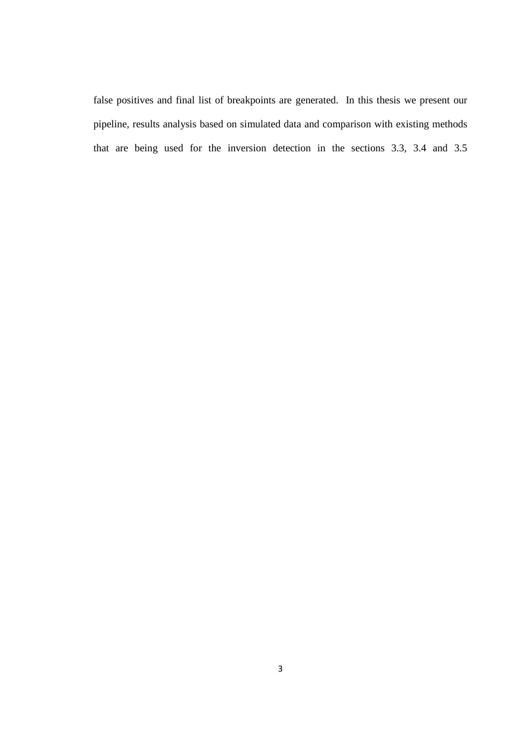false positives and final list of breakpoints are generated. In this thesis we present our pipeline, results analysis based on simulated data and comparison with existing methods that are being used for the inversion detection in the sections 3.3, 3.4 and 3.5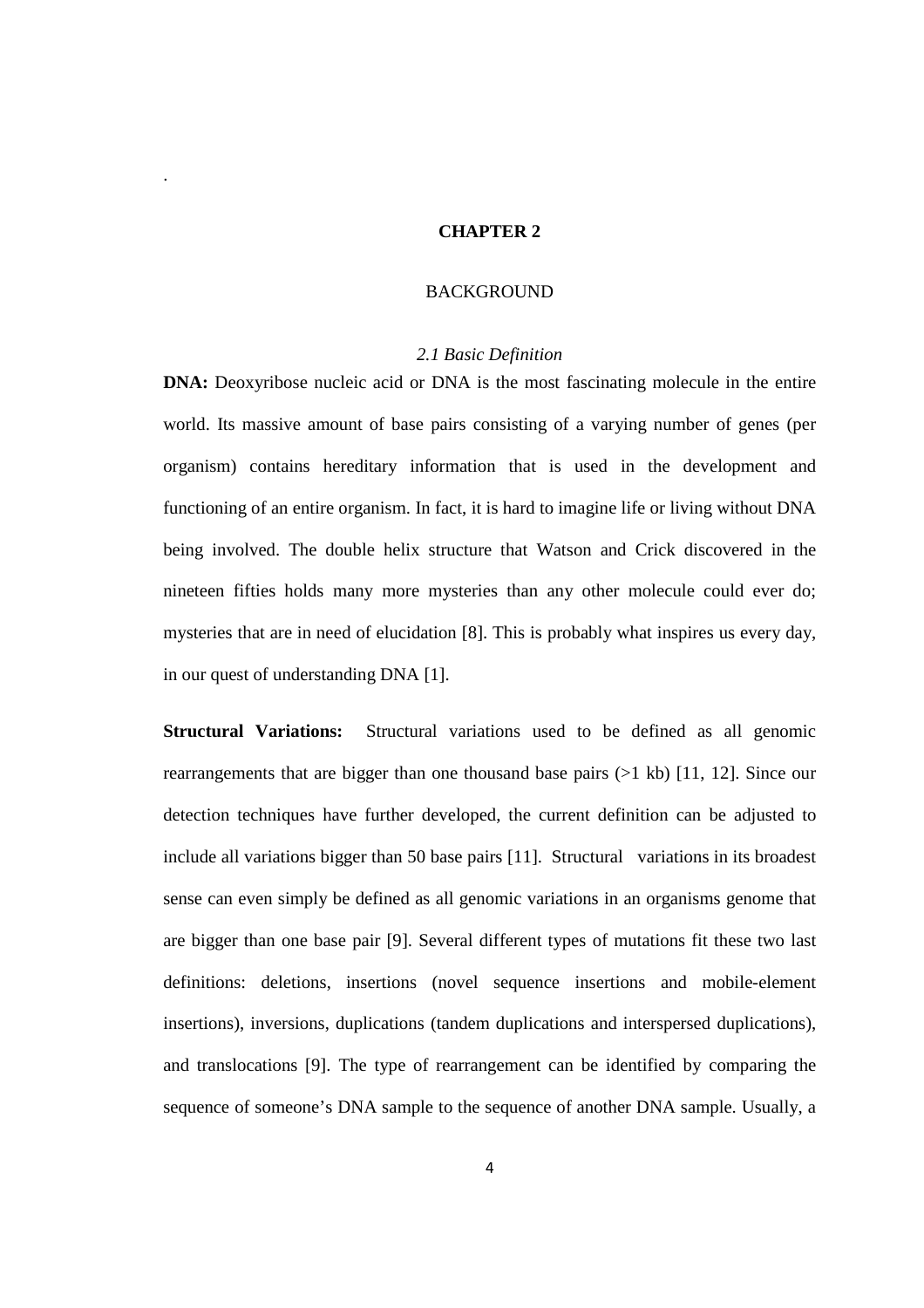.

# CHAPTER 2

## BACKGROUND

### *2.1 Basic Definition*

**DNA:** Deoxyribose nucleic acid or DNA is the most fascinating molecule in the entire world. Its massive amount of base pairs consisting of a varying number of genes (per organism) contains hereditary information that is used in the development and functioning of an entire organism. In fact, it is hard to imagine life or living without DNA being involved. The double helix structure that Watson and Crick discovered in the nineteen fifties holds many more mysteries than any other molecule could ever do; mysteries that are in need of elucidation [8]. This is probably what inspires us every day, in our quest of understanding DNA [1].

**Structural Variations:** Structural variations used to be defined as all genomic rearrangements that are bigger than one thousand base pairs (>1 kb) [11, 12]. Since our detection techniques have further developed, the current definition can be adjusted to include all variations bigger than 50 base pairs [11]. Structural variations in its broadest sense can even simply be defined as all genomic variations in an organisms genome that are bigger than one base pair [9]. Several different types of mutations fit these two last definitions: deletions, insertions (novel sequence insertions and mobile-element insertions), inversions, duplications (tandem duplications and interspersed duplications), and translocations [9]. The type of rearrangement can be identified by comparing the sequence of someone's DNA sample to the sequence of another DNA sample. Usually, a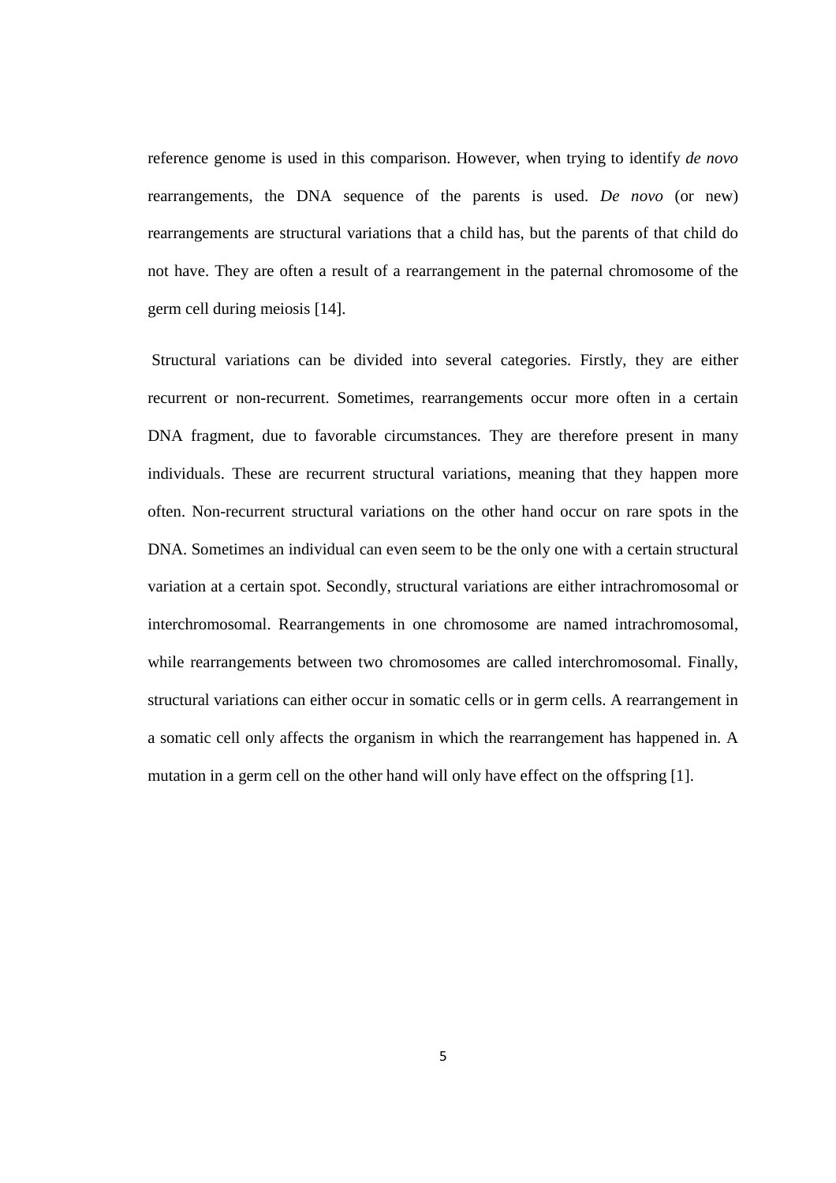reference genome is used in this comparison. However, when trying to identify *de novo* rearrangements, the DNA sequence of the parents is used. *De novo* (or new) rearrangements are structural variations that a child has, but the parents of that child do not have. They are often a result of a rearrangement in the paternal chromosome of the germ cell during meiosis [14].

Structural variations can be divided into several categories. Firstly, they are either recurrent or non-recurrent. Sometimes, rearrangements occur more often in a certain DNA fragment, due to favorable circumstances. They are therefore present in many individuals. These are recurrent structural variations, meaning that they happen more often. Non-recurrent structural variations on the other hand occur on rare spots in the DNA. Sometimes an individual can even seem to be the only one with a certain structural variation at a certain spot. Secondly, structural variations are either intrachromosomal or interchromosomal. Rearrangements in one chromosome are named intrachromosomal, while rearrangements between two chromosomes are called interchromosomal. Finally, structural variations can either occur in somatic cells or in germ cells. A rearrangement in a somatic cell only affects the organism in which the rearrangement has happened in. A mutation in a germ cell on the other hand will only have effect on the offspring [1].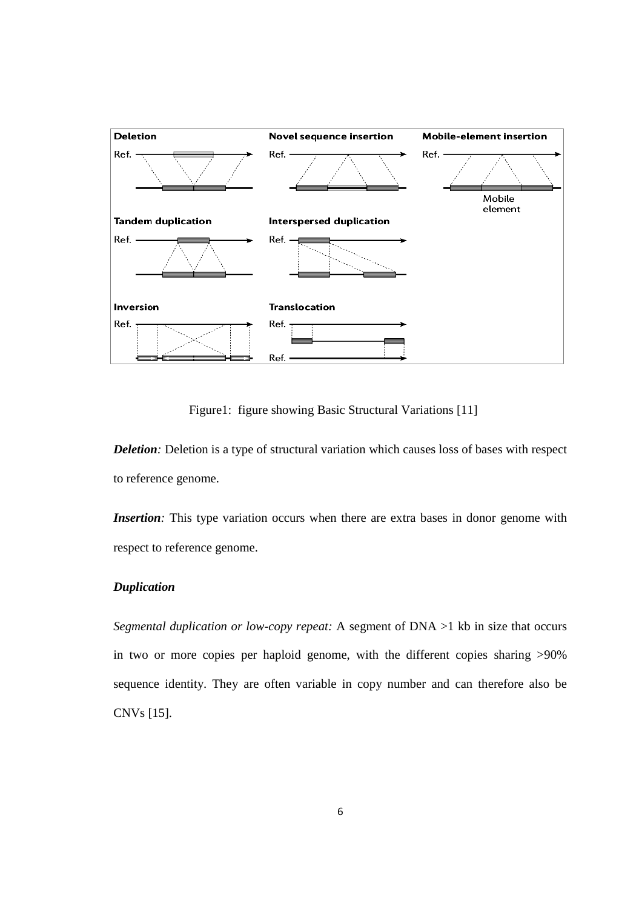Figure1: figure showing Basic Structural Variations [11]

***Deletion**:* Deletion is a type of structural variation which causes loss of bases with respect to reference genome.

***Insertion**:* This type variation occurs when there are extra bases in donor genome with respect to reference genome.

***Duplication***

*Segmental duplication or low-copy repeat:* A segment of DNA >1 kb in size that occurs in two or more copies per haploid genome, with the different copies sharing >90% sequence identity. They are often variable in copy number and can therefore also be CNVs [15].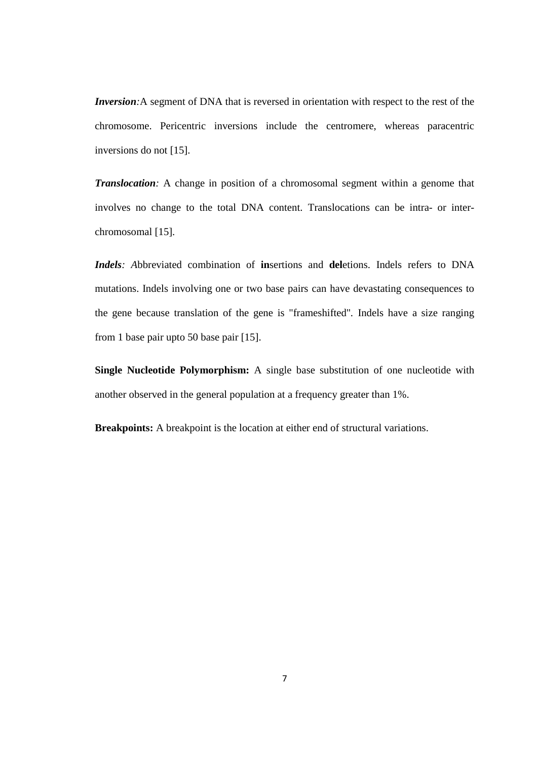***Inversion****:*A segment of DNA that is reversed in orientation with respect to the rest of the chromosome. Pericentric inversions include the centromere, whereas paracentric inversions do not [15].

***Translocation****:* A change in position of a chromosomal segment within a genome that involves no change to the total DNA content. Translocations can be intra- or inter-chromosomal [15].

***Indels****: A*bbreviated combination of **in**sertions and **del**etions. Indels refers to DNA mutations. Indels involving one or two base pairs can have devastating consequences to the gene because translation of the gene is "frameshifted". Indels have a size ranging from 1 base pair upto 50 base pair [15].

**Single Nucleotide Polymorphism:** A single base substitution of one nucleotide with another observed in the general population at a frequency greater than 1%.

**Breakpoints:** A breakpoint is the location at either end of structural variations.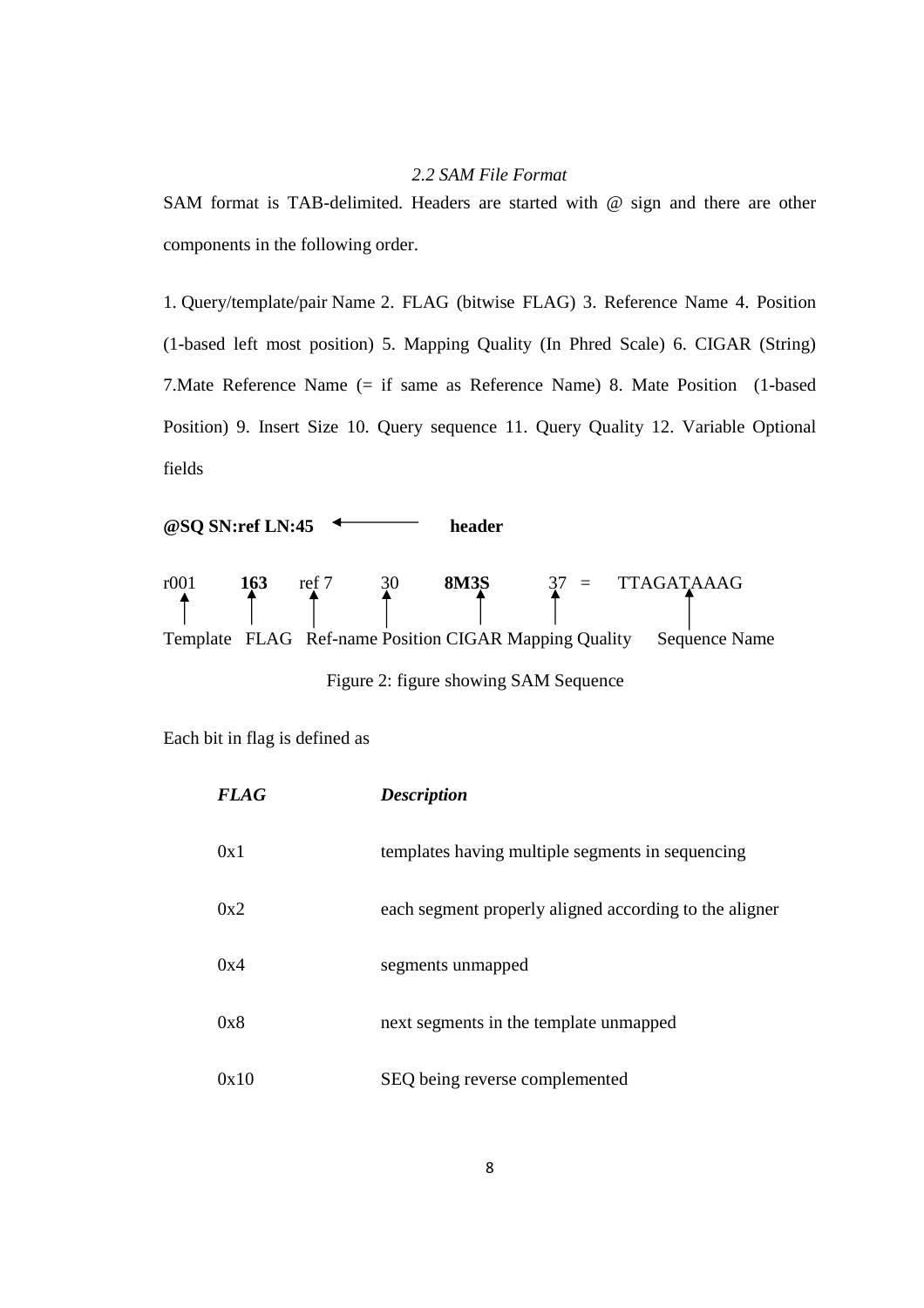*2.2 SAM File Format*

SAM format is TAB-delimited. Headers are started with @ sign and there are other components in the following order.

1. Query/template/pair Name 2. FLAG (bitwise FLAG) 3. Reference Name 4. Position (1-based left most position) 5. Mapping Quality (In Phred Scale) 6. CIGAR (String) 7.Mate Reference Name (= if same as Reference Name) 8. Mate Position (1-based Position) 9. Insert Size 10. Query sequence 11. Query Quality 12. Variable Optional fields

**@SQ SN:ref LN:45** ⟵ **header**

r001 **163** ref 7 30 **8M3S** 37 = TTAGATAAAG

Template FLAG Ref-name Position CIGAR Mapping Quality Sequence Name

Figure 2: figure showing SAM Sequence

Each bit in flag is defined as

| ***FLAG*** | ***Description*** |
|---|---|
| 0x1 | templates having multiple segments in sequencing |
| 0x2 | each segment properly aligned according to the aligner |
| 0x4 | segments unmapped |
| 0x8 | next segments in the template unmapped |
| 0x10 | SEQ being reverse complemented |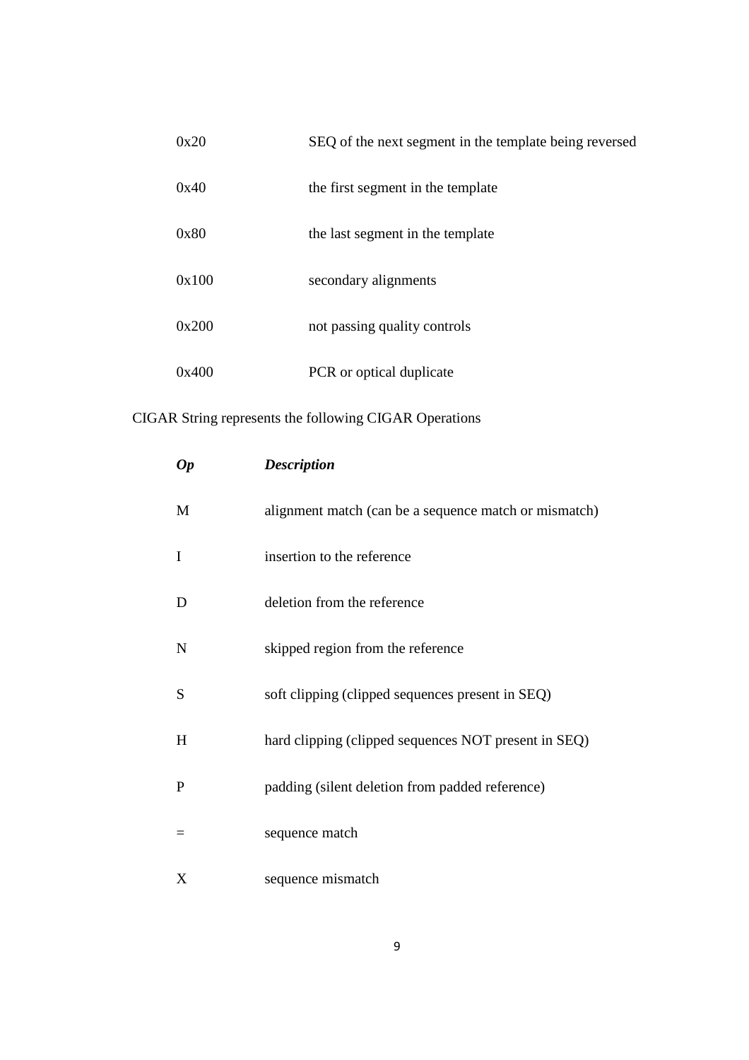| | |
|---|---|
| 0x20 | SEQ of the next segment in the template being reversed |
| 0x40 | the first segment in the template |
| 0x80 | the last segment in the template |
| 0x100 | secondary alignments |
| 0x200 | not passing quality controls |
| 0x400 | PCR or optical duplicate |

CIGAR String represents the following CIGAR Operations

| ***Op*** | ***Description*** |
|---|---|
| M | alignment match (can be a sequence match or mismatch) |
| I | insertion to the reference |
| D | deletion from the reference |
| N | skipped region from the reference |
| S | soft clipping (clipped sequences present in SEQ) |
| H | hard clipping (clipped sequences NOT present in SEQ) |
| P | padding (silent deletion from padded reference) |
| = | sequence match |
| X | sequence mismatch |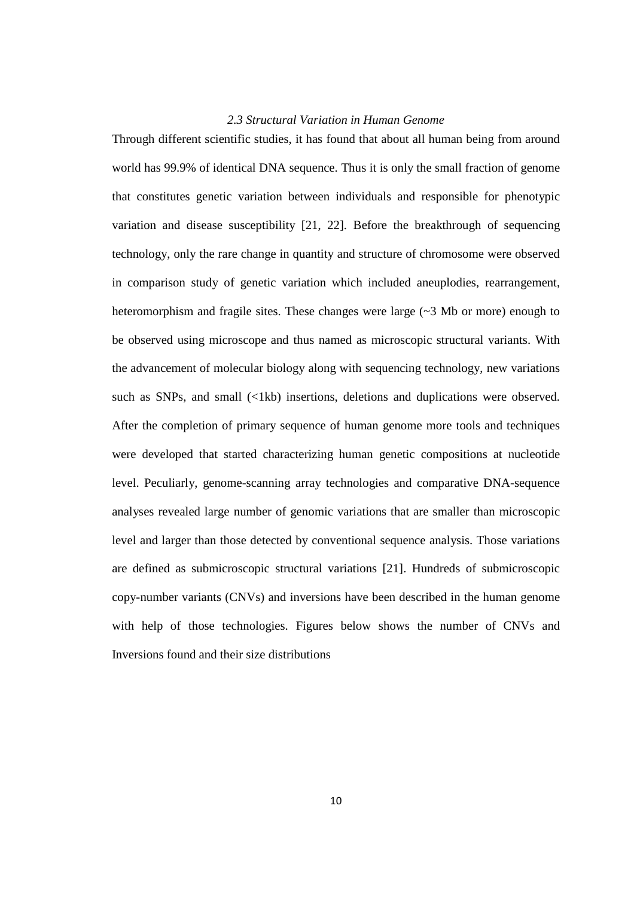### *2.3 Structural Variation in Human Genome*

Through different scientific studies, it has found that about all human being from around world has 99.9% of identical DNA sequence. Thus it is only the small fraction of genome that constitutes genetic variation between individuals and responsible for phenotypic variation and disease susceptibility [21, 22]. Before the breakthrough of sequencing technology, only the rare change in quantity and structure of chromosome were observed in comparison study of genetic variation which included aneuplodies, rearrangement, heteromorphism and fragile sites. These changes were large (~3 Mb or more) enough to be observed using microscope and thus named as microscopic structural variants. With the advancement of molecular biology along with sequencing technology, new variations such as SNPs, and small (<1kb) insertions, deletions and duplications were observed. After the completion of primary sequence of human genome more tools and techniques were developed that started characterizing human genetic compositions at nucleotide level. Peculiarly, genome-scanning array technologies and comparative DNA-sequence analyses revealed large number of genomic variations that are smaller than microscopic level and larger than those detected by conventional sequence analysis. Those variations are defined as submicroscopic structural variations [21]. Hundreds of submicroscopic copy-number variants (CNVs) and inversions have been described in the human genome with help of those technologies. Figures below shows the number of CNVs and Inversions found and their size distributions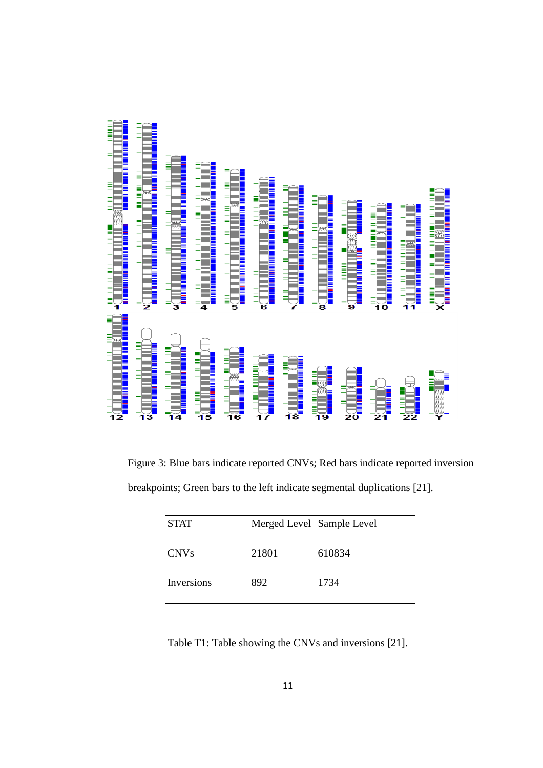Figure 3: Blue bars indicate reported CNVs; Red bars indicate reported inversion breakpoints; Green bars to the left indicate segmental duplications [21].

| STAT | Merged Level | Sample Level |
|---|---|---|
| CNVs | 21801 | 610834 |
| Inversions | 892 | 1734 |

Table T1: Table showing the CNVs and inversions [21].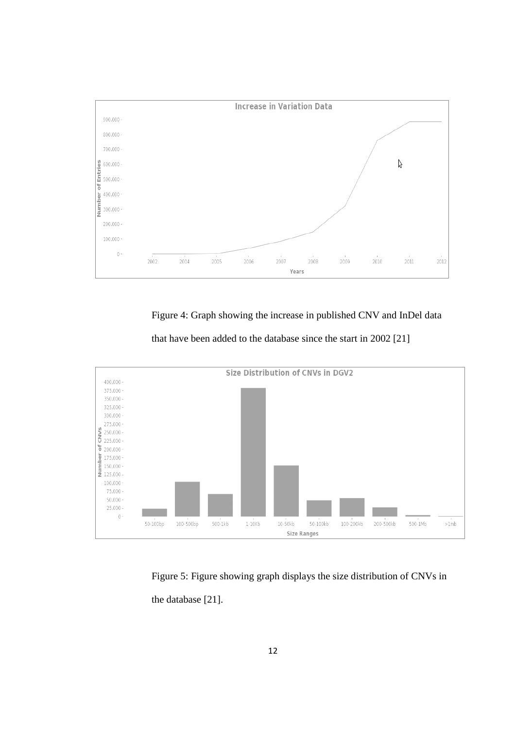Figure 4: Graph showing the increase in published CNV and InDel data that have been added to the database since the start in 2002 [21]

Figure 5: Figure showing graph displays the size distribution of CNVs in the database [21].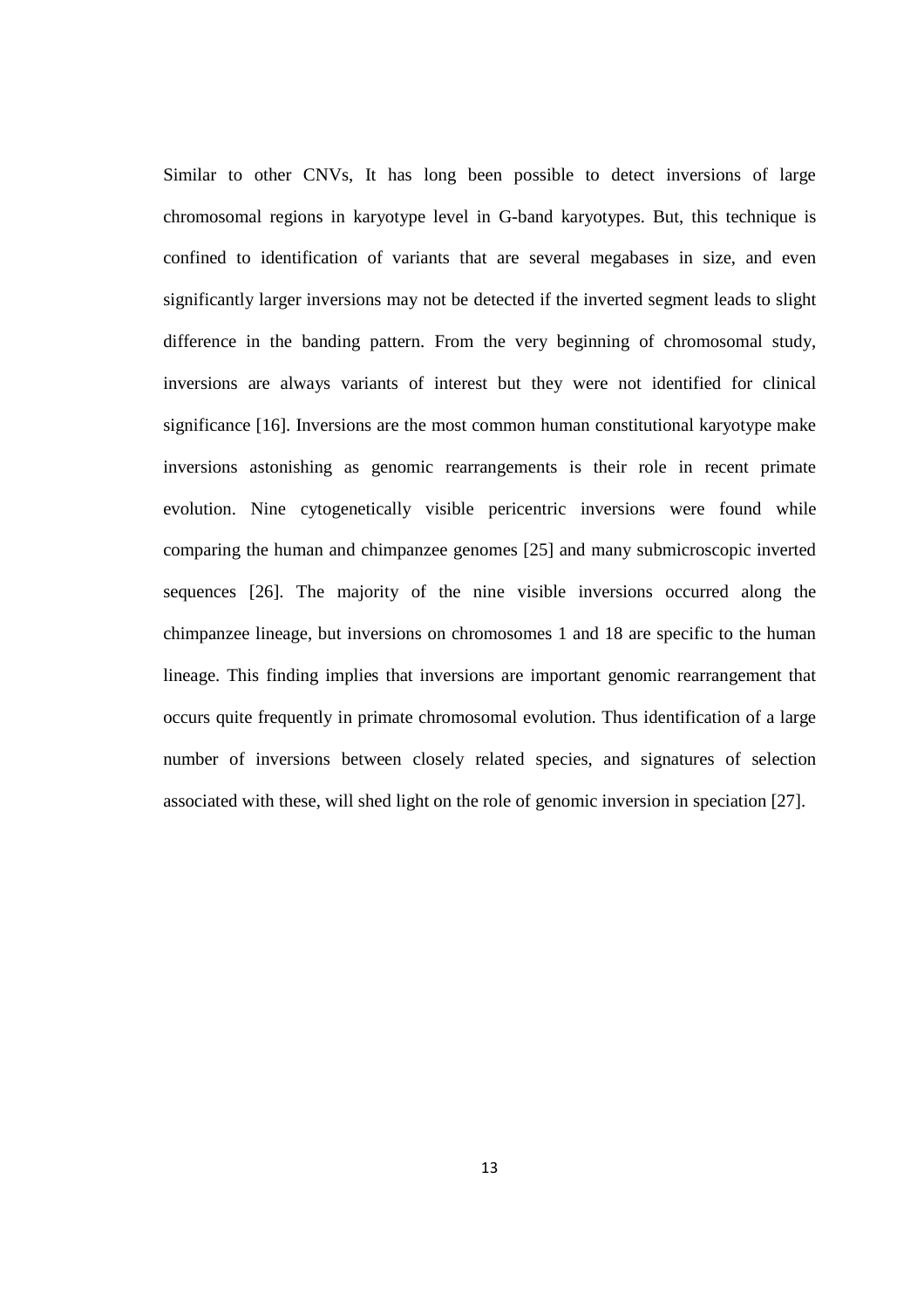Similar to other CNVs, It has long been possible to detect inversions of large chromosomal regions in karyotype level in G-band karyotypes. But, this technique is confined to identification of variants that are several megabases in size, and even significantly larger inversions may not be detected if the inverted segment leads to slight difference in the banding pattern. From the very beginning of chromosomal study, inversions are always variants of interest but they were not identified for clinical significance [16]. Inversions are the most common human constitutional karyotype make inversions astonishing as genomic rearrangements is their role in recent primate evolution. Nine cytogenetically visible pericentric inversions were found while comparing the human and chimpanzee genomes [25] and many submicroscopic inverted sequences [26]. The majority of the nine visible inversions occurred along the chimpanzee lineage, but inversions on chromosomes 1 and 18 are specific to the human lineage. This finding implies that inversions are important genomic rearrangement that occurs quite frequently in primate chromosomal evolution. Thus identification of a large number of inversions between closely related species, and signatures of selection associated with these, will shed light on the role of genomic inversion in speciation [27].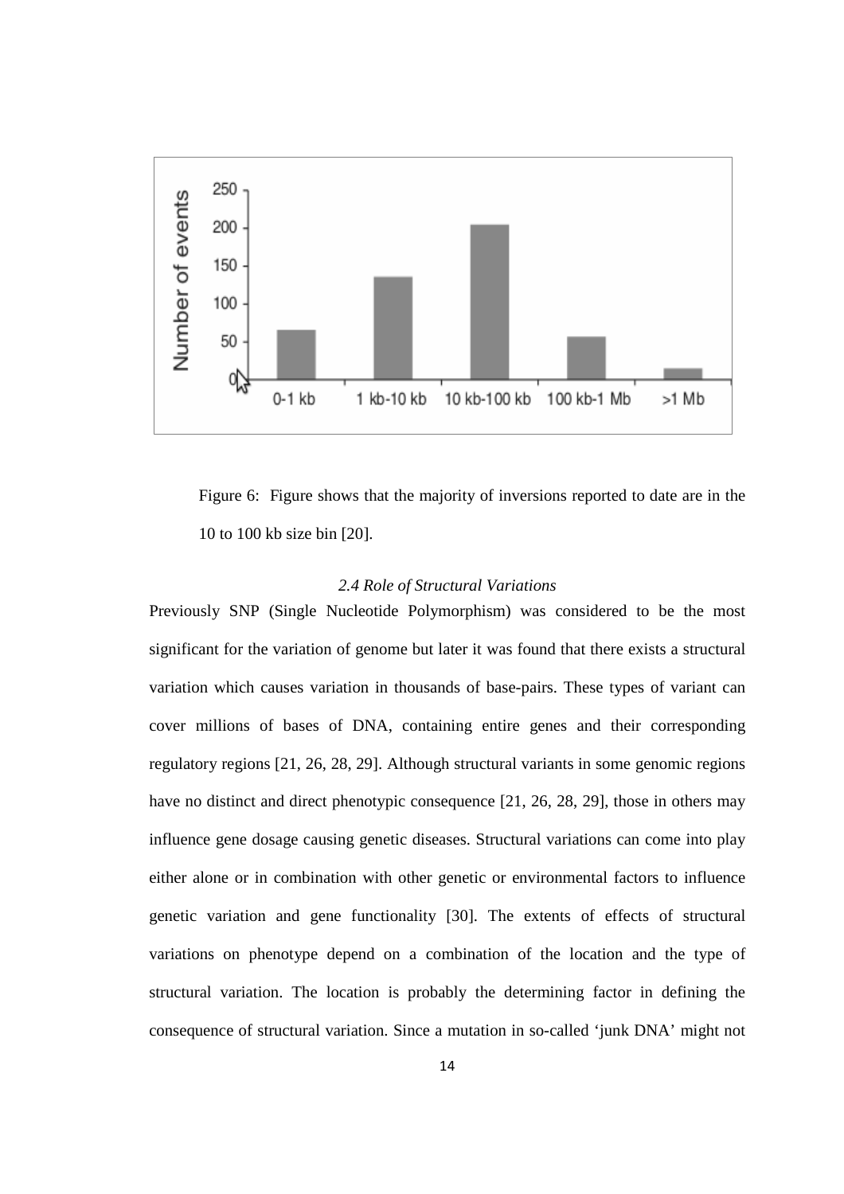Figure 6: Figure shows that the majority of inversions reported to date are in the 10 to 100 kb size bin [20].

### *2.4 Role of Structural Variations*

Previously SNP (Single Nucleotide Polymorphism) was considered to be the most significant for the variation of genome but later it was found that there exists a structural variation which causes variation in thousands of base-pairs. These types of variant can cover millions of bases of DNA, containing entire genes and their corresponding regulatory regions [21, 26, 28, 29]. Although structural variants in some genomic regions have no distinct and direct phenotypic consequence [21, 26, 28, 29], those in others may influence gene dosage causing genetic diseases. Structural variations can come into play either alone or in combination with other genetic or environmental factors to influence genetic variation and gene functionality [30]. The extents of effects of structural variations on phenotype depend on a combination of the location and the type of structural variation. The location is probably the determining factor in defining the consequence of structural variation. Since a mutation in so-called 'junk DNA' might not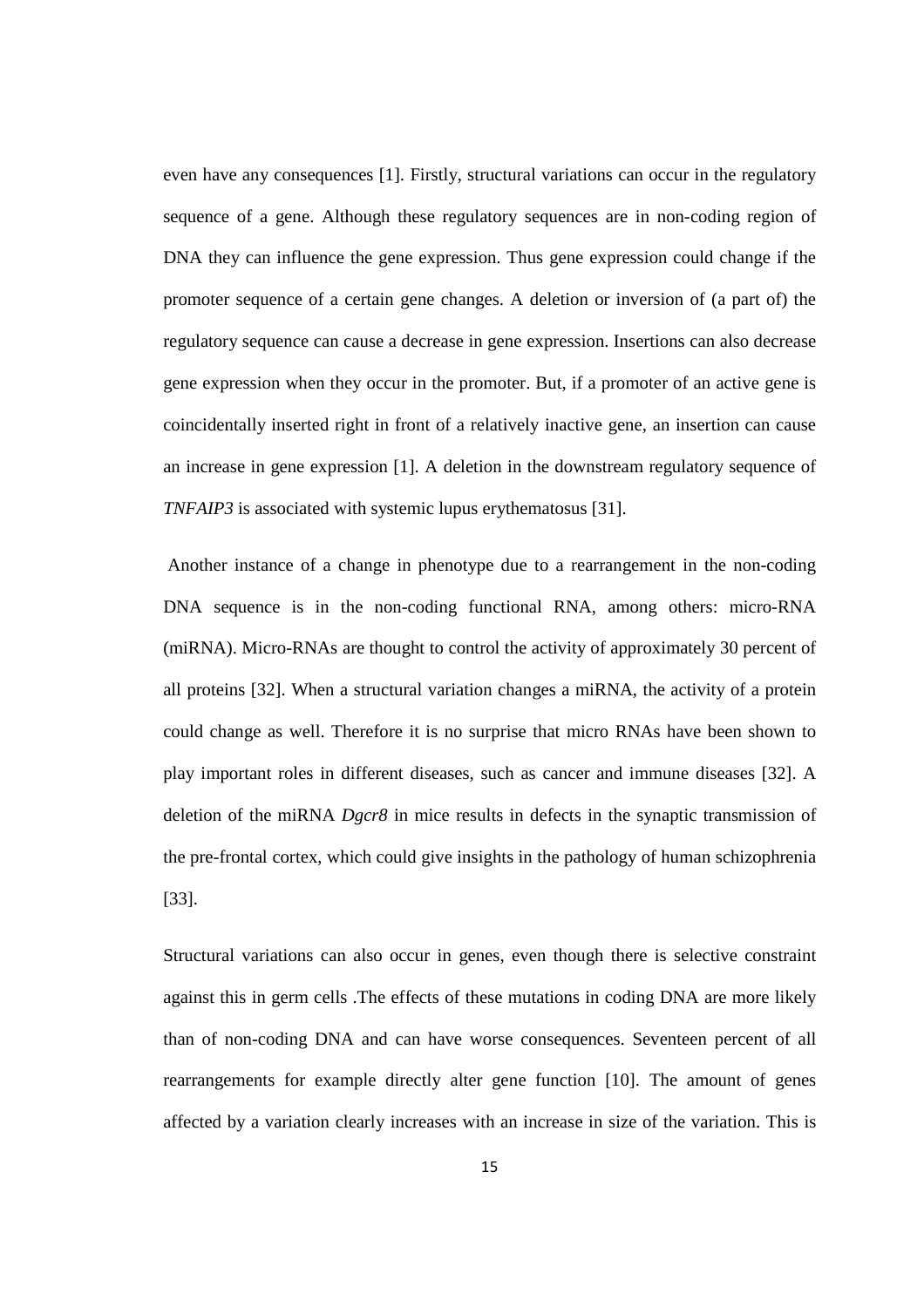even have any consequences [1]. Firstly, structural variations can occur in the regulatory sequence of a gene. Although these regulatory sequences are in non-coding region of DNA they can influence the gene expression. Thus gene expression could change if the promoter sequence of a certain gene changes. A deletion or inversion of (a part of) the regulatory sequence can cause a decrease in gene expression. Insertions can also decrease gene expression when they occur in the promoter. But, if a promoter of an active gene is coincidentally inserted right in front of a relatively inactive gene, an insertion can cause an increase in gene expression [1]. A deletion in the downstream regulatory sequence of *TNFAIP3* is associated with systemic lupus erythematosus [31].

Another instance of a change in phenotype due to a rearrangement in the non-coding DNA sequence is in the non-coding functional RNA, among others: micro-RNA (miRNA). Micro-RNAs are thought to control the activity of approximately 30 percent of all proteins [32]. When a structural variation changes a miRNA, the activity of a protein could change as well. Therefore it is no surprise that micro RNAs have been shown to play important roles in different diseases, such as cancer and immune diseases [32]. A deletion of the miRNA *Dgcr8* in mice results in defects in the synaptic transmission of the pre-frontal cortex, which could give insights in the pathology of human schizophrenia [33].

Structural variations can also occur in genes, even though there is selective constraint against this in germ cells .The effects of these mutations in coding DNA are more likely than of non-coding DNA and can have worse consequences. Seventeen percent of all rearrangements for example directly alter gene function [10]. The amount of genes affected by a variation clearly increases with an increase in size of the variation. This is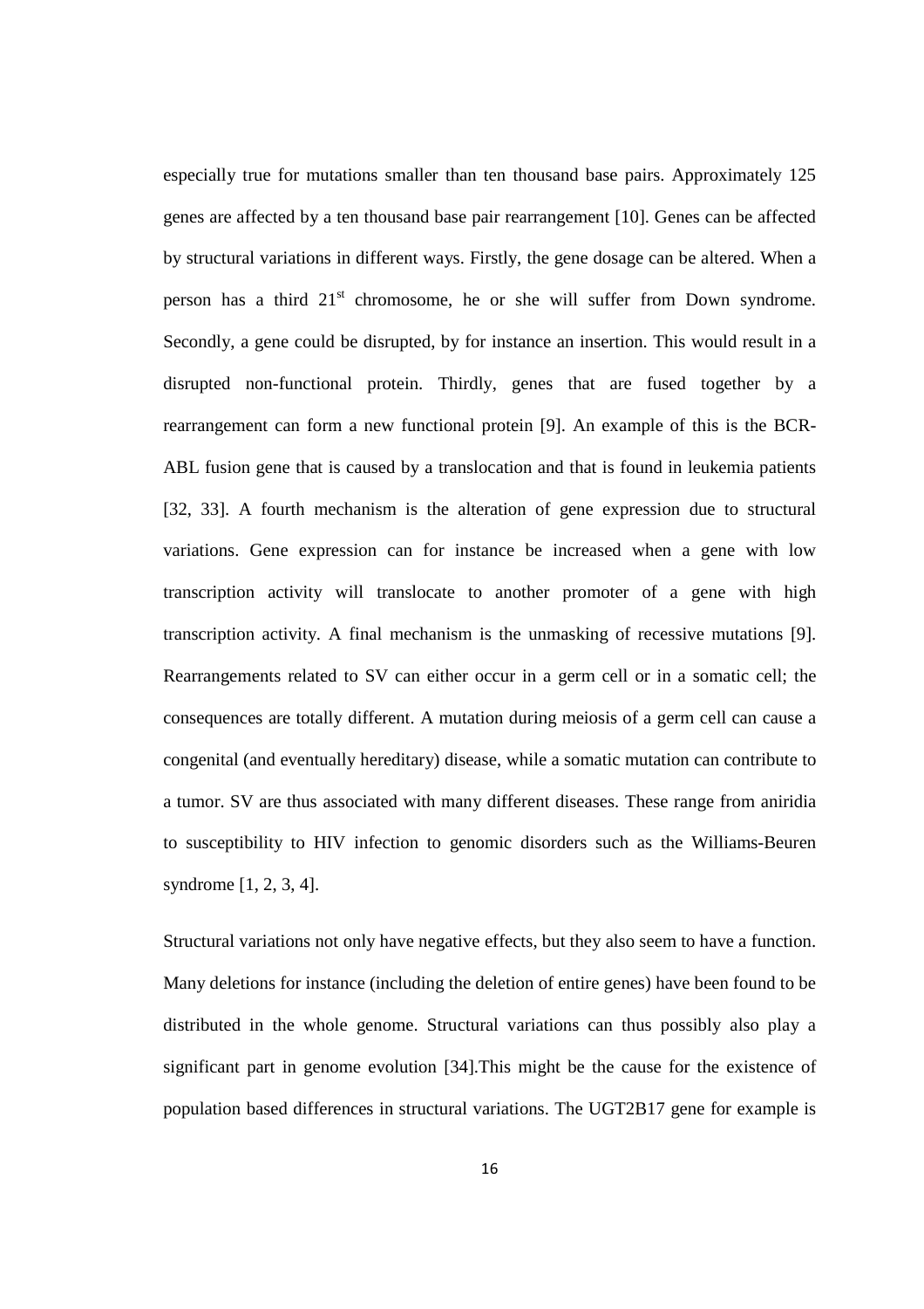especially true for mutations smaller than ten thousand base pairs. Approximately 125 genes are affected by a ten thousand base pair rearrangement [10]. Genes can be affected by structural variations in different ways. Firstly, the gene dosage can be altered. When a person has a third 21st chromosome, he or she will suffer from Down syndrome. Secondly, a gene could be disrupted, by for instance an insertion. This would result in a disrupted non-functional protein. Thirdly, genes that are fused together by a rearrangement can form a new functional protein [9]. An example of this is the BCR-ABL fusion gene that is caused by a translocation and that is found in leukemia patients [32, 33]. A fourth mechanism is the alteration of gene expression due to structural variations. Gene expression can for instance be increased when a gene with low transcription activity will translocate to another promoter of a gene with high transcription activity. A final mechanism is the unmasking of recessive mutations [9]. Rearrangements related to SV can either occur in a germ cell or in a somatic cell; the consequences are totally different. A mutation during meiosis of a germ cell can cause a congenital (and eventually hereditary) disease, while a somatic mutation can contribute to a tumor. SV are thus associated with many different diseases. These range from aniridia to susceptibility to HIV infection to genomic disorders such as the Williams-Beuren syndrome [1, 2, 3, 4].

Structural variations not only have negative effects, but they also seem to have a function. Many deletions for instance (including the deletion of entire genes) have been found to be distributed in the whole genome. Structural variations can thus possibly also play a significant part in genome evolution [34].This might be the cause for the existence of population based differences in structural variations. The UGT2B17 gene for example is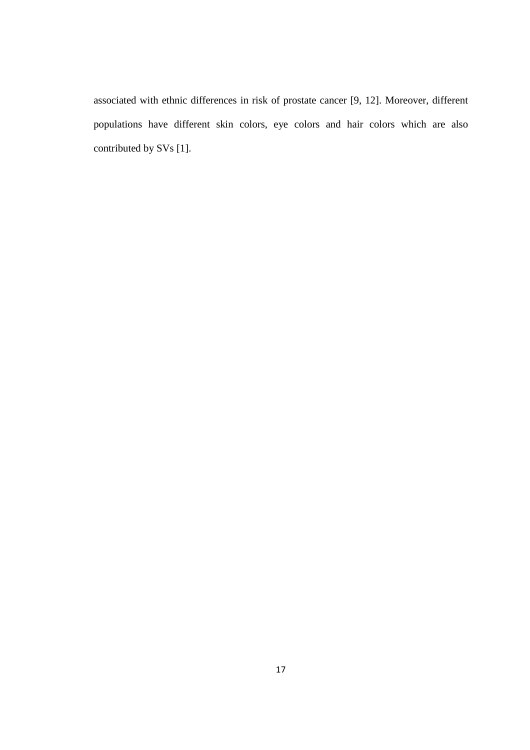associated with ethnic differences in risk of prostate cancer [9, 12]. Moreover, different populations have different skin colors, eye colors and hair colors which are also contributed by SVs [1].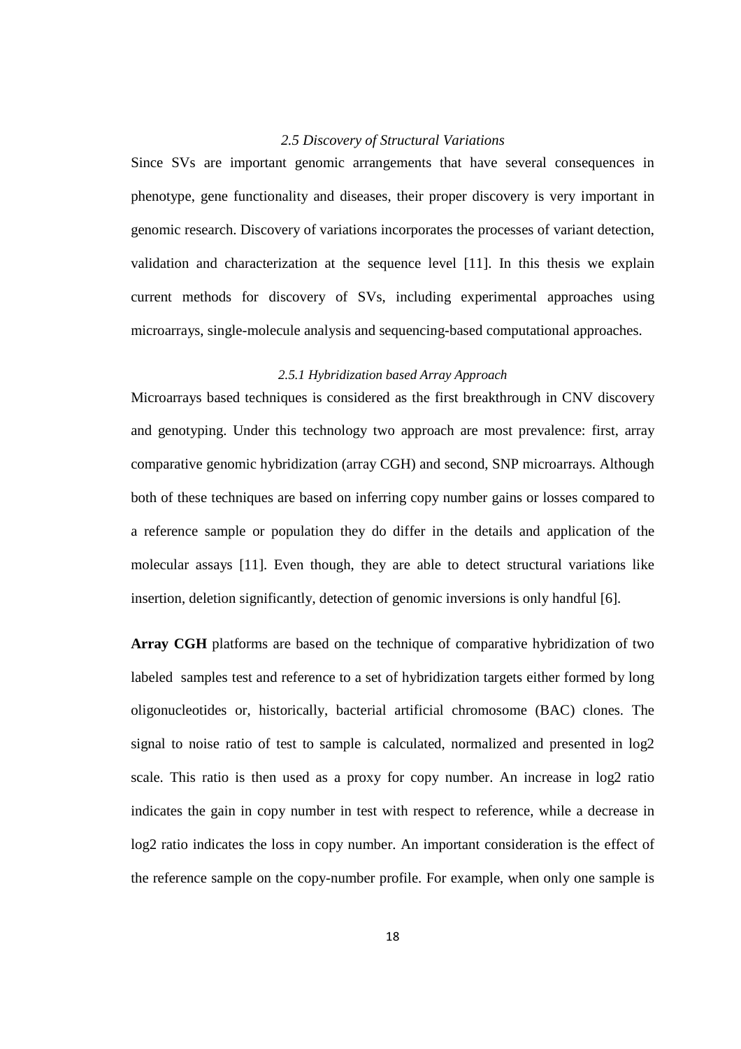## *2.5 Discovery of Structural Variations*

Since SVs are important genomic arrangements that have several consequences in phenotype, gene functionality and diseases, their proper discovery is very important in genomic research. Discovery of variations incorporates the processes of variant detection, validation and characterization at the sequence level [11]. In this thesis we explain current methods for discovery of SVs, including experimental approaches using microarrays, single-molecule analysis and sequencing-based computational approaches.

### *2.5.1 Hybridization based Array Approach*

Microarrays based techniques is considered as the first breakthrough in CNV discovery and genotyping. Under this technology two approach are most prevalence: first, array comparative genomic hybridization (array CGH) and second, SNP microarrays. Although both of these techniques are based on inferring copy number gains or losses compared to a reference sample or population they do differ in the details and application of the molecular assays [11]. Even though, they are able to detect structural variations like insertion, deletion significantly, detection of genomic inversions is only handful [6].

**Array CGH** platforms are based on the technique of comparative hybridization of two labeled samples test and reference to a set of hybridization targets either formed by long oligonucleotides or, historically, bacterial artificial chromosome (BAC) clones. The signal to noise ratio of test to sample is calculated, normalized and presented in log2 scale. This ratio is then used as a proxy for copy number. An increase in log2 ratio indicates the gain in copy number in test with respect to reference, while a decrease in log2 ratio indicates the loss in copy number. An important consideration is the effect of the reference sample on the copy-number profile. For example, when only one sample is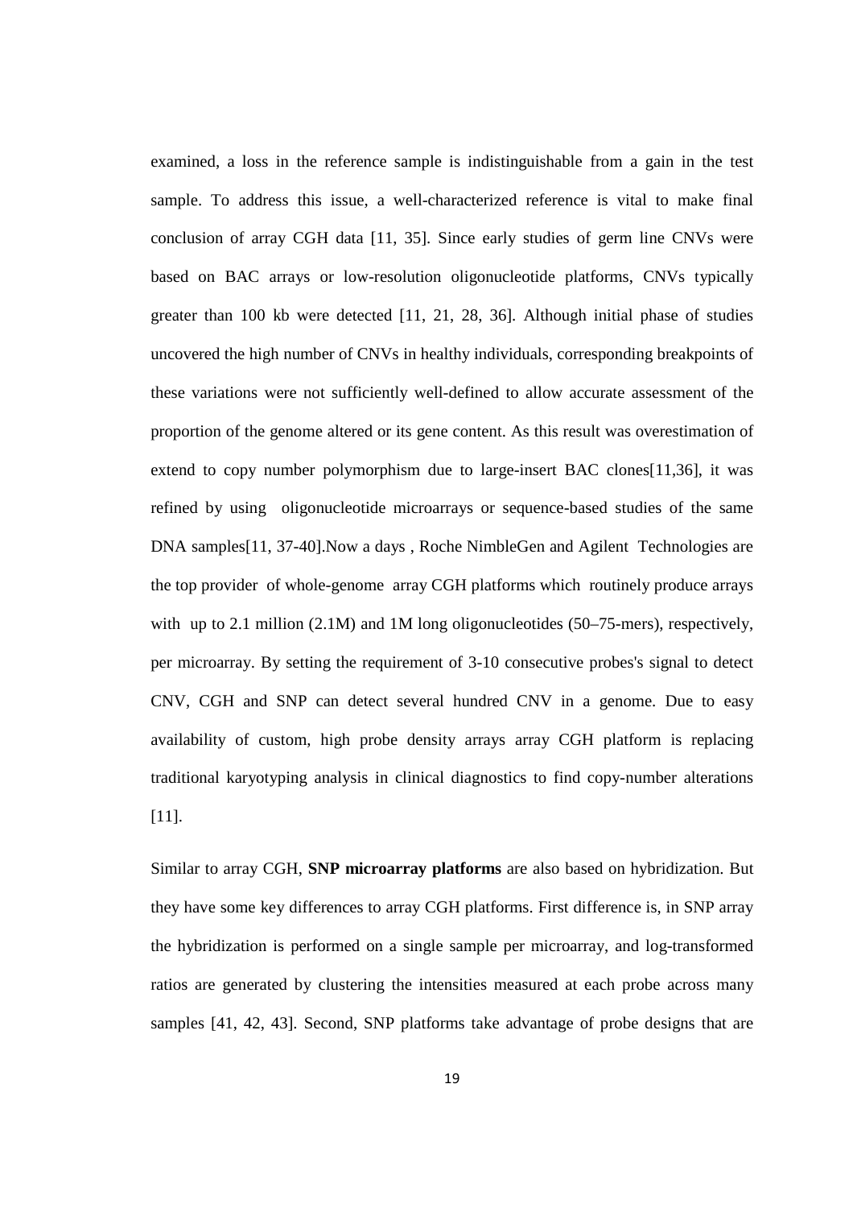examined, a loss in the reference sample is indistinguishable from a gain in the test sample. To address this issue, a well-characterized reference is vital to make final conclusion of array CGH data [11, 35]. Since early studies of germ line CNVs were based on BAC arrays or low-resolution oligonucleotide platforms, CNVs typically greater than 100 kb were detected [11, 21, 28, 36]. Although initial phase of studies uncovered the high number of CNVs in healthy individuals, corresponding breakpoints of these variations were not sufficiently well-defined to allow accurate assessment of the proportion of the genome altered or its gene content. As this result was overestimation of extend to copy number polymorphism due to large-insert BAC clones[11,36], it was refined by using oligonucleotide microarrays or sequence-based studies of the same DNA samples[11, 37-40].Now a days , Roche NimbleGen and Agilent Technologies are the top provider of whole-genome array CGH platforms which routinely produce arrays with up to 2.1 million (2.1M) and 1M long oligonucleotides (50–75-mers), respectively, per microarray. By setting the requirement of 3-10 consecutive probes's signal to detect CNV, CGH and SNP can detect several hundred CNV in a genome. Due to easy availability of custom, high probe density arrays array CGH platform is replacing traditional karyotyping analysis in clinical diagnostics to find copy-number alterations [11].

Similar to array CGH, **SNP microarray platforms** are also based on hybridization. But they have some key differences to array CGH platforms. First difference is, in SNP array the hybridization is performed on a single sample per microarray, and log-transformed ratios are generated by clustering the intensities measured at each probe across many samples [41, 42, 43]. Second, SNP platforms take advantage of probe designs that are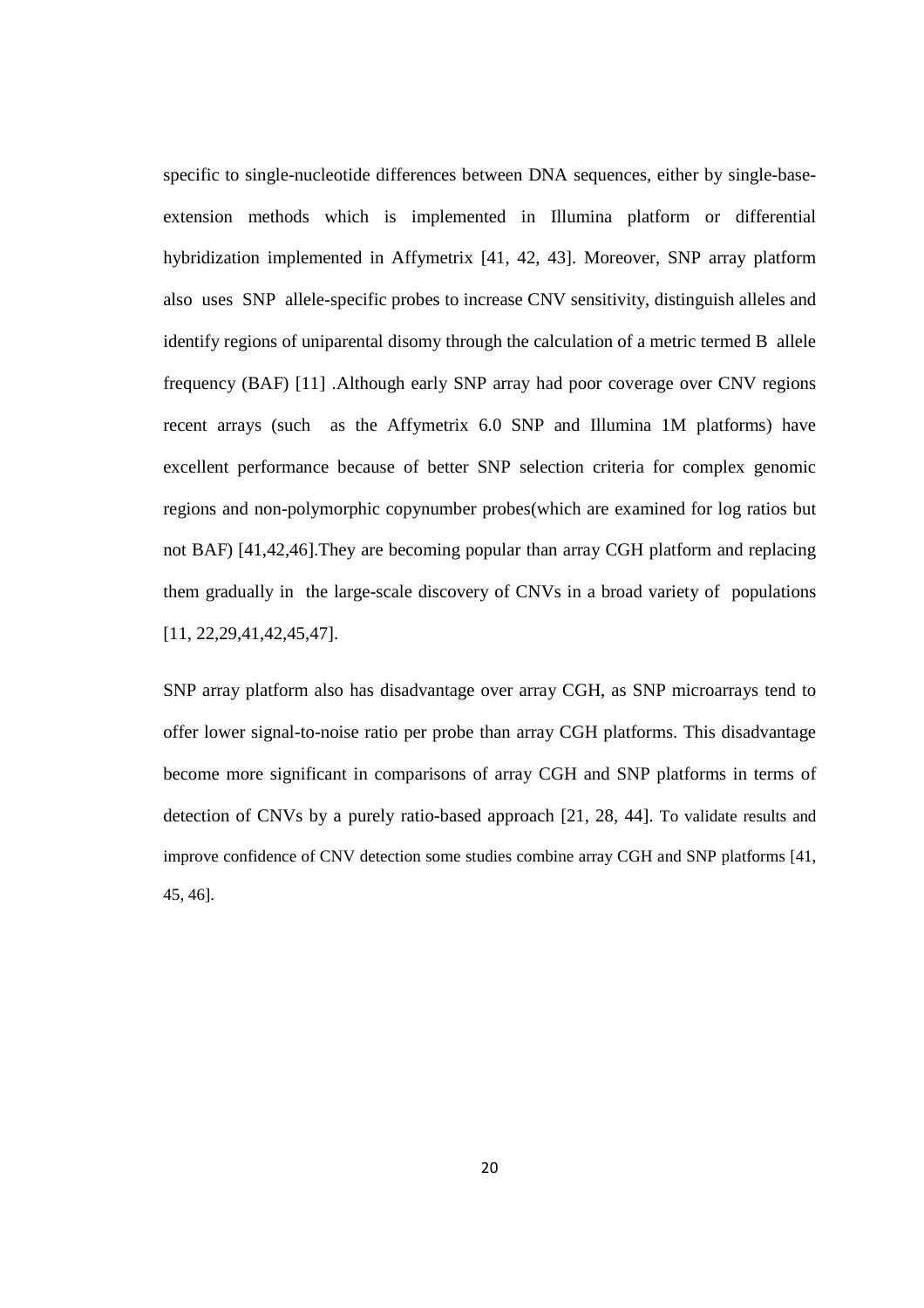specific to single-nucleotide differences between DNA sequences, either by single-base-extension methods which is implemented in Illumina platform or differential hybridization implemented in Affymetrix [41, 42, 43]. Moreover, SNP array platform also uses SNP allele-specific probes to increase CNV sensitivity, distinguish alleles and identify regions of uniparental disomy through the calculation of a metric termed B allele frequency (BAF) [11] .Although early SNP array had poor coverage over CNV regions recent arrays (such as the Affymetrix 6.0 SNP and Illumina 1M platforms) have excellent performance because of better SNP selection criteria for complex genomic regions and non-polymorphic copynumber probes(which are examined for log ratios but not BAF) [41,42,46].They are becoming popular than array CGH platform and replacing them gradually in the large-scale discovery of CNVs in a broad variety of populations [11, 22,29,41,42,45,47].

SNP array platform also has disadvantage over array CGH, as SNP microarrays tend to offer lower signal-to-noise ratio per probe than array CGH platforms. This disadvantage become more significant in comparisons of array CGH and SNP platforms in terms of detection of CNVs by a purely ratio-based approach [21, 28, 44]. To validate results and improve confidence of CNV detection some studies combine array CGH and SNP platforms [41, 45, 46].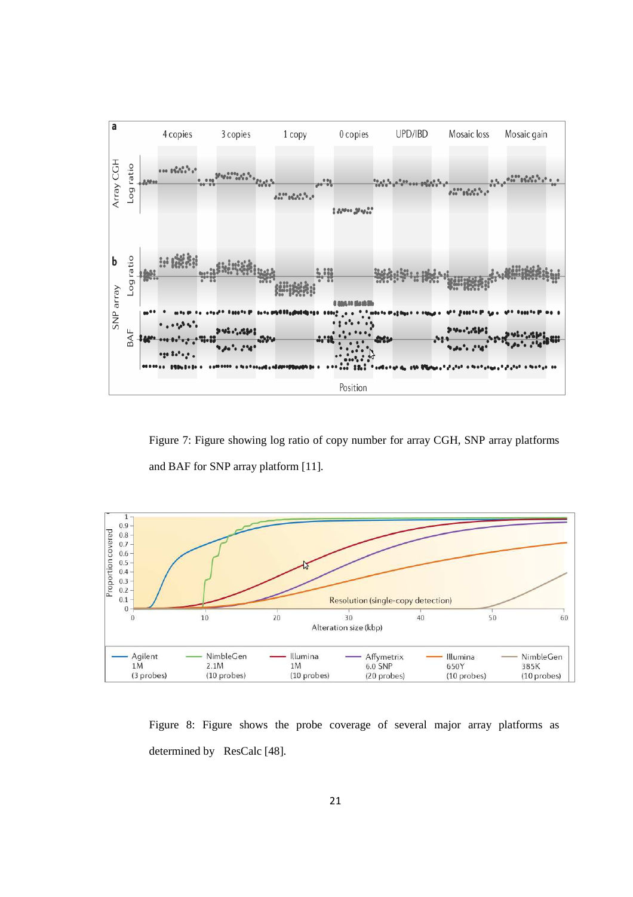Figure 7: Figure showing log ratio of copy number for array CGH, SNP array platforms and BAF for SNP array platform [11].

Figure 8: Figure shows the probe coverage of several major array platforms as determined by ResCalc [48].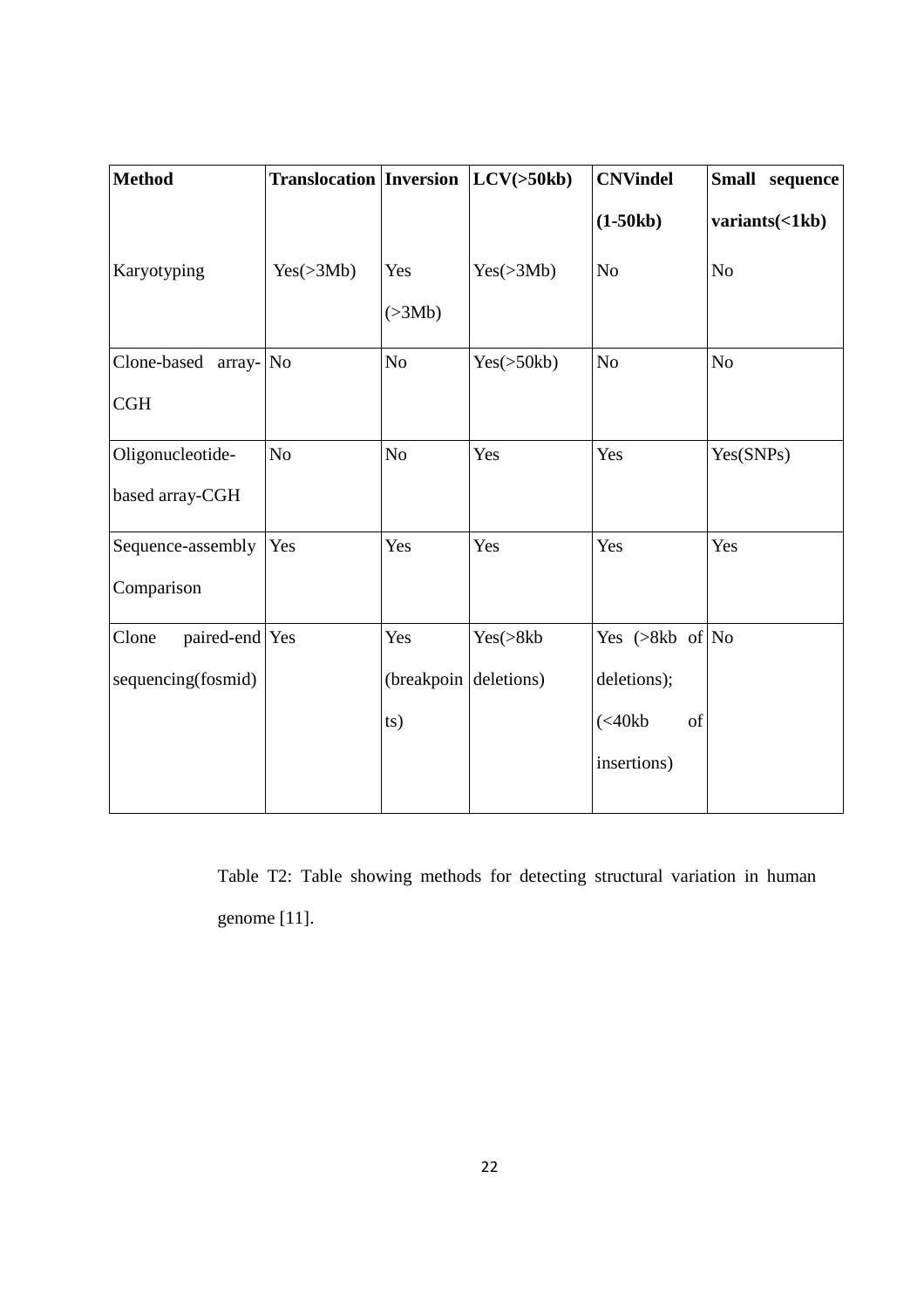| Method | Translocation | Inversion | LCV(>50kb) | CNVindel (1-50kb) | Small sequence variants(<1kb) |
|---|---|---|---|---|---|
| Karyotyping | Yes(>3Mb) | Yes (>3Mb) | Yes(>3Mb) | No | No |
| Clone-based array-CGH | No | No | Yes(>50kb) | No | No |
| Oligonucleotide-based array-CGH | No | No | Yes | Yes | Yes(SNPs) |
| Sequence-assembly Comparison | Yes | Yes | Yes | Yes | Yes |
| Clone paired-end sequencing(fosmid) | Yes | Yes (breakpoints) | Yes(>8kb deletions) | Yes (>8kb of deletions); (<40kb of insertions) | No |

Table T2: Table showing methods for detecting structural variation in human genome [11].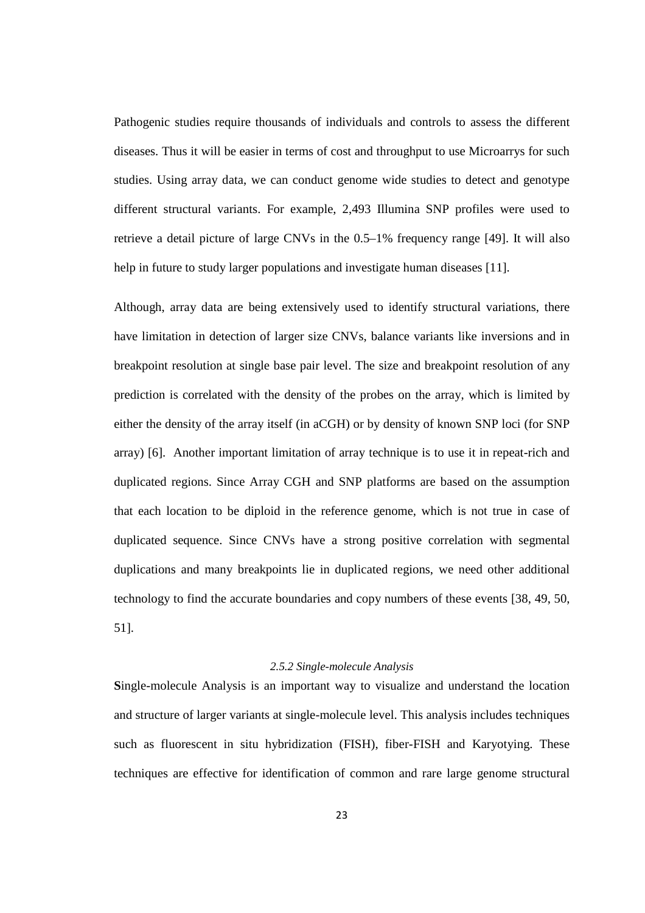Pathogenic studies require thousands of individuals and controls to assess the different diseases. Thus it will be easier in terms of cost and throughput to use Microarrys for such studies. Using array data, we can conduct genome wide studies to detect and genotype different structural variants. For example, 2,493 Illumina SNP profiles were used to retrieve a detail picture of large CNVs in the 0.5–1% frequency range [49]. It will also help in future to study larger populations and investigate human diseases [11].

Although, array data are being extensively used to identify structural variations, there have limitation in detection of larger size CNVs, balance variants like inversions and in breakpoint resolution at single base pair level. The size and breakpoint resolution of any prediction is correlated with the density of the probes on the array, which is limited by either the density of the array itself (in aCGH) or by density of known SNP loci (for SNP array) [6]. Another important limitation of array technique is to use it in repeat-rich and duplicated regions. Since Array CGH and SNP platforms are based on the assumption that each location to be diploid in the reference genome, which is not true in case of duplicated sequence. Since CNVs have a strong positive correlation with segmental duplications and many breakpoints lie in duplicated regions, we need other additional technology to find the accurate boundaries and copy numbers of these events [38, 49, 50, 51].

### *2.5.2 Single-molecule Analysis*

**S**ingle-molecule Analysis is an important way to visualize and understand the location and structure of larger variants at single-molecule level. This analysis includes techniques such as fluorescent in situ hybridization (FISH), fiber-FISH and Karyotying. These techniques are effective for identification of common and rare large genome structural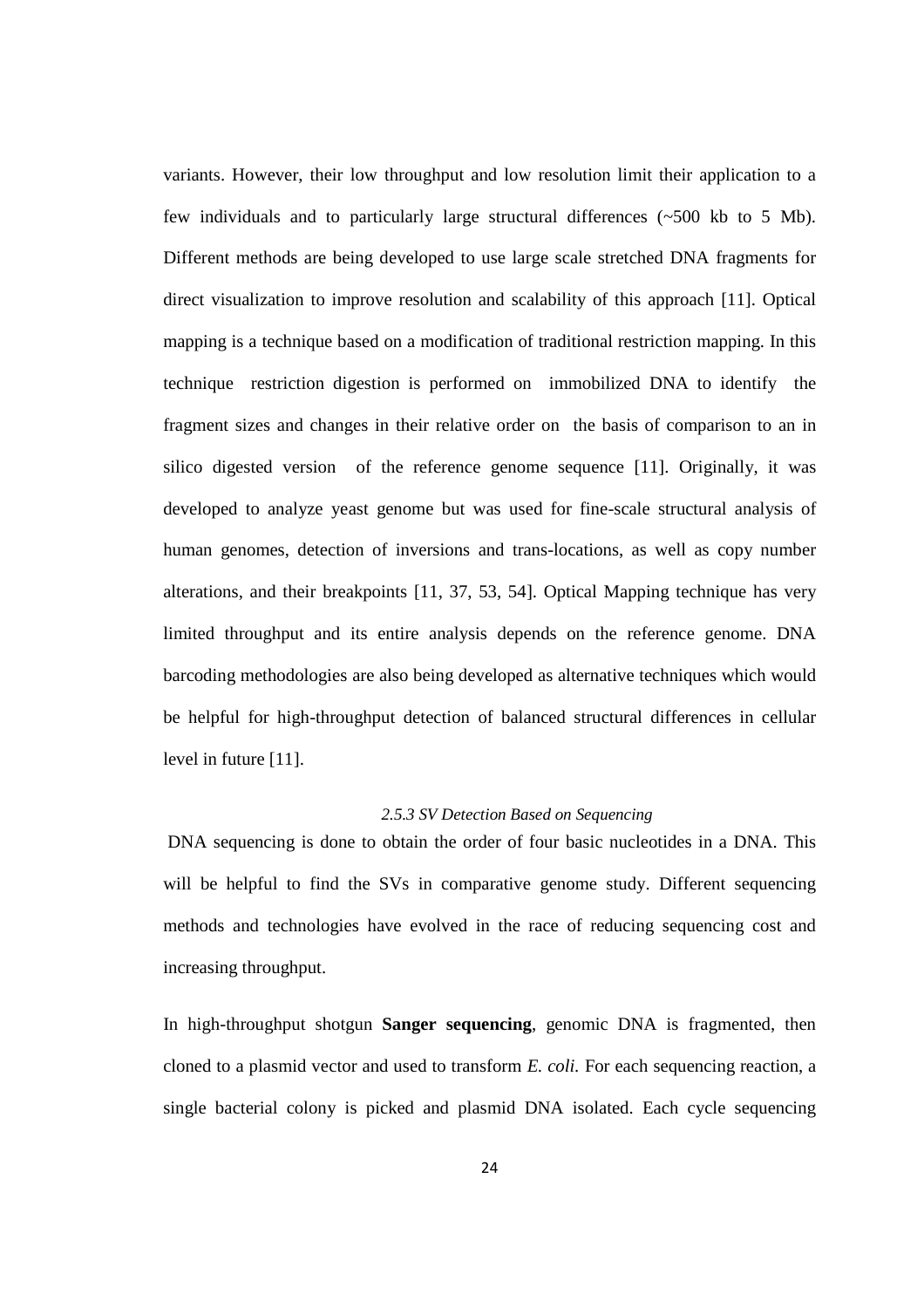variants. However, their low throughput and low resolution limit their application to a few individuals and to particularly large structural differences (~500 kb to 5 Mb). Different methods are being developed to use large scale stretched DNA fragments for direct visualization to improve resolution and scalability of this approach [11]. Optical mapping is a technique based on a modification of traditional restriction mapping. In this technique restriction digestion is performed on immobilized DNA to identify the fragment sizes and changes in their relative order on the basis of comparison to an in silico digested version of the reference genome sequence [11]. Originally, it was developed to analyze yeast genome but was used for fine-scale structural analysis of human genomes, detection of inversions and trans-locations, as well as copy number alterations, and their breakpoints [11, 37, 53, 54]. Optical Mapping technique has very limited throughput and its entire analysis depends on the reference genome. DNA barcoding methodologies are also being developed as alternative techniques which would be helpful for high-throughput detection of balanced structural differences in cellular level in future [11].

### *2.5.3 SV Detection Based on Sequencing*

DNA sequencing is done to obtain the order of four basic nucleotides in a DNA. This will be helpful to find the SVs in comparative genome study. Different sequencing methods and technologies have evolved in the race of reducing sequencing cost and increasing throughput.

In high-throughput shotgun **Sanger sequencing**, genomic DNA is fragmented, then cloned to a plasmid vector and used to transform *E. coli.* For each sequencing reaction, a single bacterial colony is picked and plasmid DNA isolated. Each cycle sequencing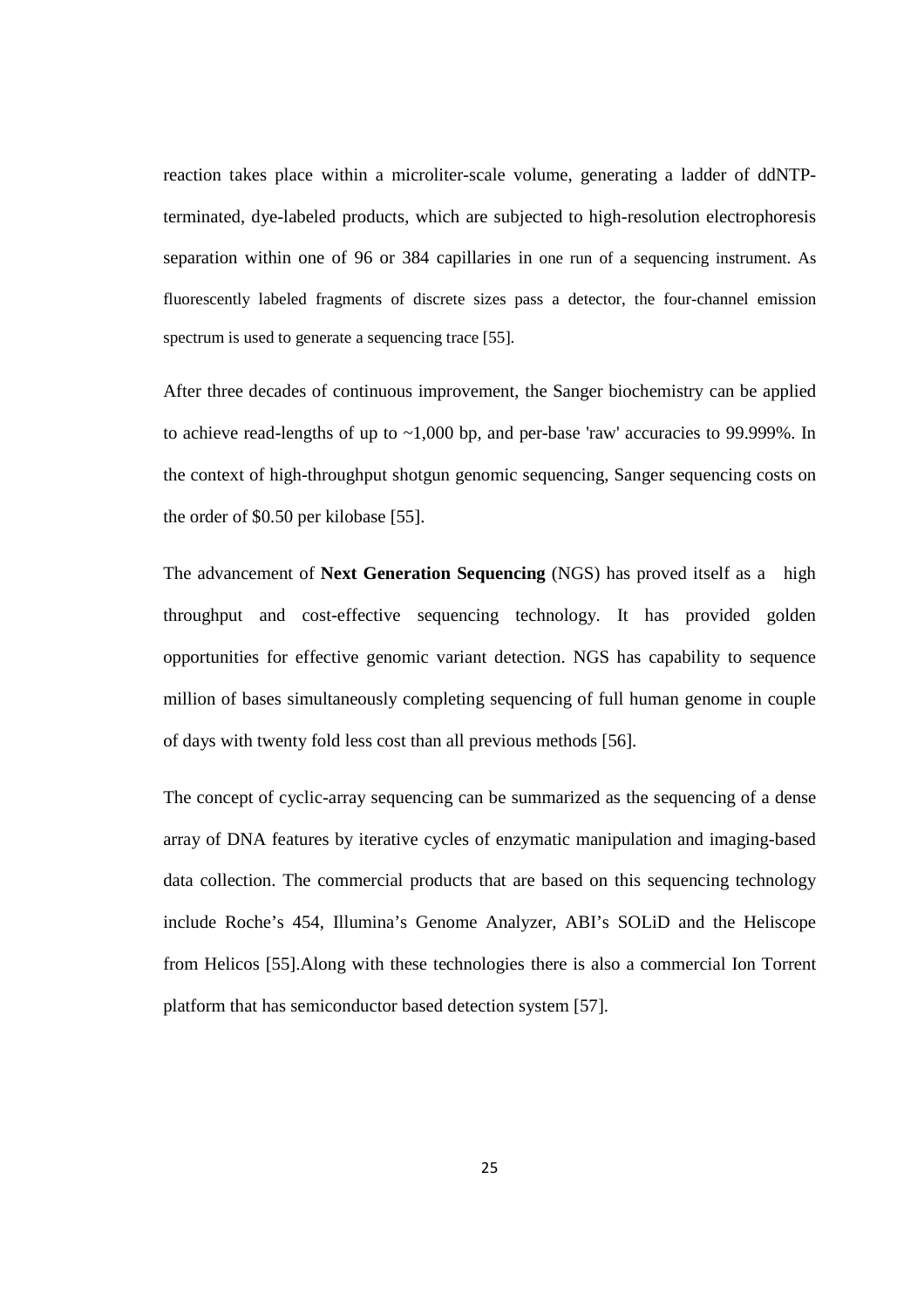reaction takes place within a microliter-scale volume, generating a ladder of ddNTP-terminated, dye-labeled products, which are subjected to high-resolution electrophoresis separation within one of 96 or 384 capillaries in one run of a sequencing instrument. As fluorescently labeled fragments of discrete sizes pass a detector, the four-channel emission spectrum is used to generate a sequencing trace [55].

After three decades of continuous improvement, the Sanger biochemistry can be applied to achieve read-lengths of up to ~1,000 bp, and per-base 'raw' accuracies to 99.999%. In the context of high-throughput shotgun genomic sequencing, Sanger sequencing costs on the order of $0.50 per kilobase [55].

The advancement of **Next Generation Sequencing** (NGS) has proved itself as a high throughput and cost-effective sequencing technology. It has provided golden opportunities for effective genomic variant detection. NGS has capability to sequence million of bases simultaneously completing sequencing of full human genome in couple of days with twenty fold less cost than all previous methods [56].

The concept of cyclic-array sequencing can be summarized as the sequencing of a dense array of DNA features by iterative cycles of enzymatic manipulation and imaging-based data collection. The commercial products that are based on this sequencing technology include Roche's 454, Illumina's Genome Analyzer, ABI's SOLiD and the Heliscope from Helicos [55].Along with these technologies there is also a commercial Ion Torrent platform that has semiconductor based detection system [57].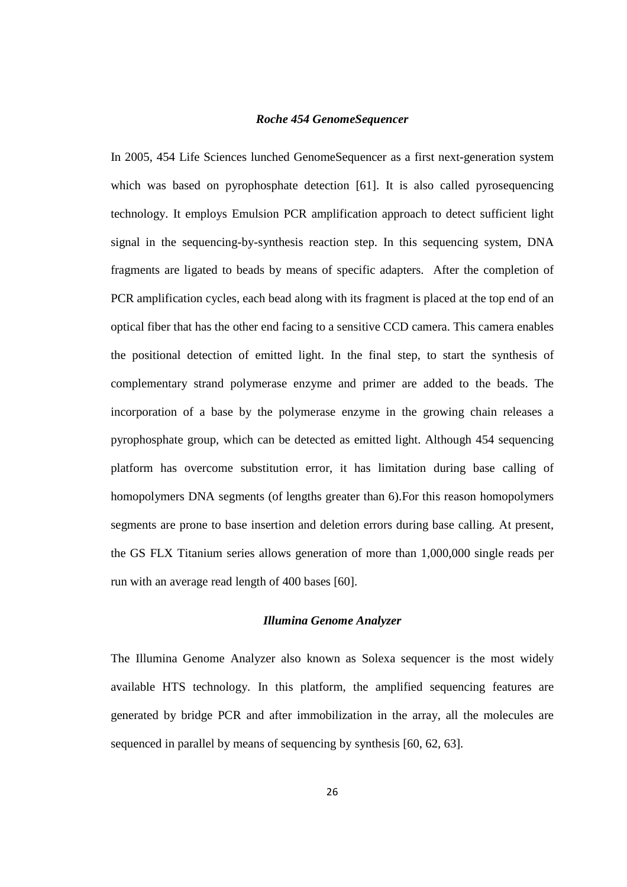### *Roche 454 GenomeSequencer*

In 2005, 454 Life Sciences lunched GenomeSequencer as a first next-generation system which was based on pyrophosphate detection [61]. It is also called pyrosequencing technology. It employs Emulsion PCR amplification approach to detect sufficient light signal in the sequencing-by-synthesis reaction step. In this sequencing system, DNA fragments are ligated to beads by means of specific adapters. After the completion of PCR amplification cycles, each bead along with its fragment is placed at the top end of an optical fiber that has the other end facing to a sensitive CCD camera. This camera enables the positional detection of emitted light. In the final step, to start the synthesis of complementary strand polymerase enzyme and primer are added to the beads. The incorporation of a base by the polymerase enzyme in the growing chain releases a pyrophosphate group, which can be detected as emitted light. Although 454 sequencing platform has overcome substitution error, it has limitation during base calling of homopolymers DNA segments (of lengths greater than 6).For this reason homopolymers segments are prone to base insertion and deletion errors during base calling. At present, the GS FLX Titanium series allows generation of more than 1,000,000 single reads per run with an average read length of 400 bases [60].

### *Illumina Genome Analyzer*

The Illumina Genome Analyzer also known as Solexa sequencer is the most widely available HTS technology. In this platform, the amplified sequencing features are generated by bridge PCR and after immobilization in the array, all the molecules are sequenced in parallel by means of sequencing by synthesis [60, 62, 63].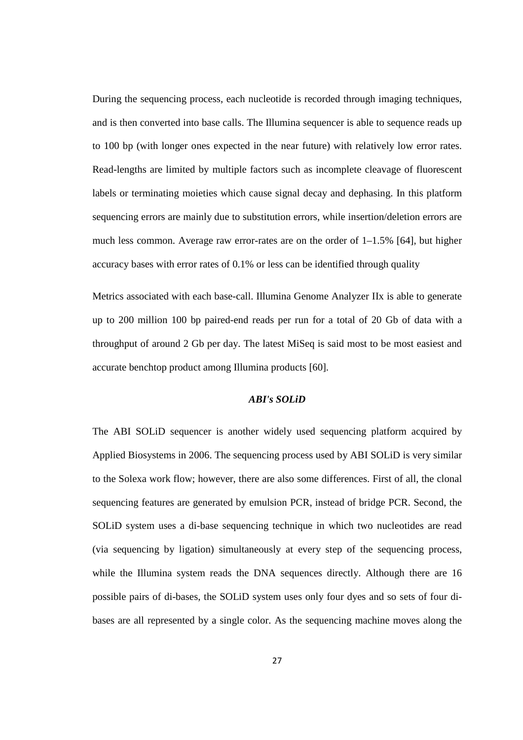During the sequencing process, each nucleotide is recorded through imaging techniques, and is then converted into base calls. The Illumina sequencer is able to sequence reads up to 100 bp (with longer ones expected in the near future) with relatively low error rates. Read-lengths are limited by multiple factors such as incomplete cleavage of fluorescent labels or terminating moieties which cause signal decay and dephasing. In this platform sequencing errors are mainly due to substitution errors, while insertion/deletion errors are much less common. Average raw error-rates are on the order of 1–1.5% [64], but higher accuracy bases with error rates of 0.1% or less can be identified through quality

Metrics associated with each base-call. Illumina Genome Analyzer IIx is able to generate up to 200 million 100 bp paired-end reads per run for a total of 20 Gb of data with a throughput of around 2 Gb per day. The latest MiSeq is said most to be most easiest and accurate benchtop product among Illumina products [60].

### *ABI's SOLiD*

The ABI SOLiD sequencer is another widely used sequencing platform acquired by Applied Biosystems in 2006. The sequencing process used by ABI SOLiD is very similar to the Solexa work flow; however, there are also some differences. First of all, the clonal sequencing features are generated by emulsion PCR, instead of bridge PCR. Second, the SOLiD system uses a di-base sequencing technique in which two nucleotides are read (via sequencing by ligation) simultaneously at every step of the sequencing process, while the Illumina system reads the DNA sequences directly. Although there are 16 possible pairs of di-bases, the SOLiD system uses only four dyes and so sets of four di-bases are all represented by a single color. As the sequencing machine moves along the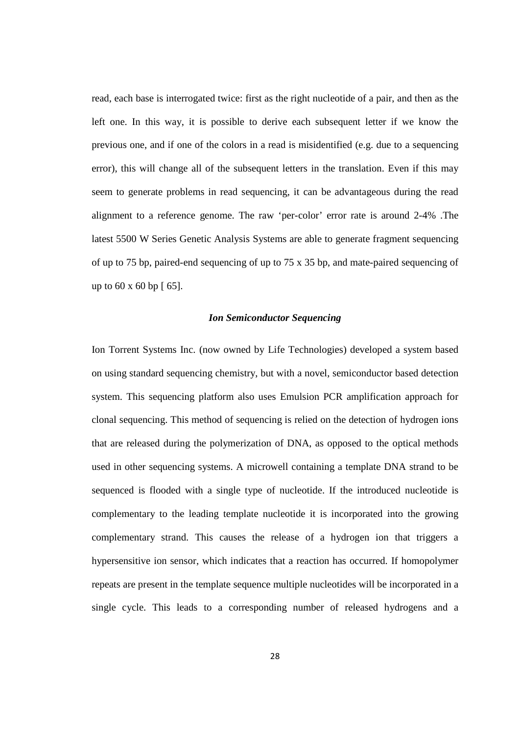read, each base is interrogated twice: first as the right nucleotide of a pair, and then as the left one. In this way, it is possible to derive each subsequent letter if we know the previous one, and if one of the colors in a read is misidentified (e.g. due to a sequencing error), this will change all of the subsequent letters in the translation. Even if this may seem to generate problems in read sequencing, it can be advantageous during the read alignment to a reference genome. The raw 'per-color' error rate is around 2-4% .The latest 5500 W Series Genetic Analysis Systems are able to generate fragment sequencing of up to 75 bp, paired-end sequencing of up to 75 x 35 bp, and mate-paired sequencing of up to 60 x 60 bp [ 65].

### *Ion Semiconductor Sequencing*

Ion Torrent Systems Inc. (now owned by Life Technologies) developed a system based on using standard sequencing chemistry, but with a novel, semiconductor based detection system. This sequencing platform also uses Emulsion PCR amplification approach for clonal sequencing. This method of sequencing is relied on the detection of hydrogen ions that are released during the polymerization of DNA, as opposed to the optical methods used in other sequencing systems. A microwell containing a template DNA strand to be sequenced is flooded with a single type of nucleotide. If the introduced nucleotide is complementary to the leading template nucleotide it is incorporated into the growing complementary strand. This causes the release of a hydrogen ion that triggers a hypersensitive ion sensor, which indicates that a reaction has occurred. If homopolymer repeats are present in the template sequence multiple nucleotides will be incorporated in a single cycle. This leads to a corresponding number of released hydrogens and a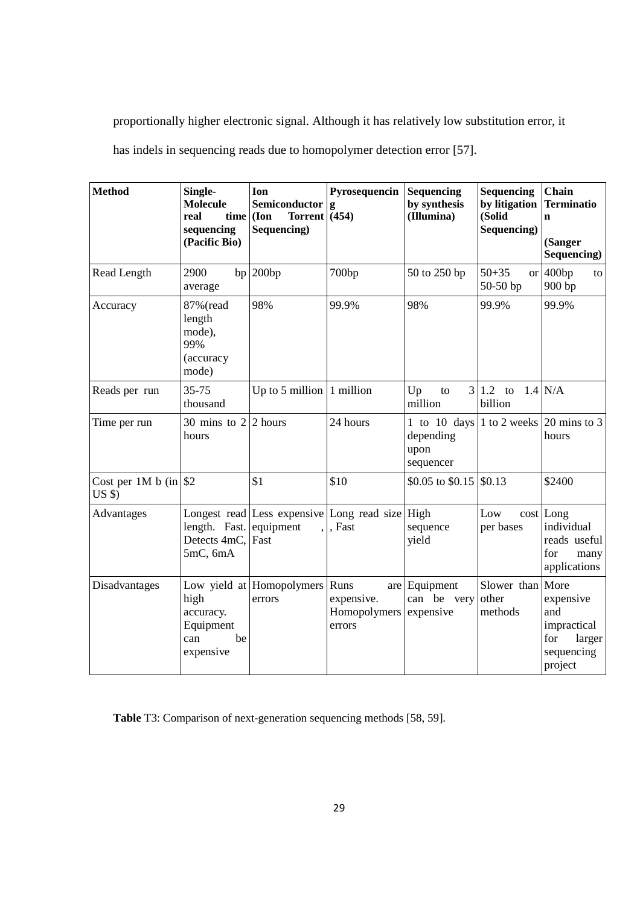proportionally higher electronic signal. Although it has relatively low substitution error, it has indels in sequencing reads due to homopolymer detection error [57].

| **Method** | **Single-Molecule real time sequencing (Pacific Bio)** | **Ion Semiconductor (Ion Torrent Sequencing)** | **Pyrosequencing (454)** | **Sequencing by synthesis (Illumina)** | **Sequencing by litigation (Solid Sequencing)** | **Chain Termination (Sanger Sequencing)** |
|---|---|---|---|---|---|---|
| Read Length | 2900 bp average | 200bp | 700bp | 50 to 250 bp | 50+35 or 50-50 bp | 400bp to 900 bp |
| Accuracy | 87%(read length mode), 99% (accuracy mode) | 98% | 99.9% | 98% | 99.9% | 99.9% |
| Reads per run | 35-75 thousand | Up to 5 million | 1 million | Up to 3 million | 1.2 to 1.4 billion | N/A |
| Time per run | 30 mins to 2 hours | 2 hours | 24 hours | 1 to 10 days depending upon sequencer | 1 to 2 weeks | 20 mins to 3 hours |
| Cost per 1M b (in US $) | $2 | $1 | $10 | $0.05 to $0.15 | $0.13 | $2400 |
| Advantages | Longest read length. Fast. Detects 4mC, 5mC, 6mA | Less expensive equipment, Fast | Long read size, Fast | High sequence yield | Low cost per bases | Long individual reads useful for many applications |
| Disadvantages | Low yield at high accuracy. Equipment can be expensive | Homopolymers errors | Runs are expensive. Homopolymers errors | Equipment can be very expensive | Slower than other methods | More expensive and impractical for larger sequencing project |

**Table** T3: Comparison of next-generation sequencing methods [58, 59].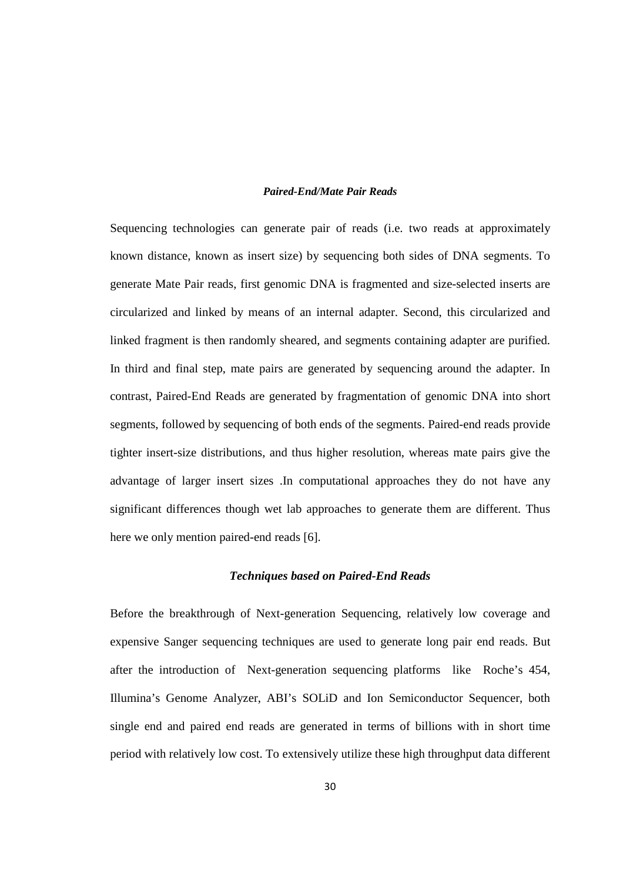### *Paired-End/Mate Pair Reads*

Sequencing technologies can generate pair of reads (i.e. two reads at approximately known distance, known as insert size) by sequencing both sides of DNA segments. To generate Mate Pair reads, first genomic DNA is fragmented and size-selected inserts are circularized and linked by means of an internal adapter. Second, this circularized and linked fragment is then randomly sheared, and segments containing adapter are purified. In third and final step, mate pairs are generated by sequencing around the adapter. In contrast, Paired-End Reads are generated by fragmentation of genomic DNA into short segments, followed by sequencing of both ends of the segments. Paired-end reads provide tighter insert-size distributions, and thus higher resolution, whereas mate pairs give the advantage of larger insert sizes .In computational approaches they do not have any significant differences though wet lab approaches to generate them are different. Thus here we only mention paired-end reads [6].

### *Techniques based on Paired-End Reads*

Before the breakthrough of Next-generation Sequencing, relatively low coverage and expensive Sanger sequencing techniques are used to generate long pair end reads. But after the introduction of Next-generation sequencing platforms like Roche's 454, Illumina's Genome Analyzer, ABI's SOLiD and Ion Semiconductor Sequencer, both single end and paired end reads are generated in terms of billions with in short time period with relatively low cost. To extensively utilize these high throughput data different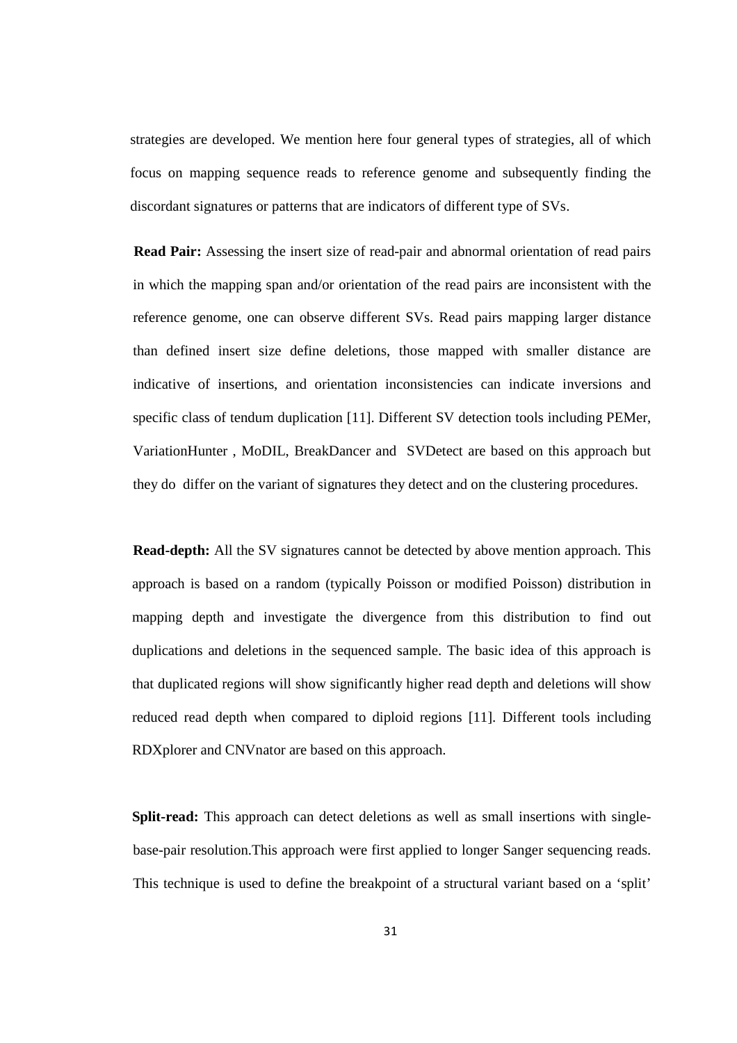strategies are developed. We mention here four general types of strategies, all of which focus on mapping sequence reads to reference genome and subsequently finding the discordant signatures or patterns that are indicators of different type of SVs.

**Read Pair:** Assessing the insert size of read-pair and abnormal orientation of read pairs in which the mapping span and/or orientation of the read pairs are inconsistent with the reference genome, one can observe different SVs. Read pairs mapping larger distance than defined insert size define deletions, those mapped with smaller distance are indicative of insertions, and orientation inconsistencies can indicate inversions and specific class of tendum duplication [11]. Different SV detection tools including PEMer, VariationHunter , MoDIL, BreakDancer and SVDetect are based on this approach but they do differ on the variant of signatures they detect and on the clustering procedures.

**Read-depth:** All the SV signatures cannot be detected by above mention approach. This approach is based on a random (typically Poisson or modified Poisson) distribution in mapping depth and investigate the divergence from this distribution to find out duplications and deletions in the sequenced sample. The basic idea of this approach is that duplicated regions will show significantly higher read depth and deletions will show reduced read depth when compared to diploid regions [11]. Different tools including RDXplorer and CNVnator are based on this approach.

**Split-read:** This approach can detect deletions as well as small insertions with single-base-pair resolution.This approach were first applied to longer Sanger sequencing reads. This technique is used to define the breakpoint of a structural variant based on a 'split'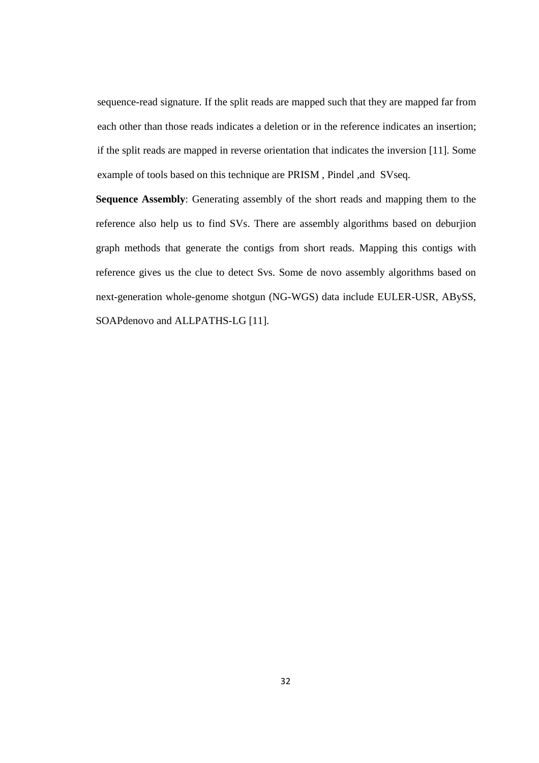sequence-read signature. If the split reads are mapped such that they are mapped far from each other than those reads indicates a deletion or in the reference indicates an insertion; if the split reads are mapped in reverse orientation that indicates the inversion [11]. Some example of tools based on this technique are PRISM , Pindel ,and SVseq.

**Sequence Assembly**: Generating assembly of the short reads and mapping them to the reference also help us to find SVs. There are assembly algorithms based on deburjion graph methods that generate the contigs from short reads. Mapping this contigs with reference gives us the clue to detect Svs. Some de novo assembly algorithms based on next-generation whole-genome shotgun (NG-WGS) data include EULER-USR, ABySS, SOAPdenovo and ALLPATHS-LG [11].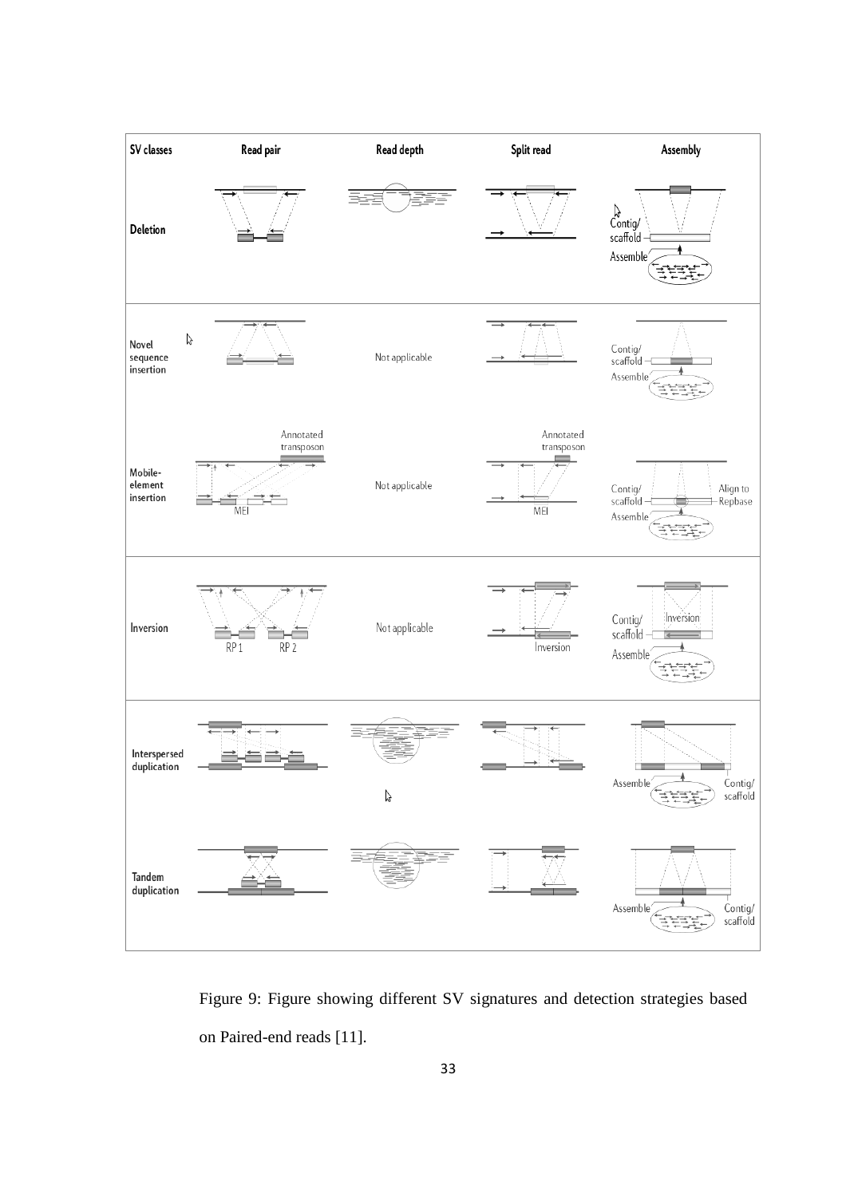Figure 9: Figure showing different SV signatures and detection strategies based on Paired-end reads [11].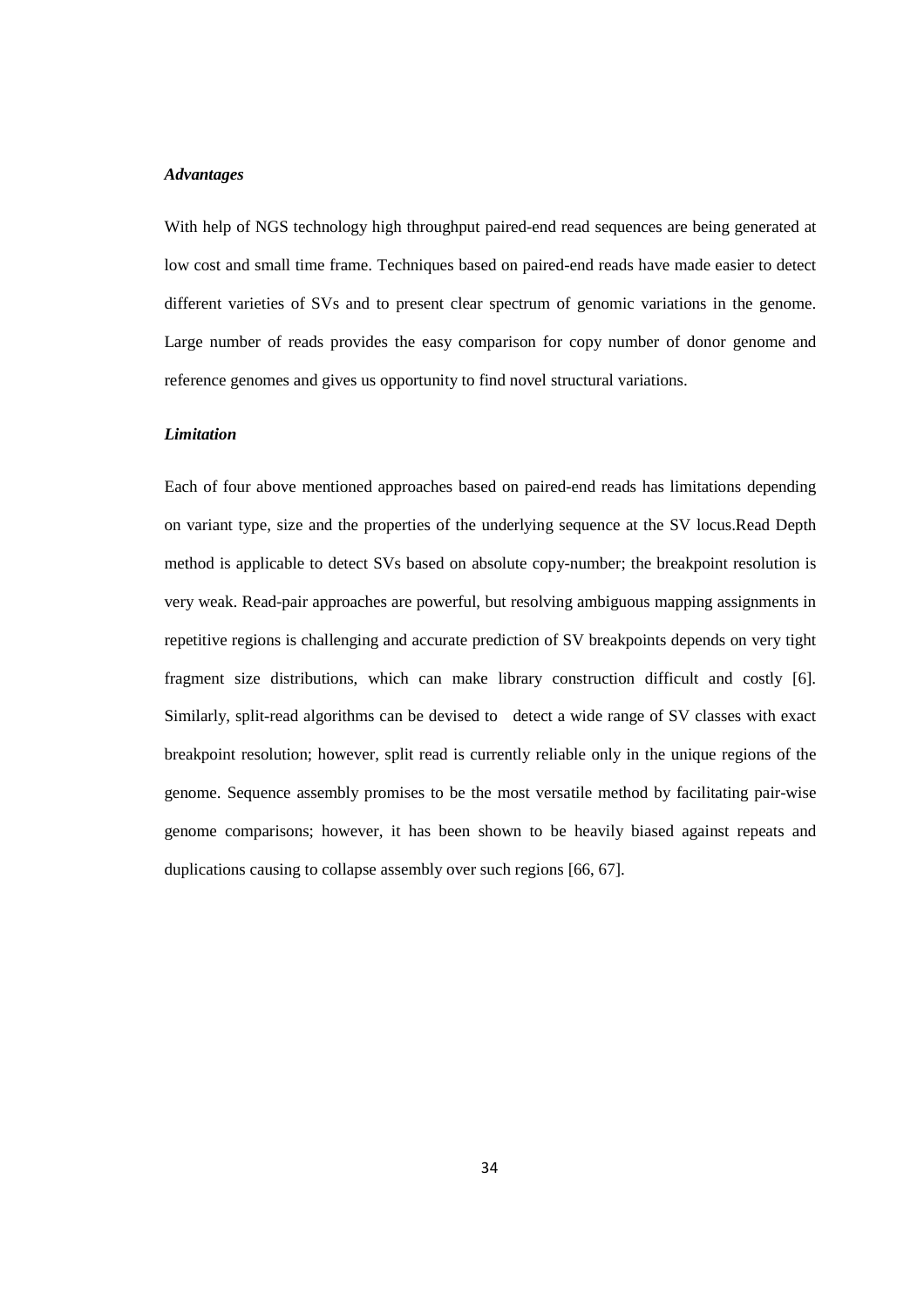***Advantages***

With help of NGS technology high throughput paired-end read sequences are being generated at low cost and small time frame. Techniques based on paired-end reads have made easier to detect different varieties of SVs and to present clear spectrum of genomic variations in the genome. Large number of reads provides the easy comparison for copy number of donor genome and reference genomes and gives us opportunity to find novel structural variations.

***Limitation***

Each of four above mentioned approaches based on paired-end reads has limitations depending on variant type, size and the properties of the underlying sequence at the SV locus.Read Depth method is applicable to detect SVs based on absolute copy-number; the breakpoint resolution is very weak. Read-pair approaches are powerful, but resolving ambiguous mapping assignments in repetitive regions is challenging and accurate prediction of SV breakpoints depends on very tight fragment size distributions, which can make library construction difficult and costly [6]. Similarly, split-read algorithms can be devised to detect a wide range of SV classes with exact breakpoint resolution; however, split read is currently reliable only in the unique regions of the genome. Sequence assembly promises to be the most versatile method by facilitating pair-wise genome comparisons; however, it has been shown to be heavily biased against repeats and duplications causing to collapse assembly over such regions [66, 67].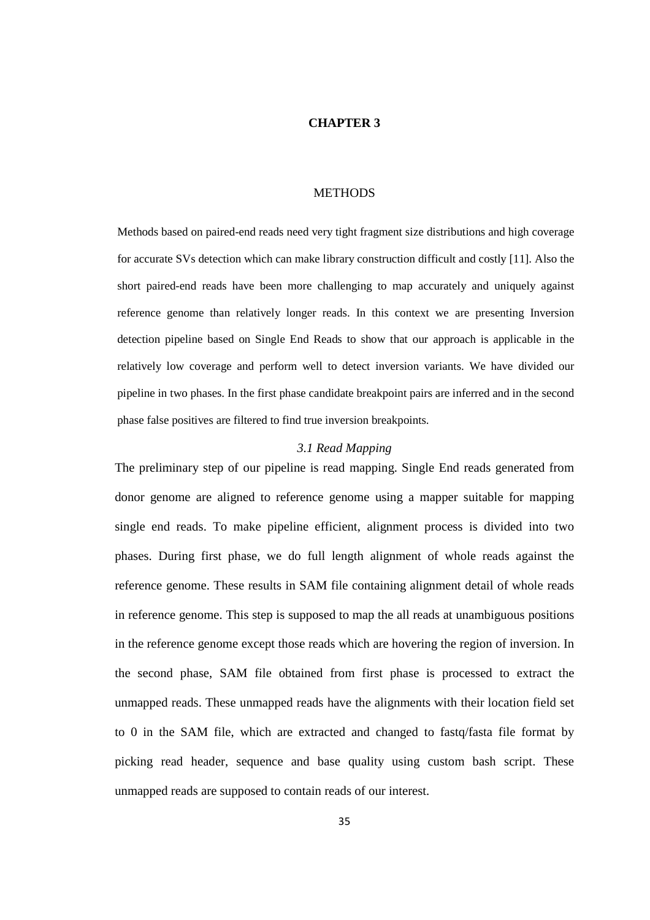# CHAPTER 3

## METHODS

Methods based on paired-end reads need very tight fragment size distributions and high coverage for accurate SVs detection which can make library construction difficult and costly [11]. Also the short paired-end reads have been more challenging to map accurately and uniquely against reference genome than relatively longer reads. In this context we are presenting Inversion detection pipeline based on Single End Reads to show that our approach is applicable in the relatively low coverage and perform well to detect inversion variants. We have divided our pipeline in two phases. In the first phase candidate breakpoint pairs are inferred and in the second phase false positives are filtered to find true inversion breakpoints.

### *3.1 Read Mapping*

The preliminary step of our pipeline is read mapping. Single End reads generated from donor genome are aligned to reference genome using a mapper suitable for mapping single end reads. To make pipeline efficient, alignment process is divided into two phases. During first phase, we do full length alignment of whole reads against the reference genome. These results in SAM file containing alignment detail of whole reads in reference genome. This step is supposed to map the all reads at unambiguous positions in the reference genome except those reads which are hovering the region of inversion. In the second phase, SAM file obtained from first phase is processed to extract the unmapped reads. These unmapped reads have the alignments with their location field set to 0 in the SAM file, which are extracted and changed to fastq/fasta file format by picking read header, sequence and base quality using custom bash script. These unmapped reads are supposed to contain reads of our interest.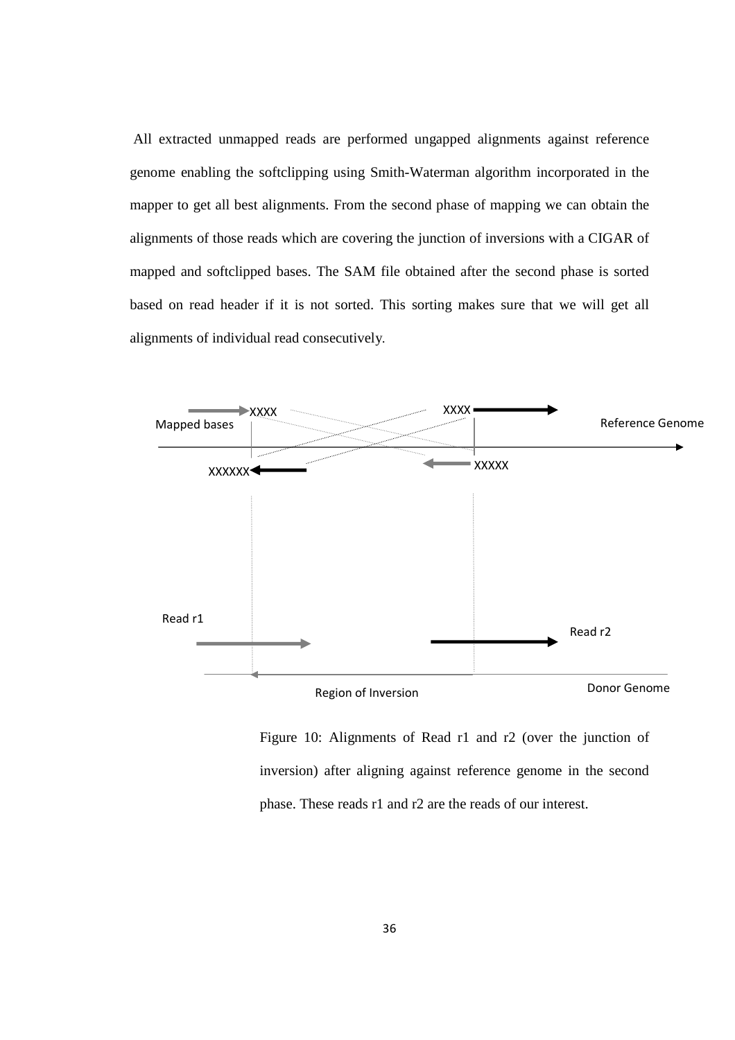All extracted unmapped reads are performed ungapped alignments against reference genome enabling the softclipping using Smith-Waterman algorithm incorporated in the mapper to get all best alignments. From the second phase of mapping we can obtain the alignments of those reads which are covering the junction of inversions with a CIGAR of mapped and softclipped bases. The SAM file obtained after the second phase is sorted based on read header if it is not sorted. This sorting makes sure that we will get all alignments of individual read consecutively.

Figure 10: Alignments of Read r1 and r2 (over the junction of inversion) after aligning against reference genome in the second phase. These reads r1 and r2 are the reads of our interest.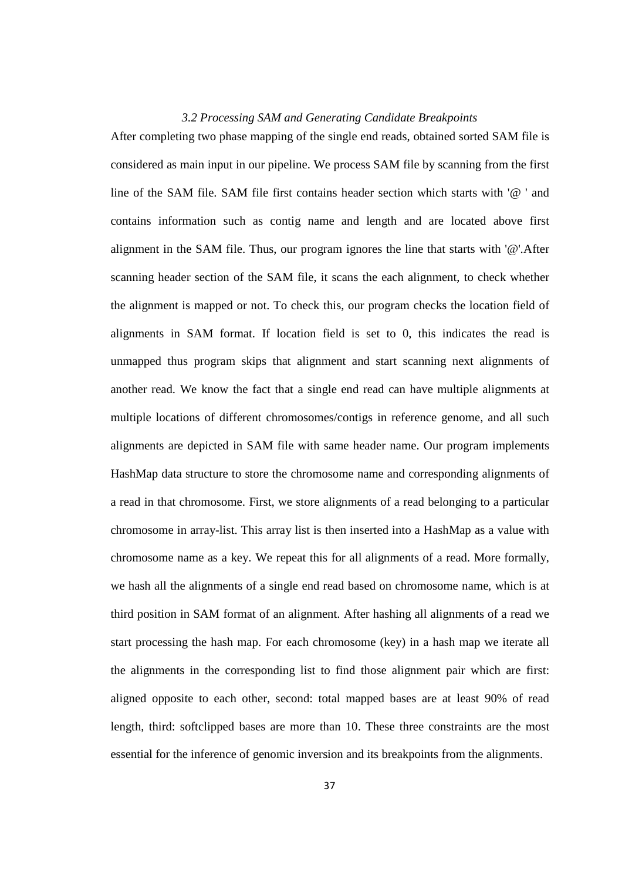### *3.2 Processing SAM and Generating Candidate Breakpoints*

After completing two phase mapping of the single end reads, obtained sorted SAM file is considered as main input in our pipeline. We process SAM file by scanning from the first line of the SAM file. SAM file first contains header section which starts with '@ ' and contains information such as contig name and length and are located above first alignment in the SAM file. Thus, our program ignores the line that starts with '@'.After scanning header section of the SAM file, it scans the each alignment, to check whether the alignment is mapped or not. To check this, our program checks the location field of alignments in SAM format. If location field is set to 0, this indicates the read is unmapped thus program skips that alignment and start scanning next alignments of another read. We know the fact that a single end read can have multiple alignments at multiple locations of different chromosomes/contigs in reference genome, and all such alignments are depicted in SAM file with same header name. Our program implements HashMap data structure to store the chromosome name and corresponding alignments of a read in that chromosome. First, we store alignments of a read belonging to a particular chromosome in array-list. This array list is then inserted into a HashMap as a value with chromosome name as a key. We repeat this for all alignments of a read. More formally, we hash all the alignments of a single end read based on chromosome name, which is at third position in SAM format of an alignment. After hashing all alignments of a read we start processing the hash map. For each chromosome (key) in a hash map we iterate all the alignments in the corresponding list to find those alignment pair which are first: aligned opposite to each other, second: total mapped bases are at least 90% of read length, third: softclipped bases are more than 10. These three constraints are the most essential for the inference of genomic inversion and its breakpoints from the alignments.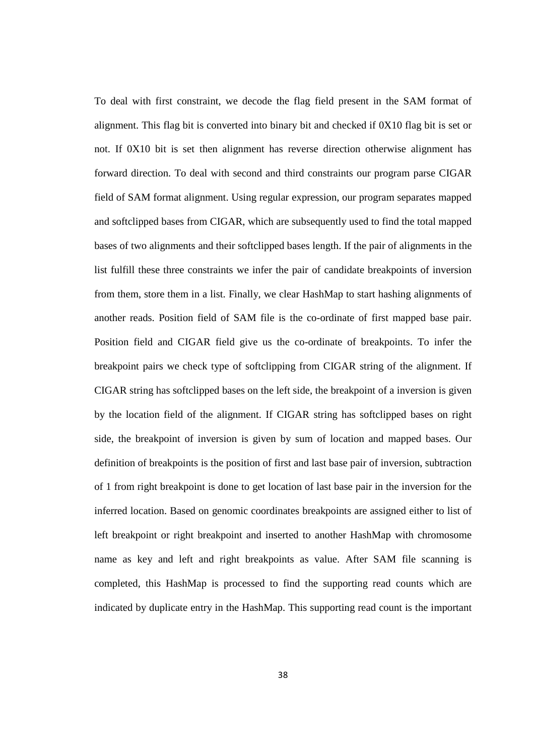To deal with first constraint, we decode the flag field present in the SAM format of alignment. This flag bit is converted into binary bit and checked if 0X10 flag bit is set or not. If 0X10 bit is set then alignment has reverse direction otherwise alignment has forward direction. To deal with second and third constraints our program parse CIGAR field of SAM format alignment. Using regular expression, our program separates mapped and softclipped bases from CIGAR, which are subsequently used to find the total mapped bases of two alignments and their softclipped bases length. If the pair of alignments in the list fulfill these three constraints we infer the pair of candidate breakpoints of inversion from them, store them in a list. Finally, we clear HashMap to start hashing alignments of another reads. Position field of SAM file is the co-ordinate of first mapped base pair. Position field and CIGAR field give us the co-ordinate of breakpoints. To infer the breakpoint pairs we check type of softclipping from CIGAR string of the alignment. If CIGAR string has softclipped bases on the left side, the breakpoint of a inversion is given by the location field of the alignment. If CIGAR string has softclipped bases on right side, the breakpoint of inversion is given by sum of location and mapped bases. Our definition of breakpoints is the position of first and last base pair of inversion, subtraction of 1 from right breakpoint is done to get location of last base pair in the inversion for the inferred location. Based on genomic coordinates breakpoints are assigned either to list of left breakpoint or right breakpoint and inserted to another HashMap with chromosome name as key and left and right breakpoints as value. After SAM file scanning is completed, this HashMap is processed to find the supporting read counts which are indicated by duplicate entry in the HashMap. This supporting read count is the important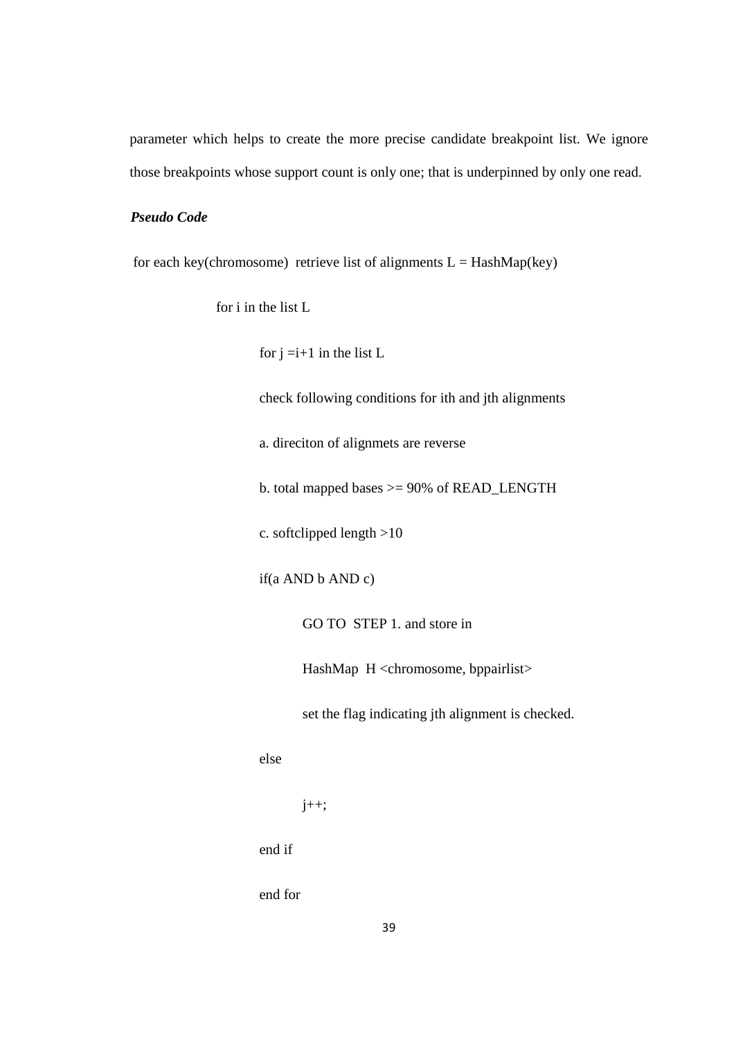parameter which helps to create the more precise candidate breakpoint list. We ignore those breakpoints whose support count is only one; that is underpinned by only one read.

***Pseudo Code***

```
for each key(chromosome)  retrieve list of alignments L = HashMap(key)
        for i in the list L
            for j =i+1 in the list L
            check following conditions for ith and jth alignments
            a. direciton of alignmets are reverse
            b. total mapped bases >= 90% of READ_LENGTH
            c. softclipped length >10
            if(a AND b AND c)
                GO TO  STEP 1. and store in
                HashMap  H <chromosome, bppairlist>
                set the flag indicating jth alignment is checked.
            else
                j++;
            end if
            end for
```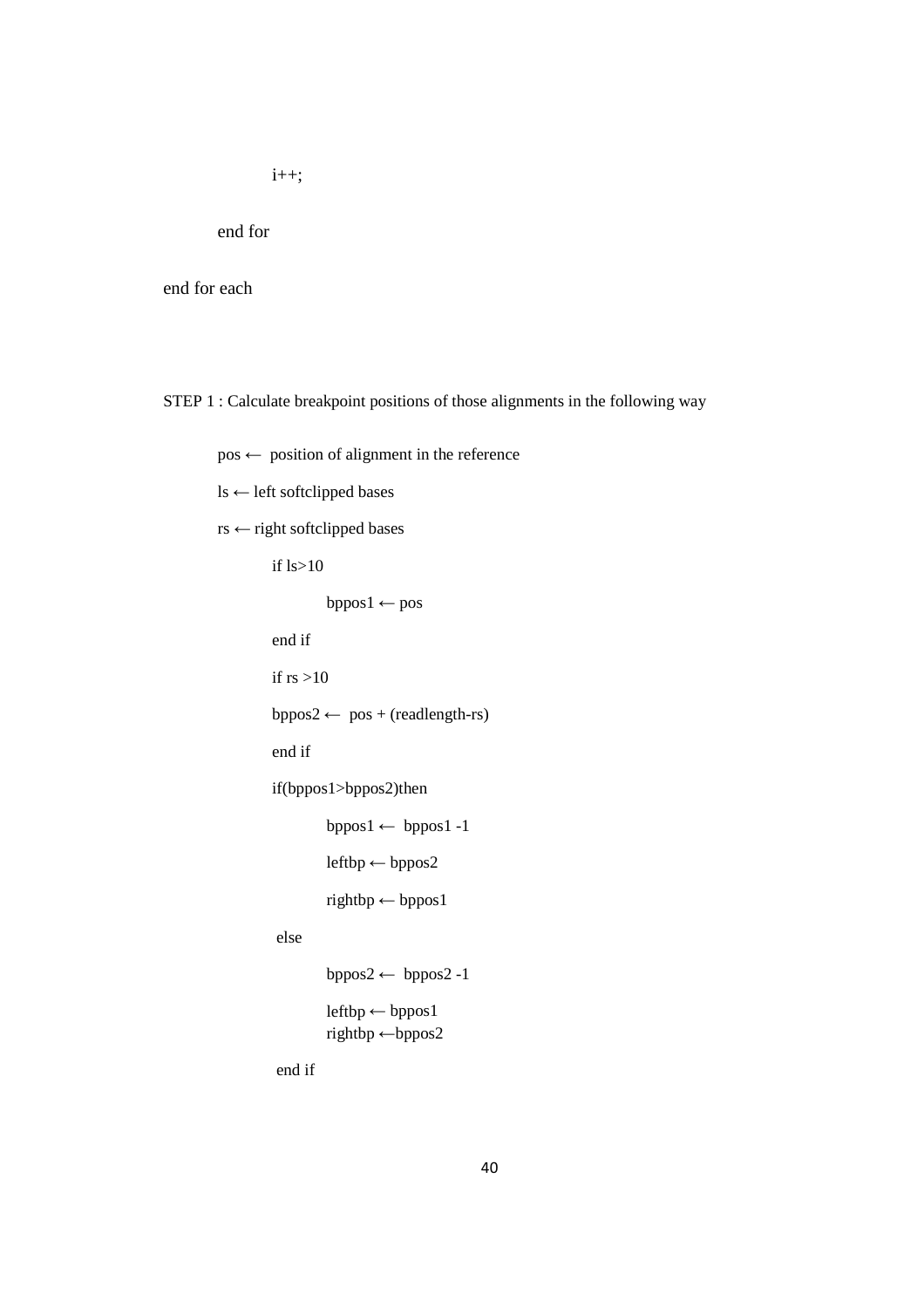```
            i++;

        end for

end for each
```

STEP 1 : Calculate breakpoint positions of those alignments in the following way

```
        pos ← position of alignment in the reference

        ls ← left softclipped bases

        rs ← right softclipped bases

            if ls>10

                bppos1 ← pos

            end if

            if rs >10

            bppos2 ← pos + (readlength-rs)

            end if

            if(bppos1>bppos2)then

                bppos1 ← bppos1 -1

                leftbp ← bppos2

                rightbp ← bppos1

            else

                bppos2 ← bppos2 -1

                leftbp ← bppos1
                rightbp ←bppos2

            end if
```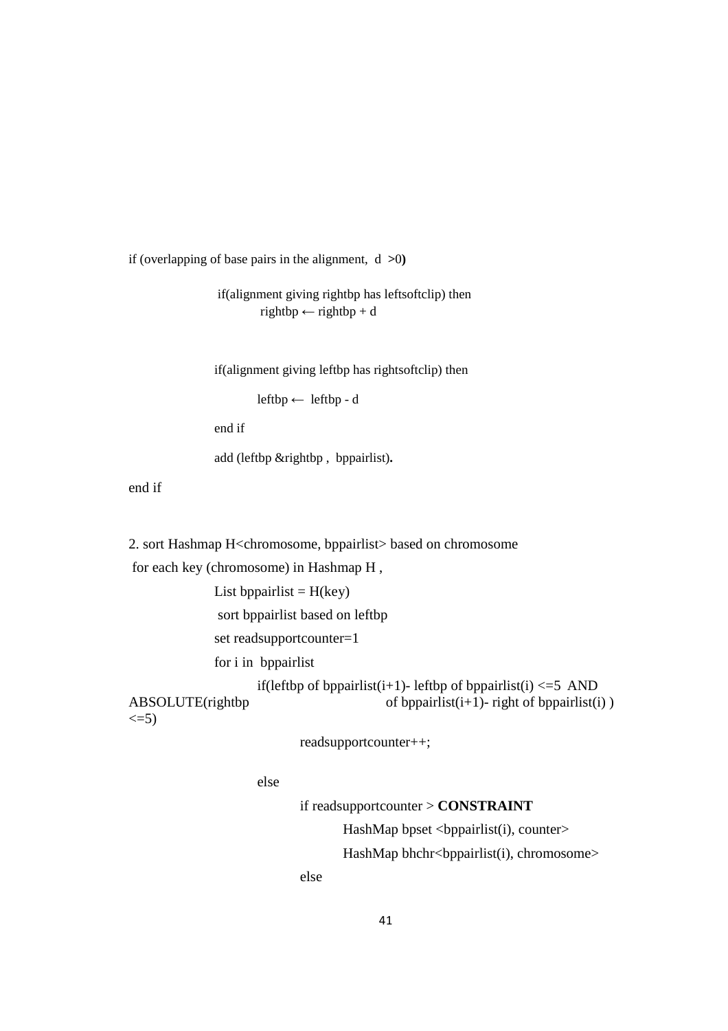```
if (overlapping of base pairs in the alignment,  d  >0)

        if(alignment giving rightbp has leftsoftclip) then
            rightbp ← rightbp + d

        if(alignment giving leftbp has rightsoftclip) then

            leftbp ←  leftbp - d

        end if

        add (leftbp &rightbp ,  bppairlist).

end if

2. sort Hashmap H<chromosome, bppairlist> based on chromosome
 for each key (chromosome) in Hashmap H ,
        List bppairlist = H(key)
         sort bppairlist based on leftbp
        set readsupportcounter=1
        for i in  bppairlist
            if(leftbp of bppairlist(i+1)- leftbp of bppairlist(i) <=5  AND ABSOLUTE(rightbp of bppairlist(i+1)- right of bppairlist(i) ) <=5)
                readsupportcounter++;

            else
                if readsupportcounter > CONSTRAINT
                    HashMap bpset <bppairlist(i), counter>
                    HashMap bhchr<bppairlist(i), chromosome>
                else
```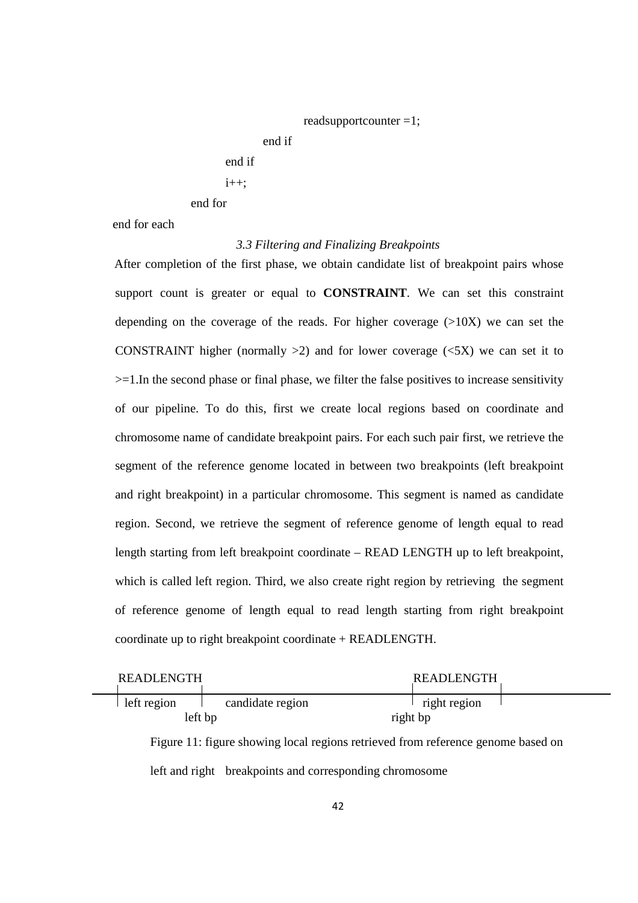```
                readsupportcounter =1;
            end if
        end if
        i++;
    end for
end for each
```

### *3.3 Filtering and Finalizing Breakpoints*

After completion of the first phase, we obtain candidate list of breakpoint pairs whose support count is greater or equal to **CONSTRAINT**. We can set this constraint depending on the coverage of the reads. For higher coverage (>10X) we can set the CONSTRAINT higher (normally >2) and for lower coverage (<5X) we can set it to >=1.In the second phase or final phase, we filter the false positives to increase sensitivity of our pipeline. To do this, first we create local regions based on coordinate and chromosome name of candidate breakpoint pairs. For each such pair first, we retrieve the segment of the reference genome located in between two breakpoints (left breakpoint and right breakpoint) in a particular chromosome. This segment is named as candidate region. Second, we retrieve the segment of reference genome of length equal to read length starting from left breakpoint coordinate – READ LENGTH up to left breakpoint, which is called left region. Third, we also create right region by retrieving the segment of reference genome of length equal to read length starting from right breakpoint coordinate up to right breakpoint coordinate + READLENGTH.

```
   READLENGTH                                    READLENGTH
  |            |                                |            |
——| left region|     candidate region           | right region|——————
            left bp                          right bp
```

Figure 11: figure showing local regions retrieved from reference genome based on left and right breakpoints and corresponding chromosome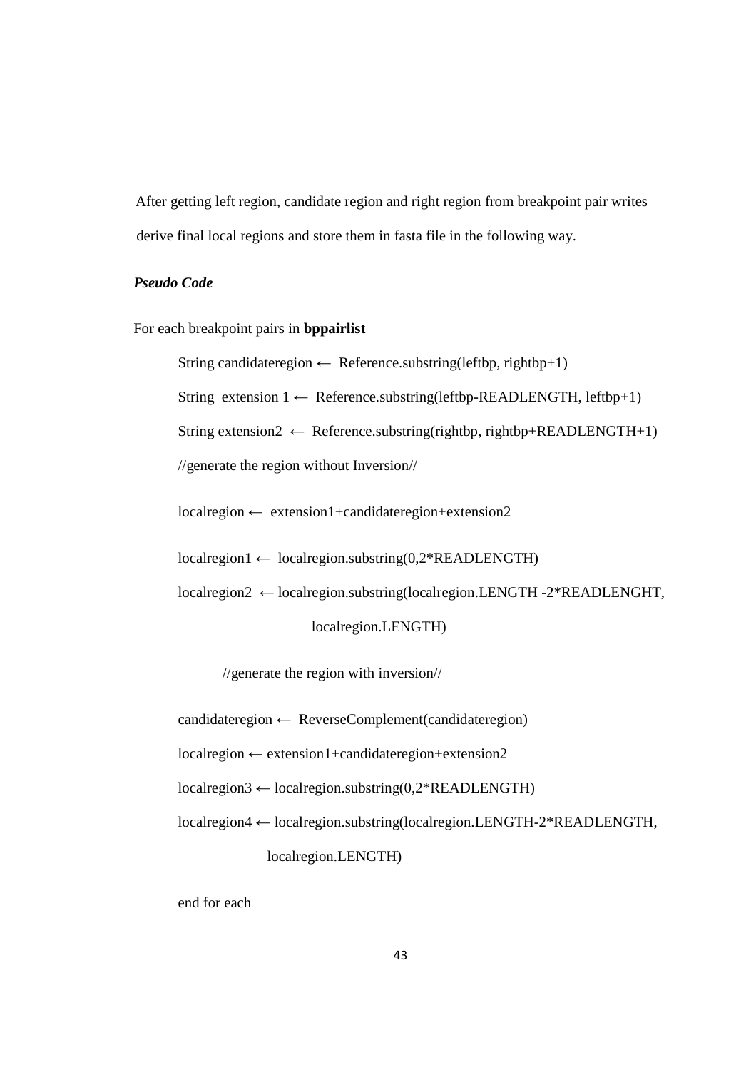After getting left region, candidate region and right region from breakpoint pair writes derive final local regions and store them in fasta file in the following way.

***Pseudo Code***

```
For each breakpoint pairs in bppairlist

        String candidateregion ← Reference.substring(leftbp, rightbp+1)
        String extension 1 ← Reference.substring(leftbp-READLENGTH, leftbp+1)
        String extension2 ← Reference.substring(rightbp, rightbp+READLENGTH+1)
        //generate the region without Inversion//

        localregion ← extension1+candidateregion+extension2

        localregion1 ← localregion.substring(0,2*READLENGTH)
        localregion2 ← localregion.substring(localregion.LENGTH -2*READLENGHT,
                               localregion.LENGTH)

            //generate the region with inversion//

        candidateregion ← ReverseComplement(candidateregion)
        localregion ← extension1+candidateregion+extension2
        localregion3 ← localregion.substring(0,2*READLENGTH)
        localregion4 ← localregion.substring(localregion.LENGTH-2*READLENGTH,
                         localregion.LENGTH)

        end for each
```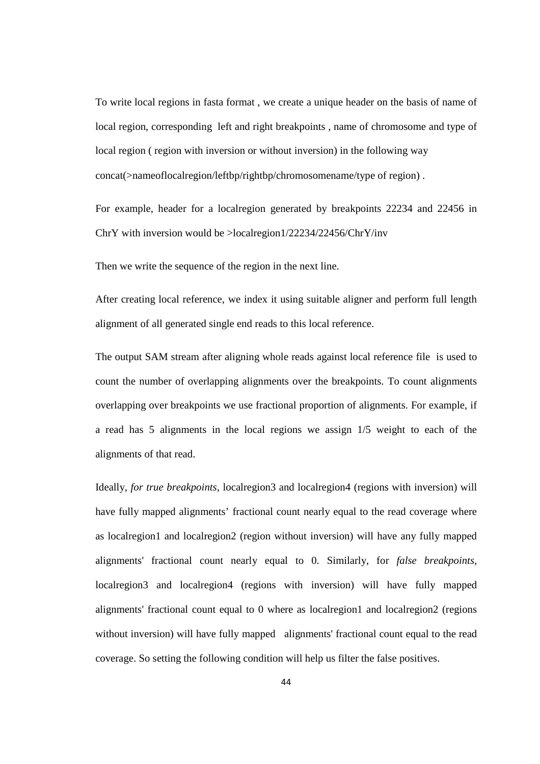To write local regions in fasta format , we create a unique header on the basis of name of local region, corresponding left and right breakpoints , name of chromosome and type of local region ( region with inversion or without inversion) in the following way concat(>nameoflocalregion/leftbp/rightbp/chromosomename/type of region) .

For example, header for a localregion generated by breakpoints 22234 and 22456 in ChrY with inversion would be >localregion1/22234/22456/ChrY/inv

Then we write the sequence of the region in the next line.

After creating local reference, we index it using suitable aligner and perform full length alignment of all generated single end reads to this local reference.

The output SAM stream after aligning whole reads against local reference file is used to count the number of overlapping alignments over the breakpoints. To count alignments overlapping over breakpoints we use fractional proportion of alignments. For example, if a read has 5 alignments in the local regions we assign 1/5 weight to each of the alignments of that read.

Ideally, *for true breakpoints*, localregion3 and localregion4 (regions with inversion) will have fully mapped alignments' fractional count nearly equal to the read coverage where as localregion1 and localregion2 (region without inversion) will have any fully mapped alignments' fractional count nearly equal to 0. Similarly, for *false breakpoints*, localregion3 and localregion4 (regions with inversion) will have fully mapped alignments' fractional count equal to 0 where as localregion1 and localregion2 (regions without inversion) will have fully mapped alignments' fractional count equal to the read coverage. So setting the following condition will help us filter the false positives.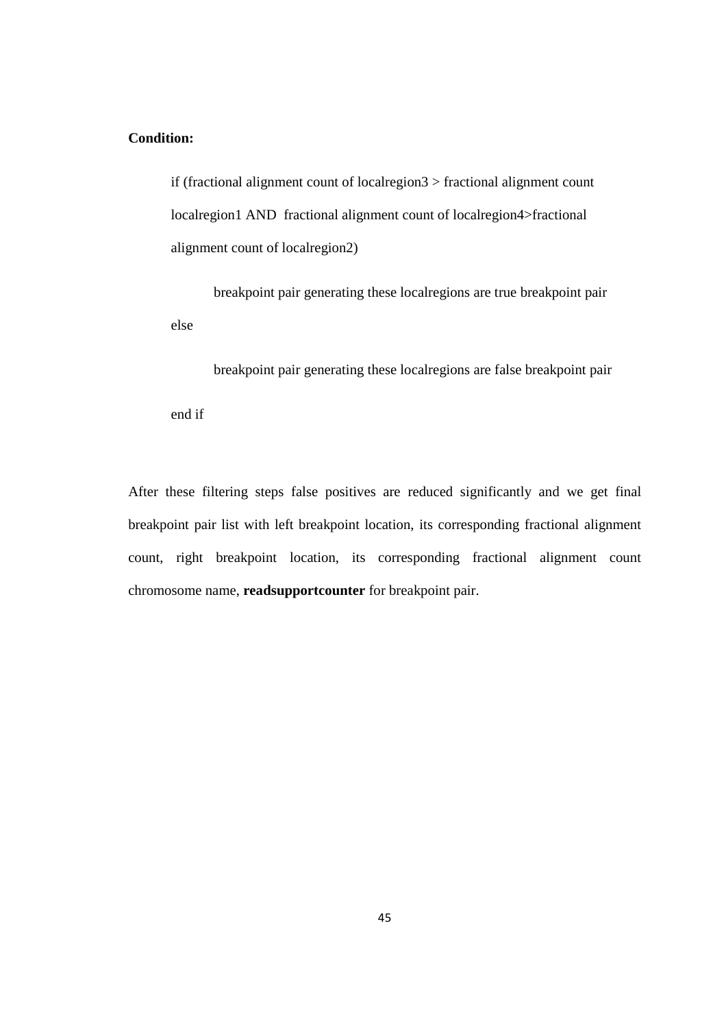**Condition:**

```
if (fractional alignment count of localregion3 > fractional alignment count
localregion1 AND  fractional alignment count of localregion4>fractional
alignment count of localregion2)

        breakpoint pair generating these localregions are true breakpoint pair
else

        breakpoint pair generating these localregions are false breakpoint pair

end if
```

After these filtering steps false positives are reduced significantly and we get final breakpoint pair list with left breakpoint location, its corresponding fractional alignment count, right breakpoint location, its corresponding fractional alignment count chromosome name, **readsupportcounter** for breakpoint pair.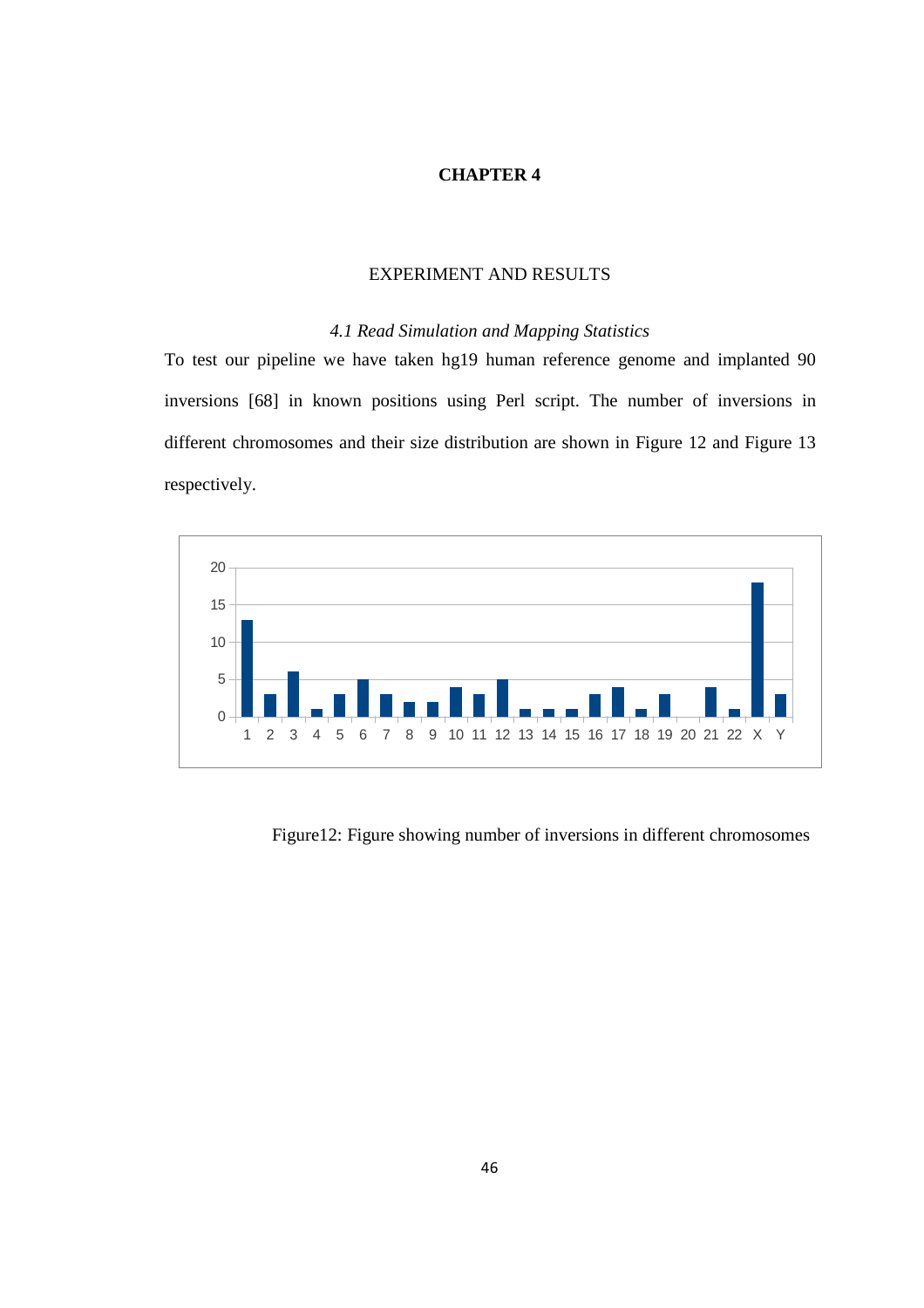# CHAPTER 4

## EXPERIMENT AND RESULTS

### *4.1 Read Simulation and Mapping Statistics*

To test our pipeline we have taken hg19 human reference genome and implanted 90 inversions [68] in known positions using Perl script. The number of inversions in different chromosomes and their size distribution are shown in Figure 12 and Figure 13 respectively.

Figure12: Figure showing number of inversions in different chromosomes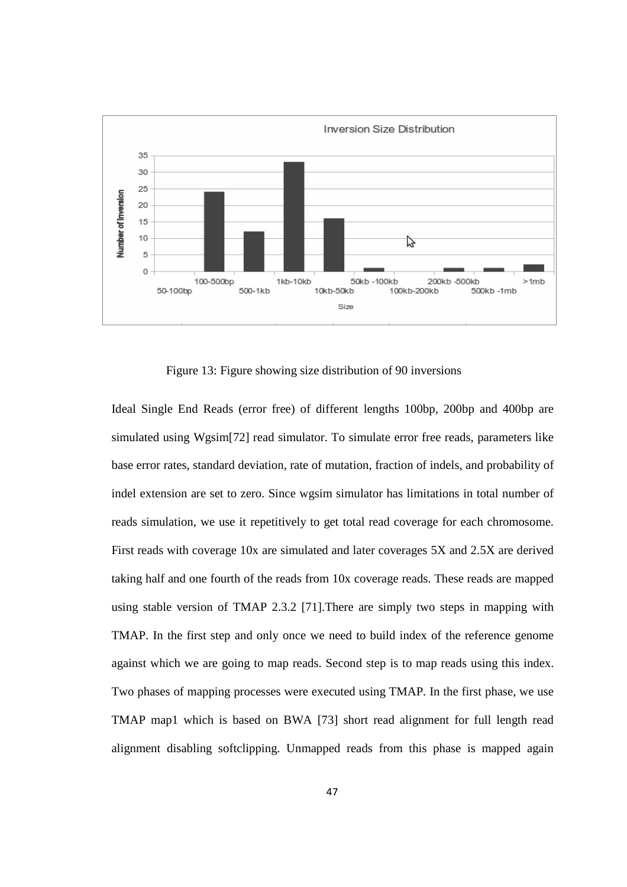Figure 13: Figure showing size distribution of 90 inversions

Ideal Single End Reads (error free) of different lengths 100bp, 200bp and 400bp are simulated using Wgsim[72] read simulator. To simulate error free reads, parameters like base error rates, standard deviation, rate of mutation, fraction of indels, and probability of indel extension are set to zero. Since wgsim simulator has limitations in total number of reads simulation, we use it repetitively to get total read coverage for each chromosome. First reads with coverage 10x are simulated and later coverages 5X and 2.5X are derived taking half and one fourth of the reads from 10x coverage reads. These reads are mapped using stable version of TMAP 2.3.2 [71].There are simply two steps in mapping with TMAP. In the first step and only once we need to build index of the reference genome against which we are going to map reads. Second step is to map reads using this index. Two phases of mapping processes were executed using TMAP. In the first phase, we use TMAP map1 which is based on BWA [73] short read alignment for full length read alignment disabling softclipping. Unmapped reads from this phase is mapped again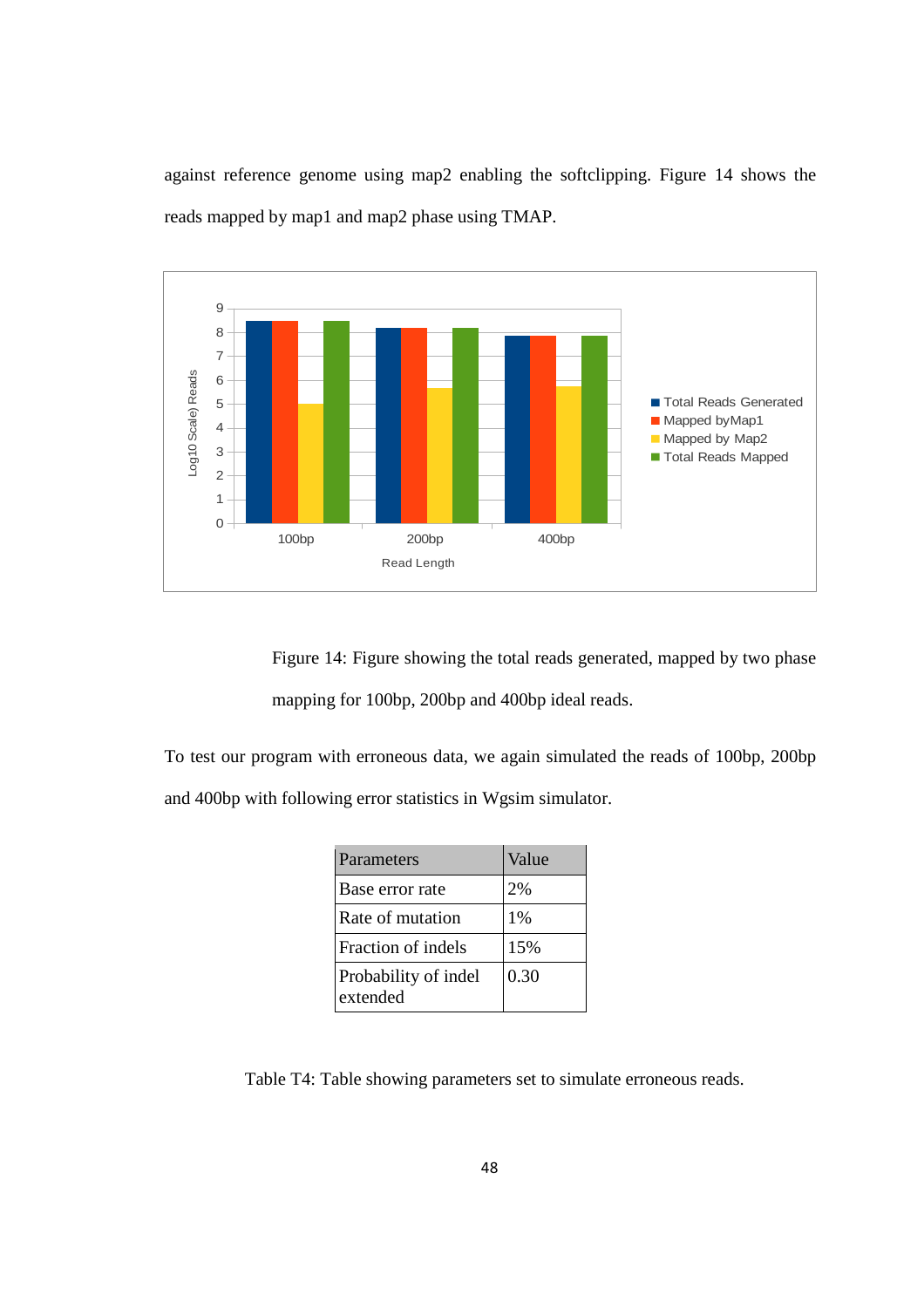against reference genome using map2 enabling the softclipping. Figure 14 shows the reads mapped by map1 and map2 phase using TMAP.

Figure 14: Figure showing the total reads generated, mapped by two phase mapping for 100bp, 200bp and 400bp ideal reads.

To test our program with erroneous data, we again simulated the reads of 100bp, 200bp and 400bp with following error statistics in Wgsim simulator.

| Parameters | Value |
|---|---|
| Base error rate | 2% |
| Rate of mutation | 1% |
| Fraction of indels | 15% |
| Probability of indel extended | 0.30 |

Table T4: Table showing parameters set to simulate erroneous reads.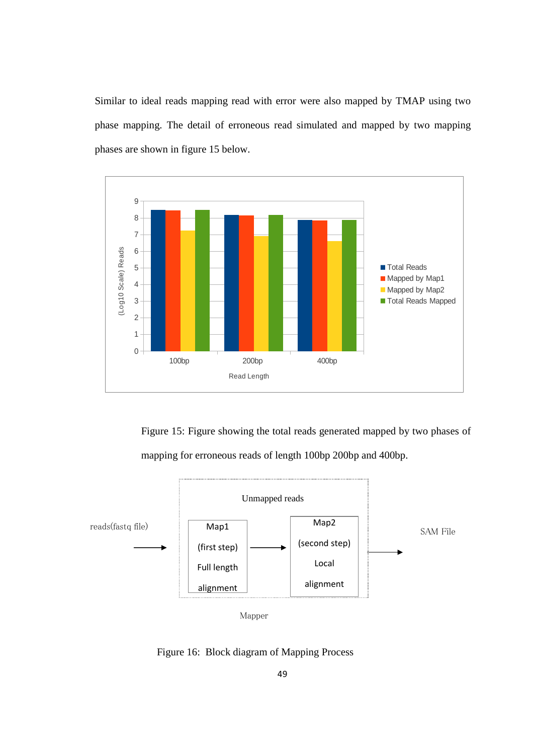Similar to ideal reads mapping read with error were also mapped by TMAP using two phase mapping. The detail of erroneous read simulated and mapped by two mapping phases are shown in figure 15 below.

Figure 15: Figure showing the total reads generated mapped by two phases of mapping for erroneous reads of length 100bp 200bp and 400bp.

Figure 16: Block diagram of Mapping Process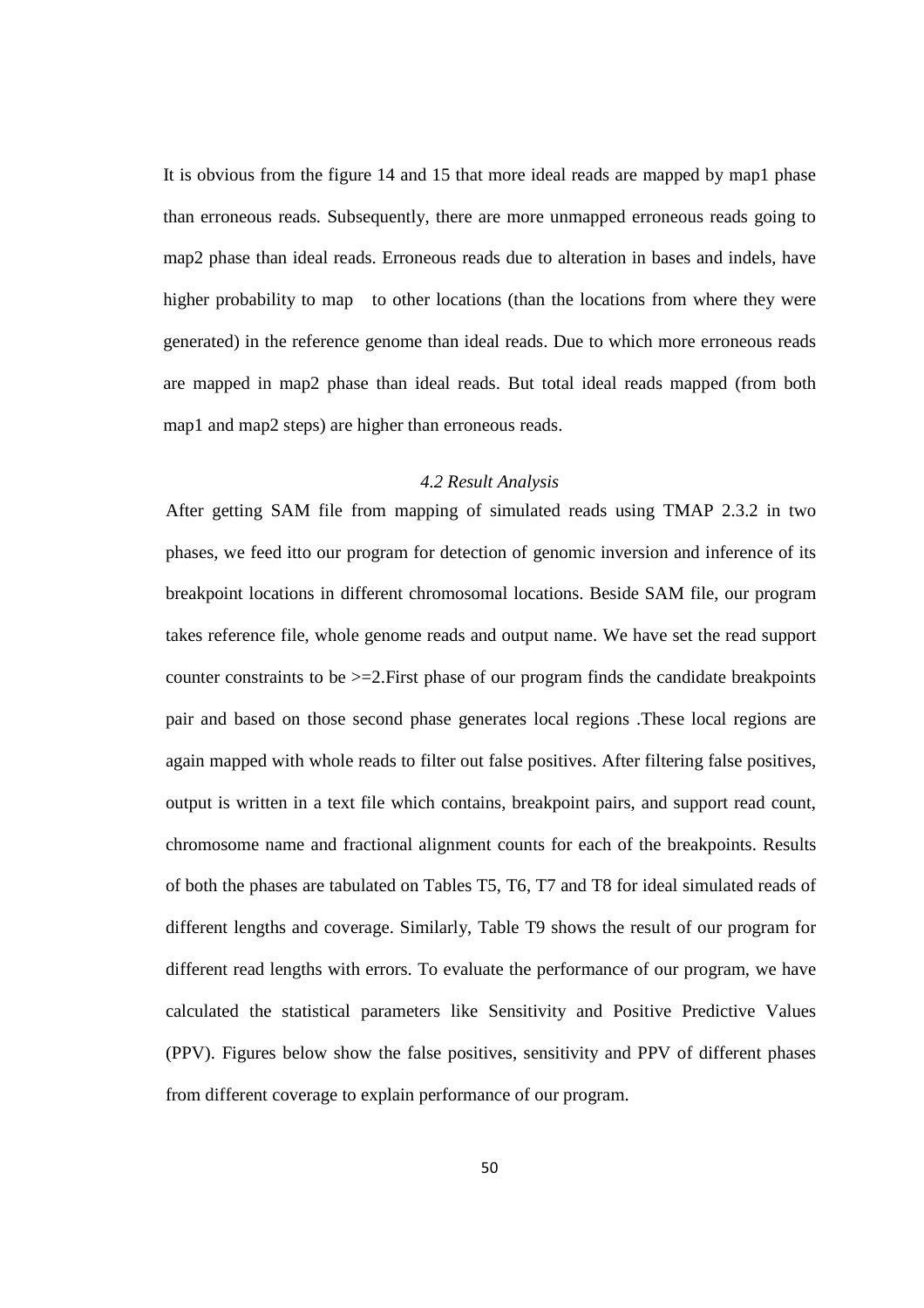It is obvious from the figure 14 and 15 that more ideal reads are mapped by map1 phase than erroneous reads. Subsequently, there are more unmapped erroneous reads going to map2 phase than ideal reads. Erroneous reads due to alteration in bases and indels, have higher probability to map to other locations (than the locations from where they were generated) in the reference genome than ideal reads. Due to which more erroneous reads are mapped in map2 phase than ideal reads. But total ideal reads mapped (from both map1 and map2 steps) are higher than erroneous reads.

### *4.2 Result Analysis*

After getting SAM file from mapping of simulated reads using TMAP 2.3.2 in two phases, we feed itto our program for detection of genomic inversion and inference of its breakpoint locations in different chromosomal locations. Beside SAM file, our program takes reference file, whole genome reads and output name. We have set the read support counter constraints to be >=2.First phase of our program finds the candidate breakpoints pair and based on those second phase generates local regions .These local regions are again mapped with whole reads to filter out false positives. After filtering false positives, output is written in a text file which contains, breakpoint pairs, and support read count, chromosome name and fractional alignment counts for each of the breakpoints. Results of both the phases are tabulated on Tables T5, T6, T7 and T8 for ideal simulated reads of different lengths and coverage. Similarly, Table T9 shows the result of our program for different read lengths with errors. To evaluate the performance of our program, we have calculated the statistical parameters like Sensitivity and Positive Predictive Values (PPV). Figures below show the false positives, sensitivity and PPV of different phases from different coverage to explain performance of our program.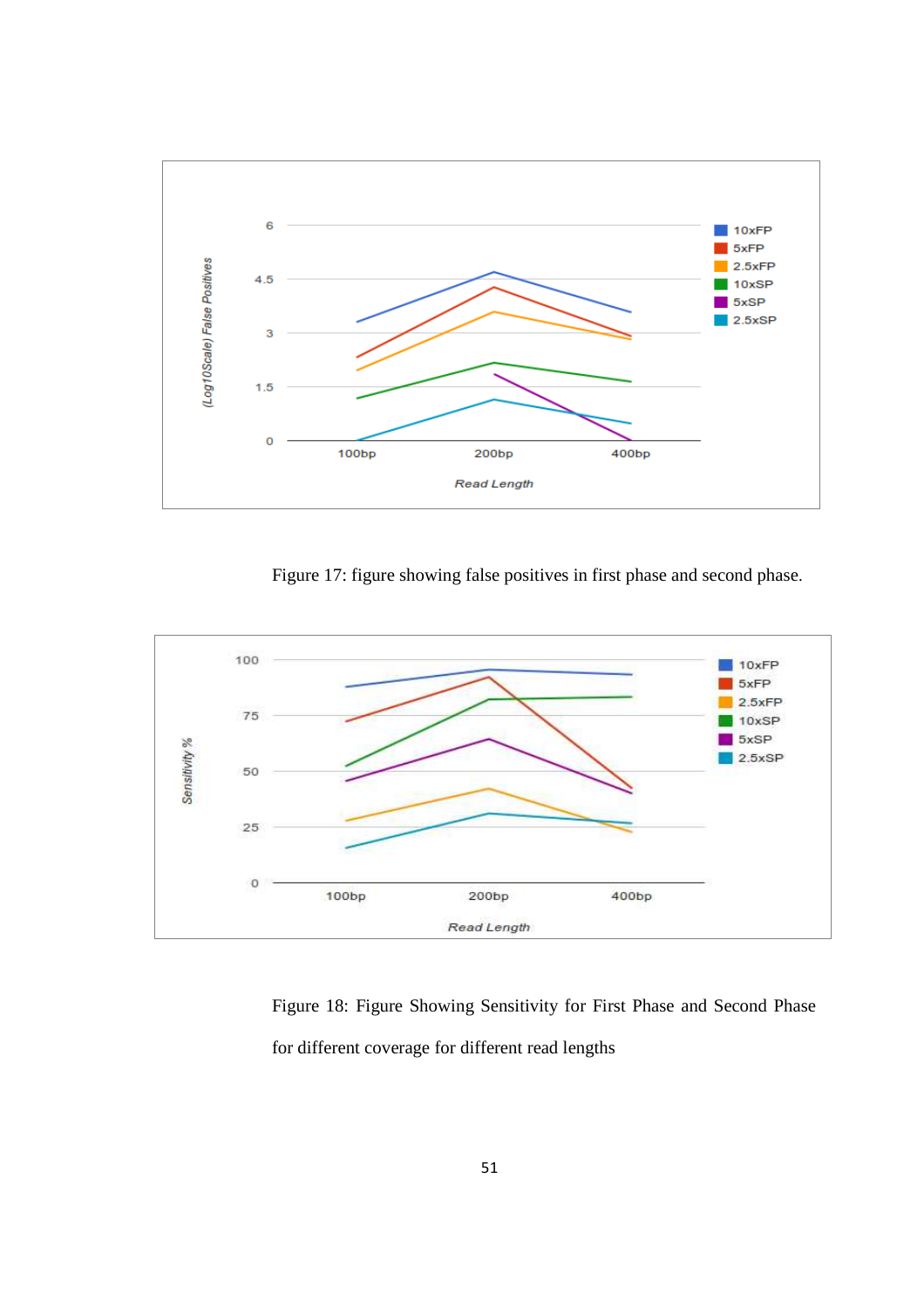Figure 17: figure showing false positives in first phase and second phase.

Figure 18: Figure Showing Sensitivity for First Phase and Second Phase for different coverage for different read lengths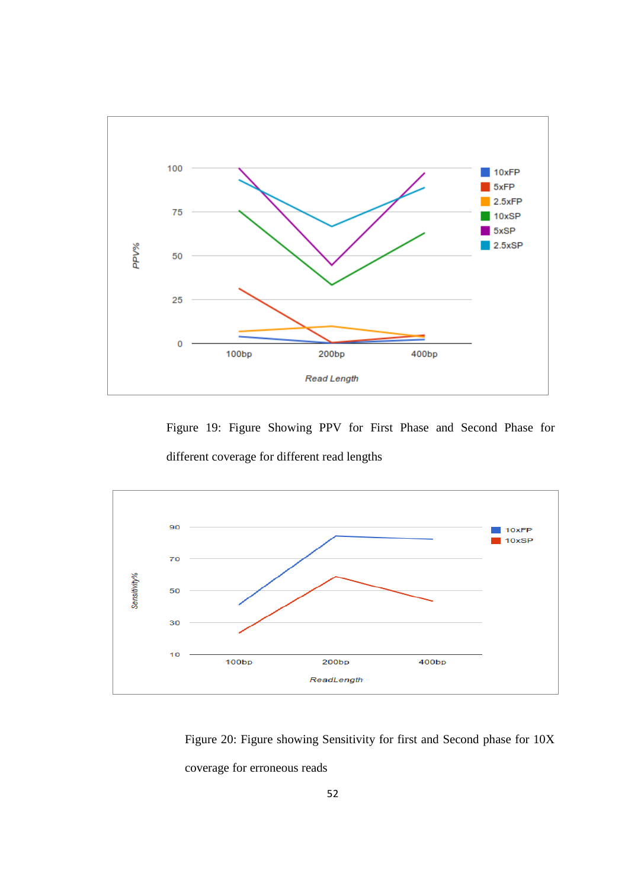Figure 19: Figure Showing PPV for First Phase and Second Phase for different coverage for different read lengths

Figure 20: Figure showing Sensitivity for first and Second phase for 10X coverage for erroneous reads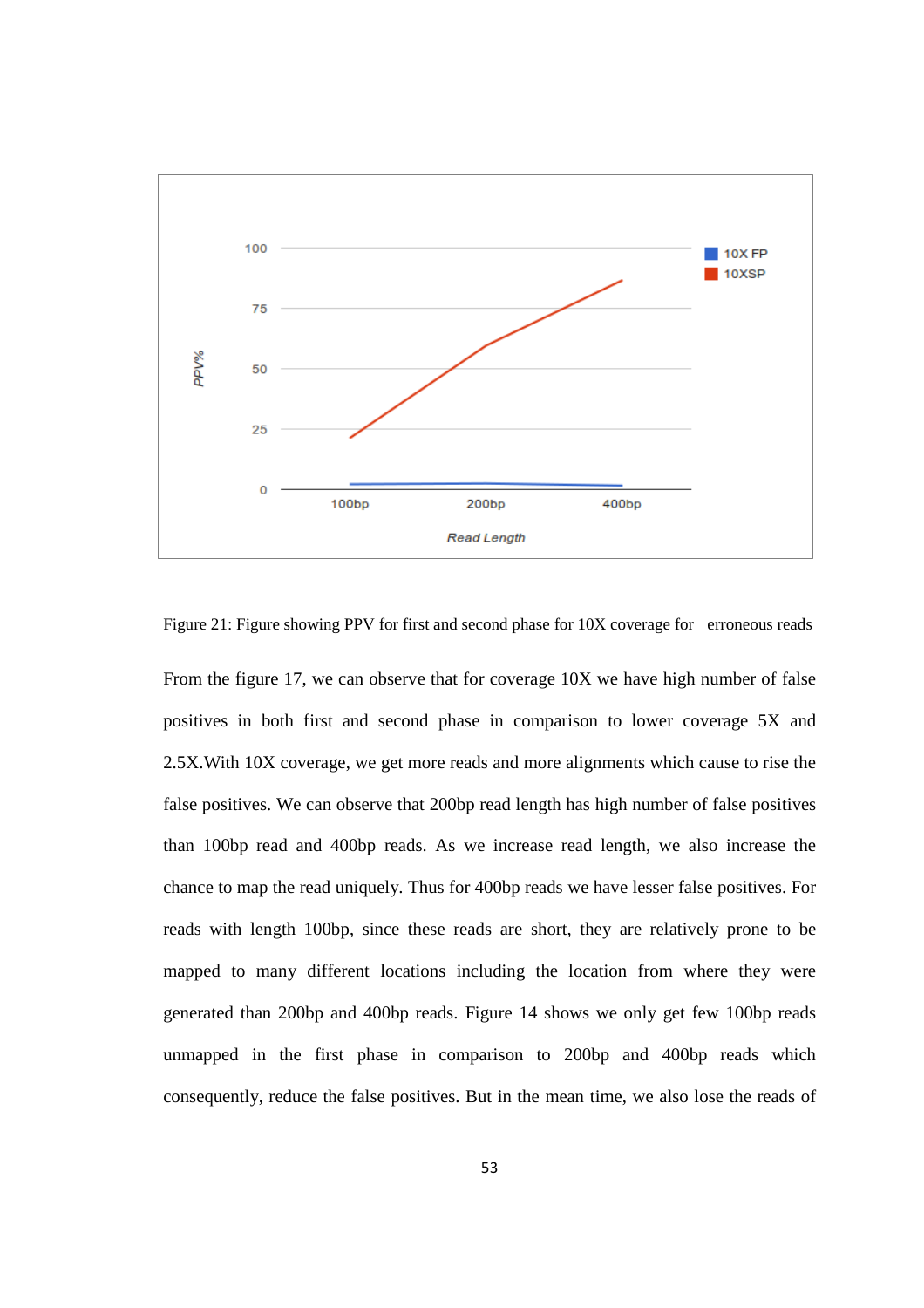Figure 21: Figure showing PPV for first and second phase for 10X coverage for erroneous reads

From the figure 17, we can observe that for coverage 10X we have high number of false positives in both first and second phase in comparison to lower coverage 5X and 2.5X.With 10X coverage, we get more reads and more alignments which cause to rise the false positives. We can observe that 200bp read length has high number of false positives than 100bp read and 400bp reads. As we increase read length, we also increase the chance to map the read uniquely. Thus for 400bp reads we have lesser false positives. For reads with length 100bp, since these reads are short, they are relatively prone to be mapped to many different locations including the location from where they were generated than 200bp and 400bp reads. Figure 14 shows we only get few 100bp reads unmapped in the first phase in comparison to 200bp and 400bp reads which consequently, reduce the false positives. But in the mean time, we also lose the reads of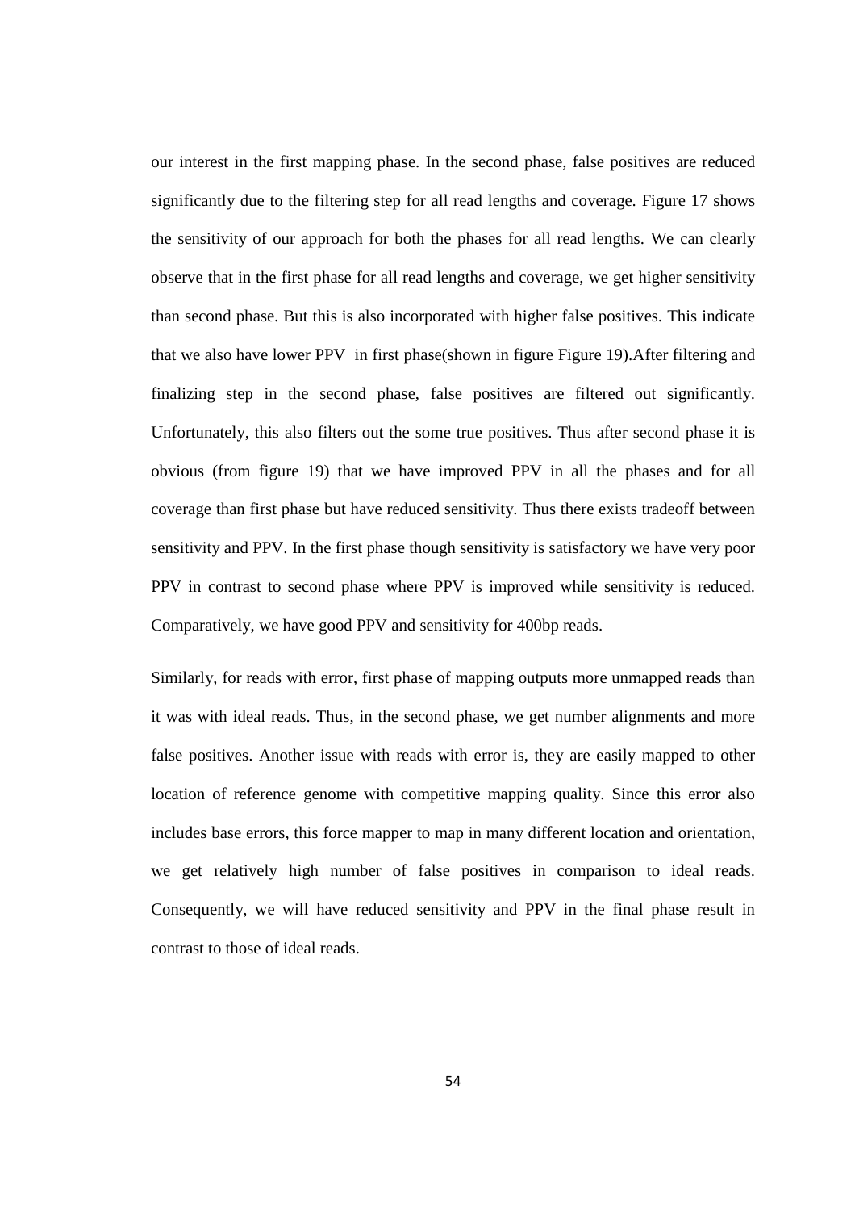our interest in the first mapping phase. In the second phase, false positives are reduced significantly due to the filtering step for all read lengths and coverage. Figure 17 shows the sensitivity of our approach for both the phases for all read lengths. We can clearly observe that in the first phase for all read lengths and coverage, we get higher sensitivity than second phase. But this is also incorporated with higher false positives. This indicate that we also have lower PPV in first phase(shown in figure Figure 19).After filtering and finalizing step in the second phase, false positives are filtered out significantly. Unfortunately, this also filters out the some true positives. Thus after second phase it is obvious (from figure 19) that we have improved PPV in all the phases and for all coverage than first phase but have reduced sensitivity. Thus there exists tradeoff between sensitivity and PPV. In the first phase though sensitivity is satisfactory we have very poor PPV in contrast to second phase where PPV is improved while sensitivity is reduced. Comparatively, we have good PPV and sensitivity for 400bp reads.

Similarly, for reads with error, first phase of mapping outputs more unmapped reads than it was with ideal reads. Thus, in the second phase, we get number alignments and more false positives. Another issue with reads with error is, they are easily mapped to other location of reference genome with competitive mapping quality. Since this error also includes base errors, this force mapper to map in many different location and orientation, we get relatively high number of false positives in comparison to ideal reads. Consequently, we will have reduced sensitivity and PPV in the final phase result in contrast to those of ideal reads.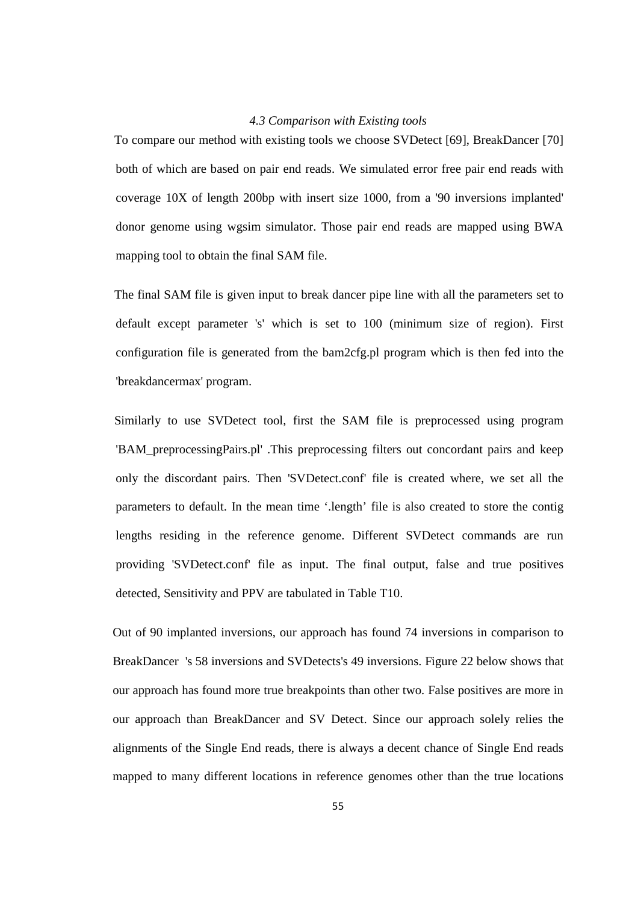### *4.3 Comparison with Existing tools*

To compare our method with existing tools we choose SVDetect [69], BreakDancer [70] both of which are based on pair end reads. We simulated error free pair end reads with coverage 10X of length 200bp with insert size 1000, from a '90 inversions implanted' donor genome using wgsim simulator. Those pair end reads are mapped using BWA mapping tool to obtain the final SAM file.

The final SAM file is given input to break dancer pipe line with all the parameters set to default except parameter 's' which is set to 100 (minimum size of region). First configuration file is generated from the bam2cfg.pl program which is then fed into the 'breakdancermax' program.

Similarly to use SVDetect tool, first the SAM file is preprocessed using program 'BAM_preprocessingPairs.pl' .This preprocessing filters out concordant pairs and keep only the discordant pairs. Then 'SVDetect.conf' file is created where, we set all the parameters to default. In the mean time '.length' file is also created to store the contig lengths residing in the reference genome. Different SVDetect commands are run providing 'SVDetect.conf' file as input. The final output, false and true positives detected, Sensitivity and PPV are tabulated in Table T10.

Out of 90 implanted inversions, our approach has found 74 inversions in comparison to BreakDancer 's 58 inversions and SVDetects's 49 inversions. Figure 22 below shows that our approach has found more true breakpoints than other two. False positives are more in our approach than BreakDancer and SV Detect. Since our approach solely relies the alignments of the Single End reads, there is always a decent chance of Single End reads mapped to many different locations in reference genomes other than the true locations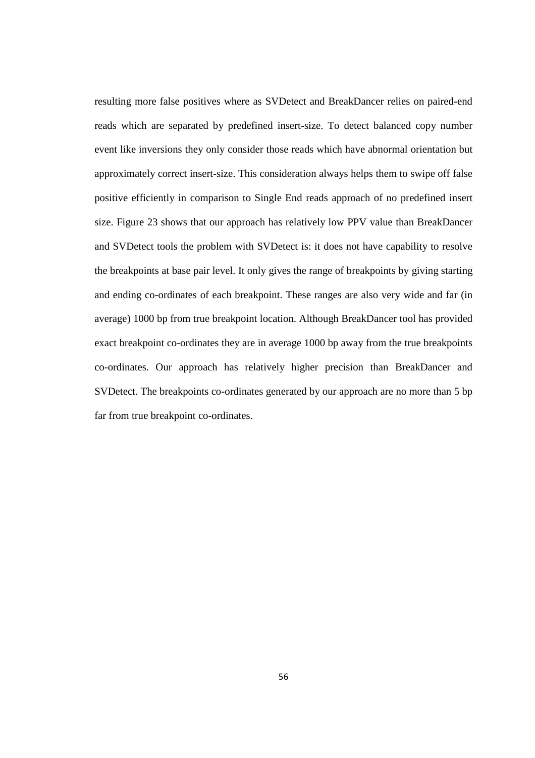resulting more false positives where as SVDetect and BreakDancer relies on paired-end reads which are separated by predefined insert-size. To detect balanced copy number event like inversions they only consider those reads which have abnormal orientation but approximately correct insert-size. This consideration always helps them to swipe off false positive efficiently in comparison to Single End reads approach of no predefined insert size. Figure 23 shows that our approach has relatively low PPV value than BreakDancer and SVDetect tools the problem with SVDetect is: it does not have capability to resolve the breakpoints at base pair level. It only gives the range of breakpoints by giving starting and ending co-ordinates of each breakpoint. These ranges are also very wide and far (in average) 1000 bp from true breakpoint location. Although BreakDancer tool has provided exact breakpoint co-ordinates they are in average 1000 bp away from the true breakpoints co-ordinates. Our approach has relatively higher precision than BreakDancer and SVDetect. The breakpoints co-ordinates generated by our approach are no more than 5 bp far from true breakpoint co-ordinates.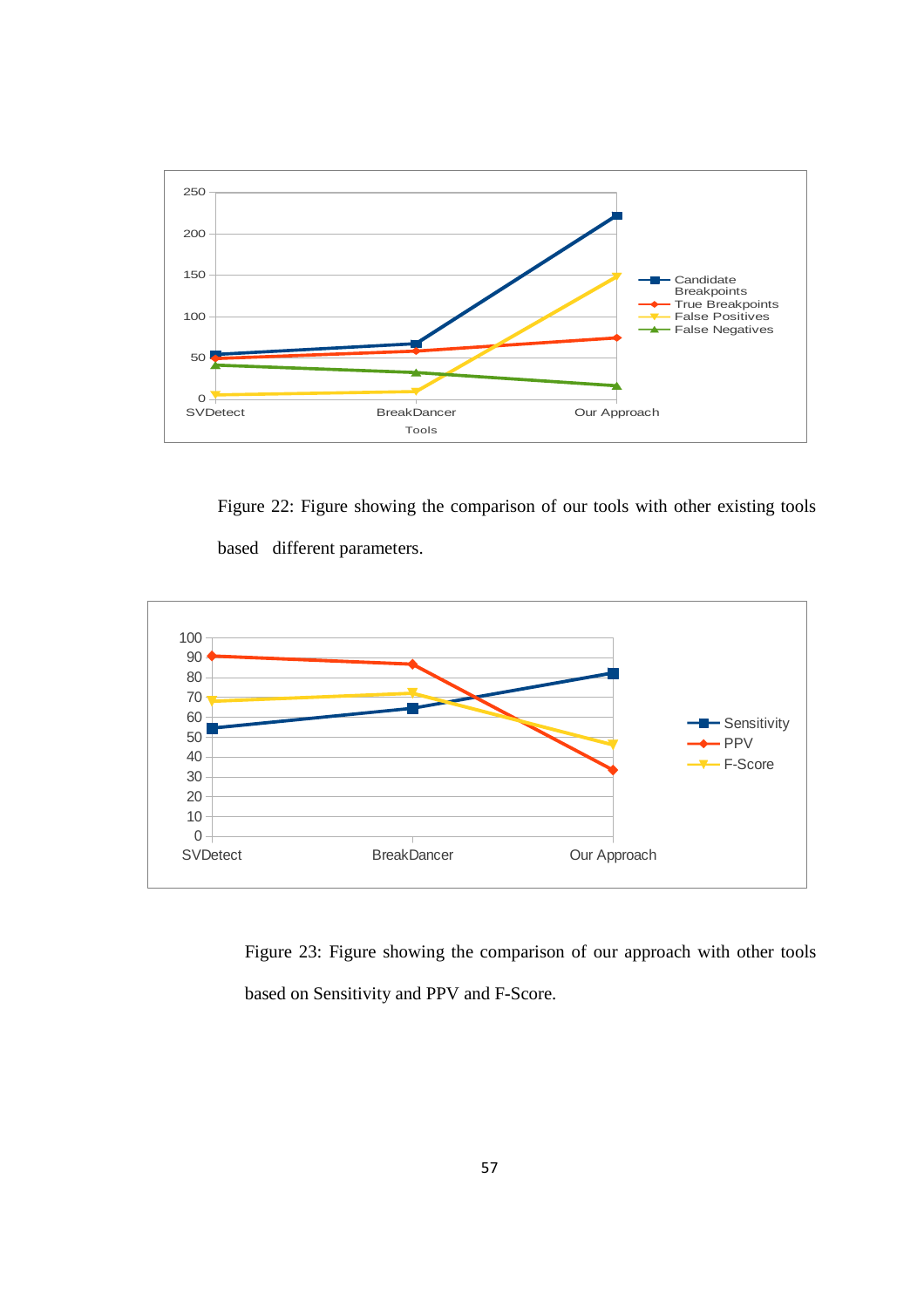Figure 22: Figure showing the comparison of our tools with other existing tools based different parameters.

Figure 23: Figure showing the comparison of our approach with other tools based on Sensitivity and PPV and F-Score.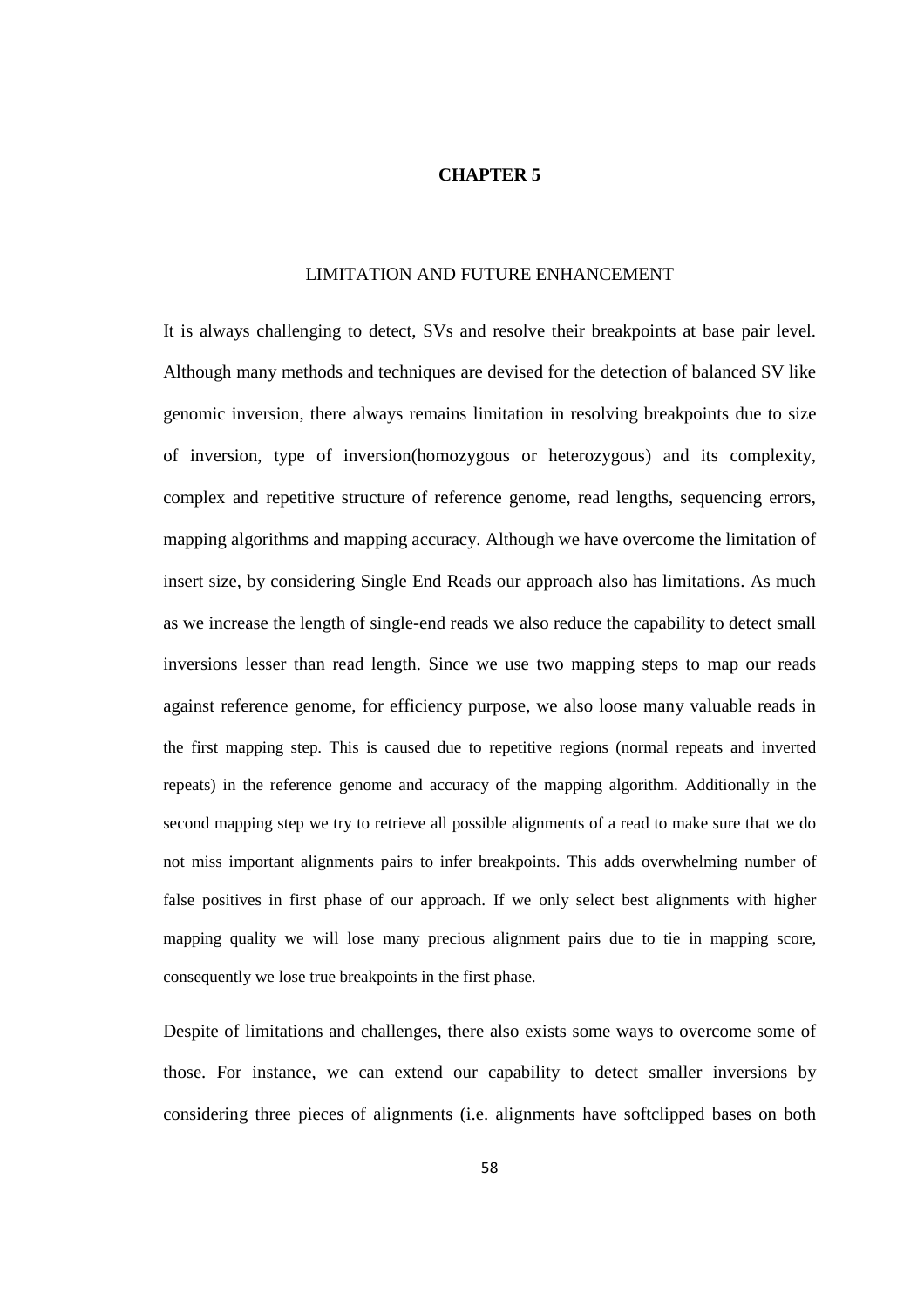# CHAPTER 5

## LIMITATION AND FUTURE ENHANCEMENT

It is always challenging to detect, SVs and resolve their breakpoints at base pair level. Although many methods and techniques are devised for the detection of balanced SV like genomic inversion, there always remains limitation in resolving breakpoints due to size of inversion, type of inversion(homozygous or heterozygous) and its complexity, complex and repetitive structure of reference genome, read lengths, sequencing errors, mapping algorithms and mapping accuracy. Although we have overcome the limitation of insert size, by considering Single End Reads our approach also has limitations. As much as we increase the length of single-end reads we also reduce the capability to detect small inversions lesser than read length. Since we use two mapping steps to map our reads against reference genome, for efficiency purpose, we also loose many valuable reads in the first mapping step. This is caused due to repetitive regions (normal repeats and inverted repeats) in the reference genome and accuracy of the mapping algorithm. Additionally in the second mapping step we try to retrieve all possible alignments of a read to make sure that we do not miss important alignments pairs to infer breakpoints. This adds overwhelming number of false positives in first phase of our approach. If we only select best alignments with higher mapping quality we will lose many precious alignment pairs due to tie in mapping score, consequently we lose true breakpoints in the first phase.

Despite of limitations and challenges, there also exists some ways to overcome some of those. For instance, we can extend our capability to detect smaller inversions by considering three pieces of alignments (i.e. alignments have softclipped bases on both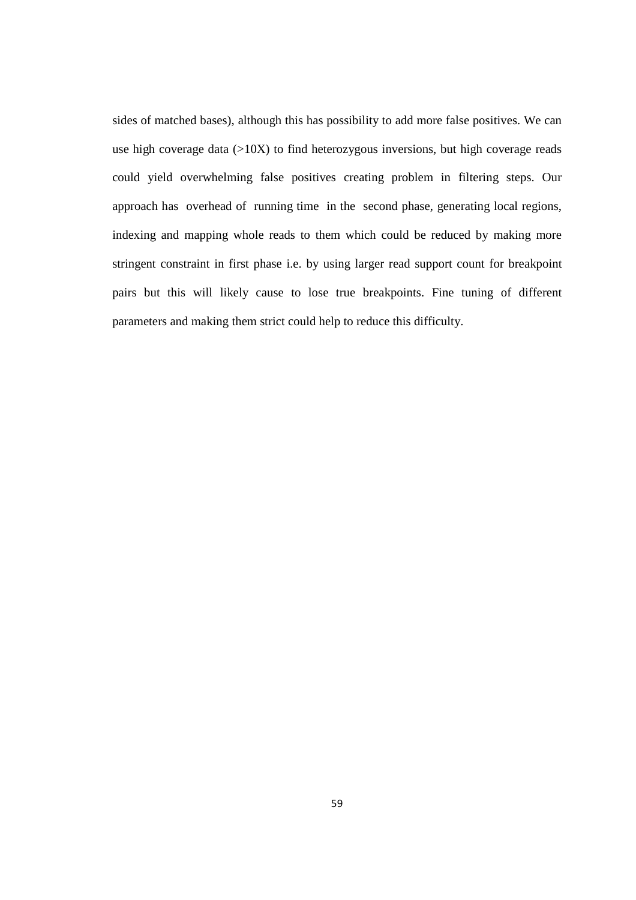sides of matched bases), although this has possibility to add more false positives. We can use high coverage data (>10X) to find heterozygous inversions, but high coverage reads could yield overwhelming false positives creating problem in filtering steps. Our approach has overhead of running time in the second phase, generating local regions, indexing and mapping whole reads to them which could be reduced by making more stringent constraint in first phase i.e. by using larger read support count for breakpoint pairs but this will likely cause to lose true breakpoints. Fine tuning of different parameters and making them strict could help to reduce this difficulty.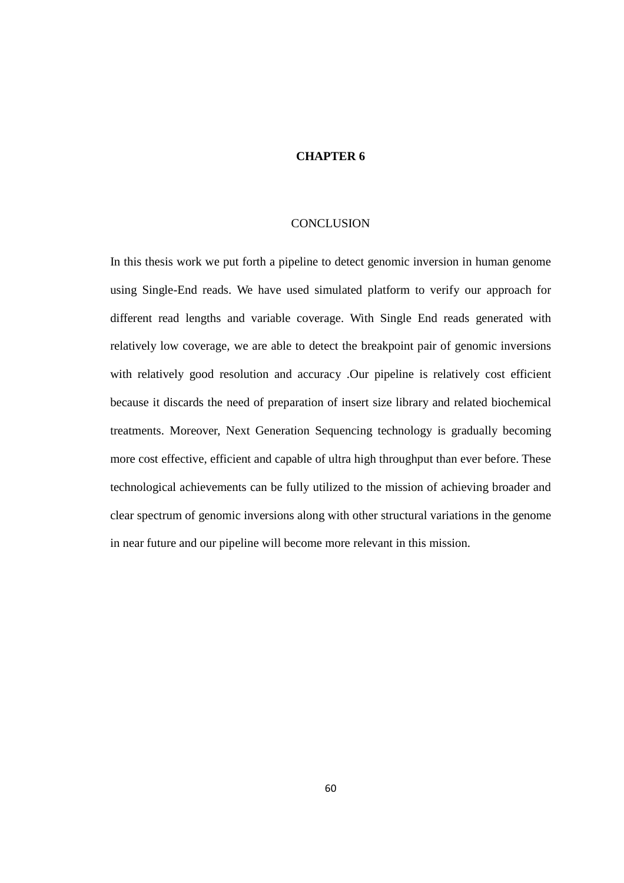# CHAPTER 6

## CONCLUSION

In this thesis work we put forth a pipeline to detect genomic inversion in human genome using Single-End reads. We have used simulated platform to verify our approach for different read lengths and variable coverage. With Single End reads generated with relatively low coverage, we are able to detect the breakpoint pair of genomic inversions with relatively good resolution and accuracy .Our pipeline is relatively cost efficient because it discards the need of preparation of insert size library and related biochemical treatments. Moreover, Next Generation Sequencing technology is gradually becoming more cost effective, efficient and capable of ultra high throughput than ever before. These technological achievements can be fully utilized to the mission of achieving broader and clear spectrum of genomic inversions along with other structural variations in the genome in near future and our pipeline will become more relevant in this mission.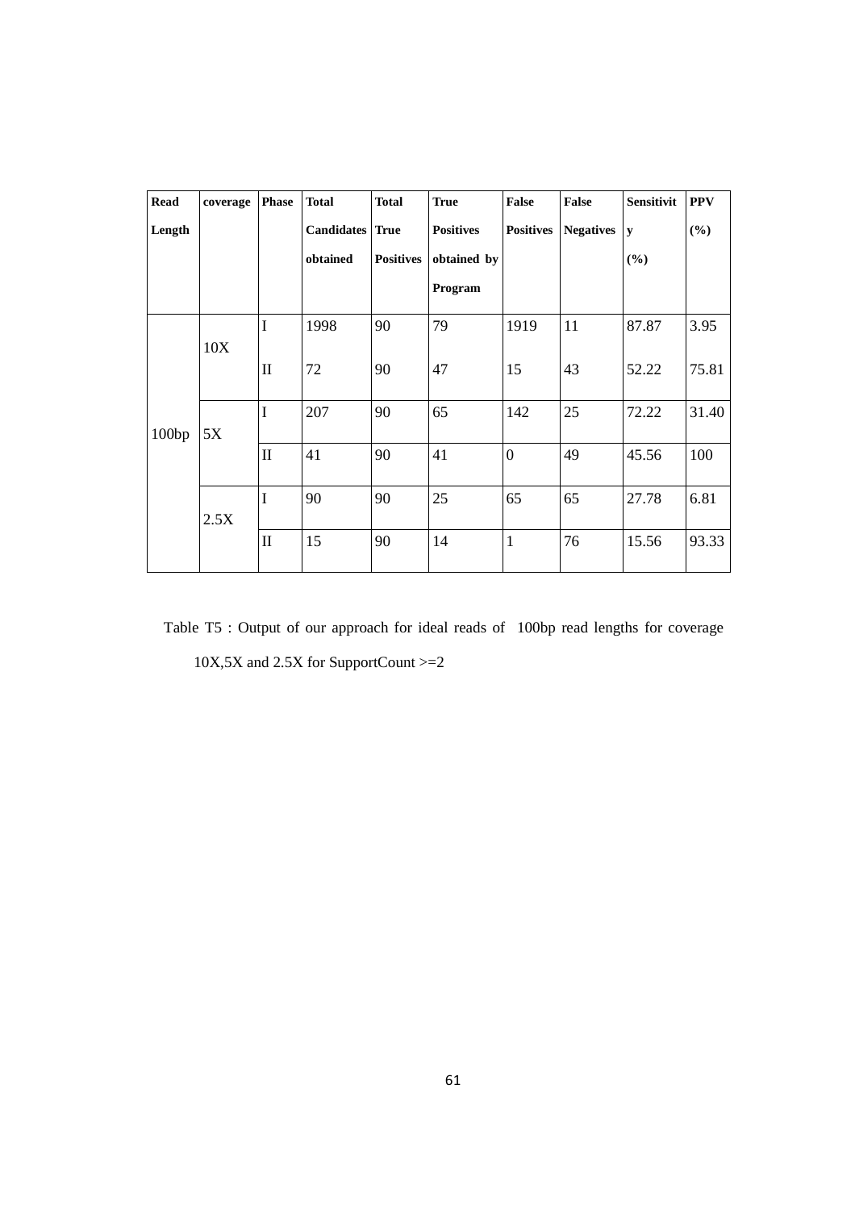| Read Length | coverage | Phase | Total Candidates obtained | Total True Positives | True Positives obtained by Program | False Positives | False Negatives | Sensitivity (%) | PPV (%) |
|---|---|---|---|---|---|---|---|---|---|
| 100bp | 10X | I | 1998 | 90 | 79 | 1919 | 11 | 87.87 | 3.95 |
| | | II | 72 | 90 | 47 | 15 | 43 | 52.22 | 75.81 |
| | 5X | I | 207 | 90 | 65 | 142 | 25 | 72.22 | 31.40 |
| | | II | 41 | 90 | 41 | 0 | 49 | 45.56 | 100 |
| | 2.5X | I | 90 | 90 | 25 | 65 | 65 | 27.78 | 6.81 |
| | | II | 15 | 90 | 14 | 1 | 76 | 15.56 | 93.33 |

Table T5 : Output of our approach for ideal reads of 100bp read lengths for coverage 10X,5X and 2.5X for SupportCount >=2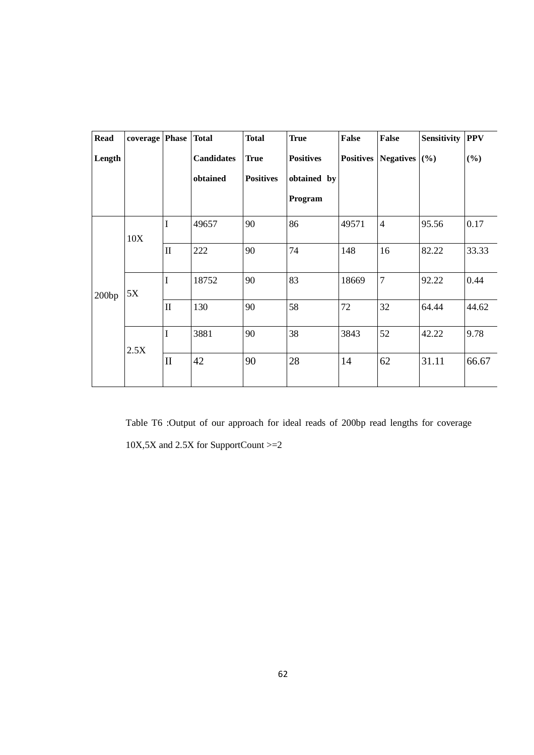| Read Length | coverage | Phase | Total Candidates obtained | Total True Positives | True Positives obtained by Program | False Positives | False Negatives | Sensitivity (%) | PPV (%) |
|---|---|---|---|---|---|---|---|---|---|
| 200bp | 10X | I | 49657 | 90 | 86 | 49571 | 4 | 95.56 | 0.17 |
| | | II | 222 | 90 | 74 | 148 | 16 | 82.22 | 33.33 |
| | 5X | I | 18752 | 90 | 83 | 18669 | 7 | 92.22 | 0.44 |
| | | II | 130 | 90 | 58 | 72 | 32 | 64.44 | 44.62 |
| | 2.5X | I | 3881 | 90 | 38 | 3843 | 52 | 42.22 | 9.78 |
| | | II | 42 | 90 | 28 | 14 | 62 | 31.11 | 66.67 |

Table T6 :Output of our approach for ideal reads of 200bp read lengths for coverage 10X,5X and 2.5X for SupportCount >=2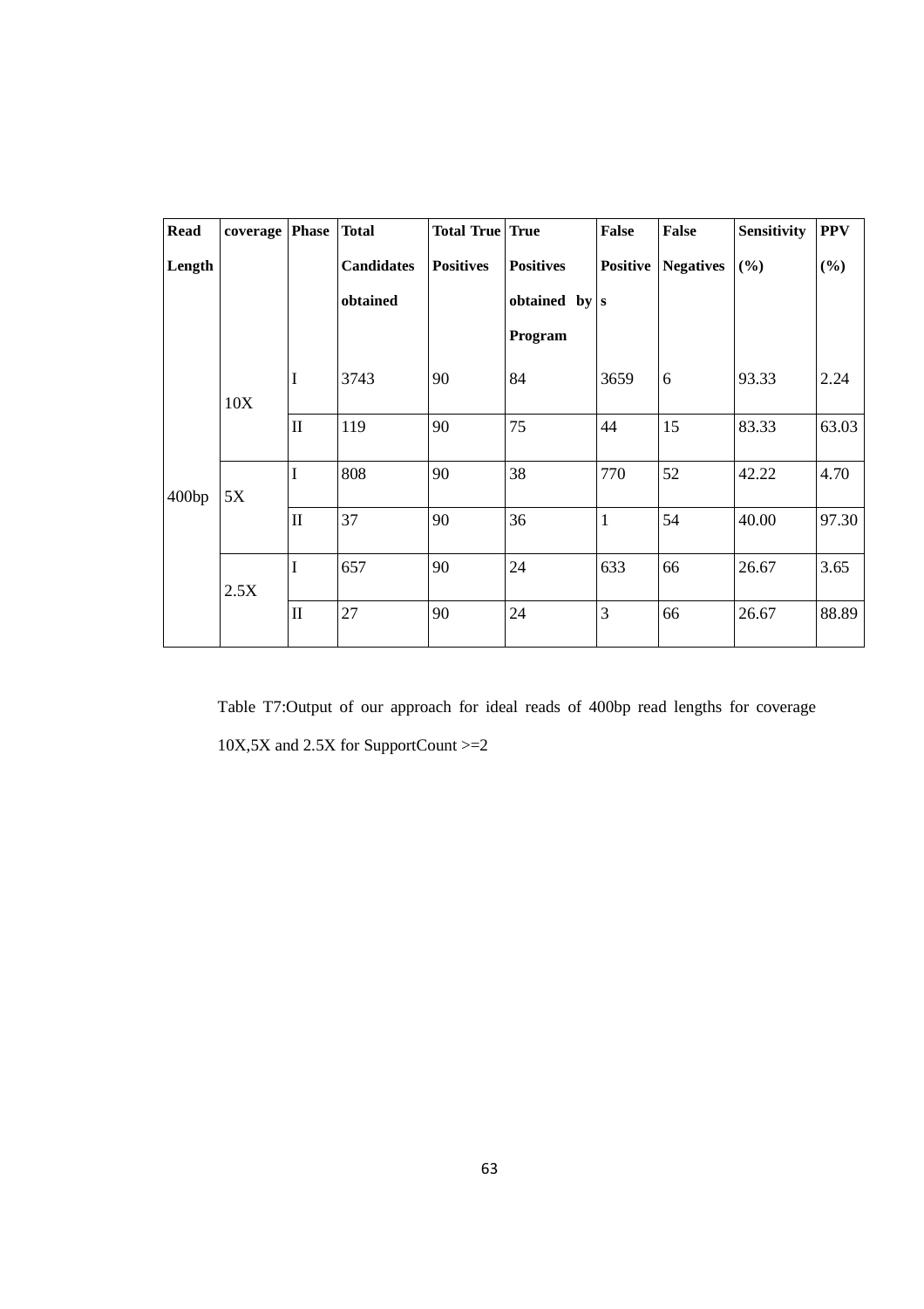| Read Length | coverage | Phase | Total Candidates obtained | Total True Positives | True Positives obtained by Program | False Positives | False Negatives | Sensitivity (%) | PPV (%) |
|---|---|---|---|---|---|---|---|---|---|
| 400bp | 10X | I | 3743 | 90 | 84 | 3659 | 6 | 93.33 | 2.24 |
| | | II | 119 | 90 | 75 | 44 | 15 | 83.33 | 63.03 |
| | 5X | I | 808 | 90 | 38 | 770 | 52 | 42.22 | 4.70 |
| | | II | 37 | 90 | 36 | 1 | 54 | 40.00 | 97.30 |
| | 2.5X | I | 657 | 90 | 24 | 633 | 66 | 26.67 | 3.65 |
| | | II | 27 | 90 | 24 | 3 | 66 | 26.67 | 88.89 |

Table T7:Output of our approach for ideal reads of 400bp read lengths for coverage 10X,5X and 2.5X for SupportCount >=2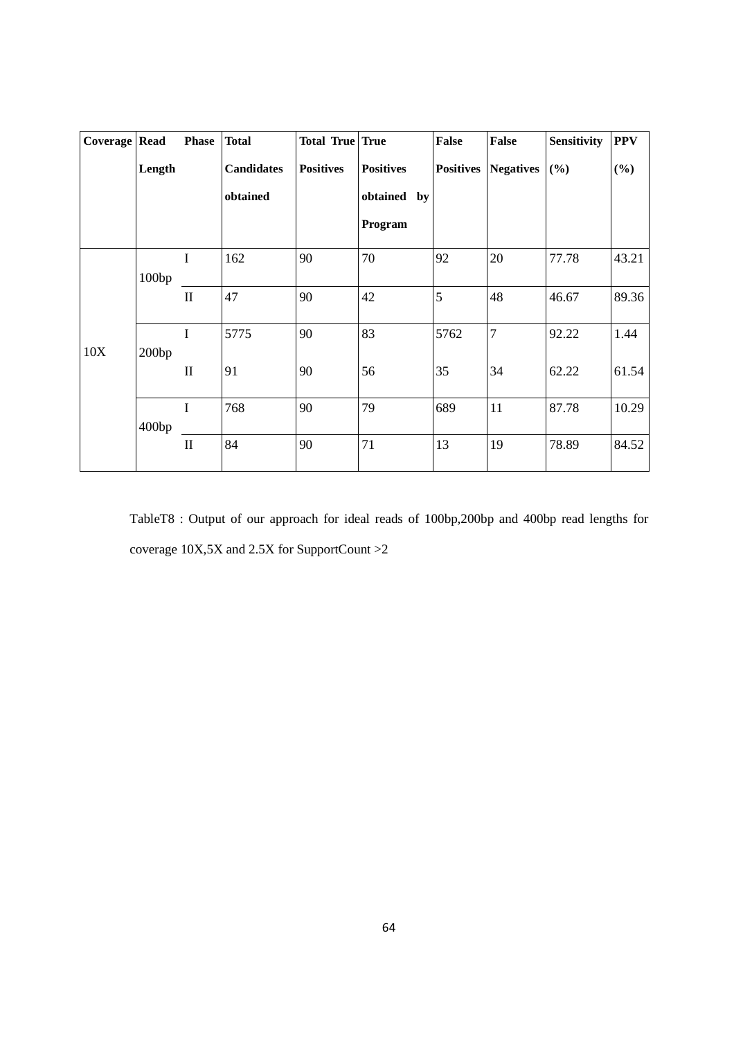| Coverage | Read Length | Phase | Total Candidates obtained | Total True Positives | True Positives obtained by Program | False Positives | False Negatives | Sensitivity (%) | PPV (%) |
|---|---|---|---|---|---|---|---|---|---|
| 10X | 100bp | I | 162 | 90 | 70 | 92 | 20 | 77.78 | 43.21 |
| | | II | 47 | 90 | 42 | 5 | 48 | 46.67 | 89.36 |
| | 200bp | I | 5775 | 90 | 83 | 5762 | 7 | 92.22 | 1.44 |
| | | II | 91 | 90 | 56 | 35 | 34 | 62.22 | 61.54 |
| | 400bp | I | 768 | 90 | 79 | 689 | 11 | 87.78 | 10.29 |
| | | II | 84 | 90 | 71 | 13 | 19 | 78.89 | 84.52 |

TableT8 : Output of our approach for ideal reads of 100bp,200bp and 400bp read lengths for coverage 10X,5X and 2.5X for SupportCount >2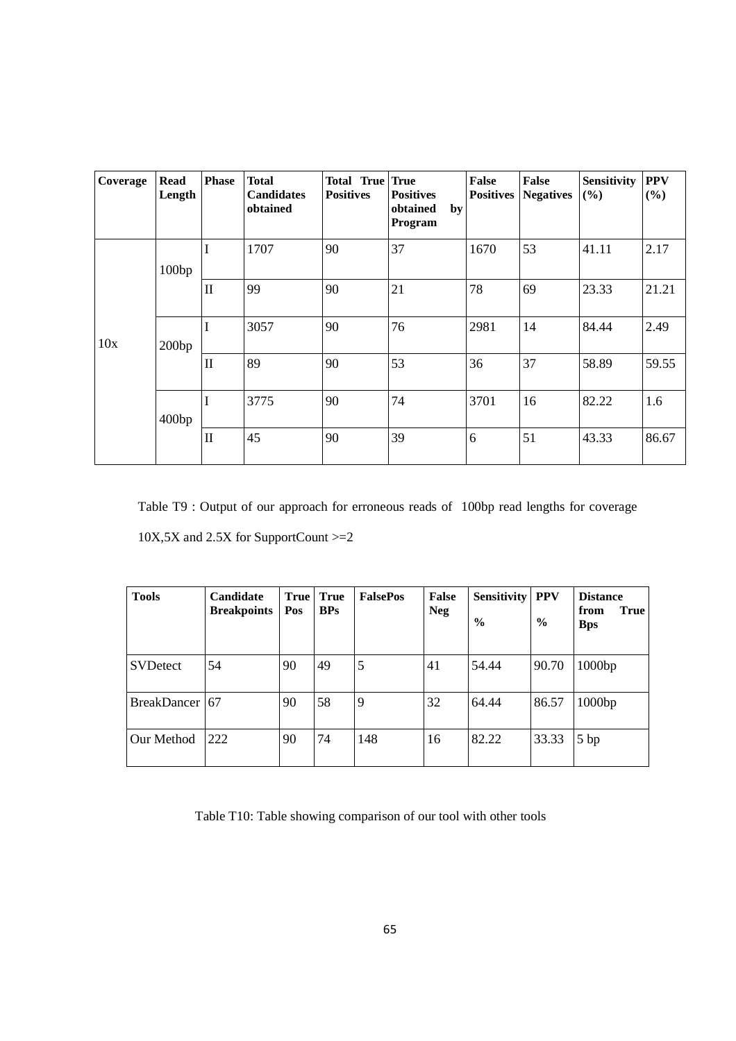| Coverage | Read Length | Phase | Total Candidates obtained | Total True Positives | True Positives obtained by Program | False Positives | False Negatives | Sensitivity (%) | PPV (%) |
|---|---|---|---|---|---|---|---|---|---|
| 10x | 100bp | I | 1707 | 90 | 37 | 1670 | 53 | 41.11 | 2.17 |
| | | II | 99 | 90 | 21 | 78 | 69 | 23.33 | 21.21 |
| | 200bp | I | 3057 | 90 | 76 | 2981 | 14 | 84.44 | 2.49 |
| | | II | 89 | 90 | 53 | 36 | 37 | 58.89 | 59.55 |
| | 400bp | I | 3775 | 90 | 74 | 3701 | 16 | 82.22 | 1.6 |
| | | II | 45 | 90 | 39 | 6 | 51 | 43.33 | 86.67 |

Table T9 : Output of our approach for erroneous reads of 100bp read lengths for coverage 10X,5X and 2.5X for SupportCount >=2

| Tools | Candidate Breakpoints | True Pos | True BPs | FalsePos | False Neg | Sensitivity % | PPV % | Distance from True Bps |
|---|---|---|---|---|---|---|---|---|
| SVDetect | 54 | 90 | 49 | 5 | 41 | 54.44 | 90.70 | 1000bp |
| BreakDancer | 67 | 90 | 58 | 9 | 32 | 64.44 | 86.57 | 1000bp |
| Our Method | 222 | 90 | 74 | 148 | 16 | 82.22 | 33.33 | 5 bp |

Table T10: Table showing comparison of our tool with other tools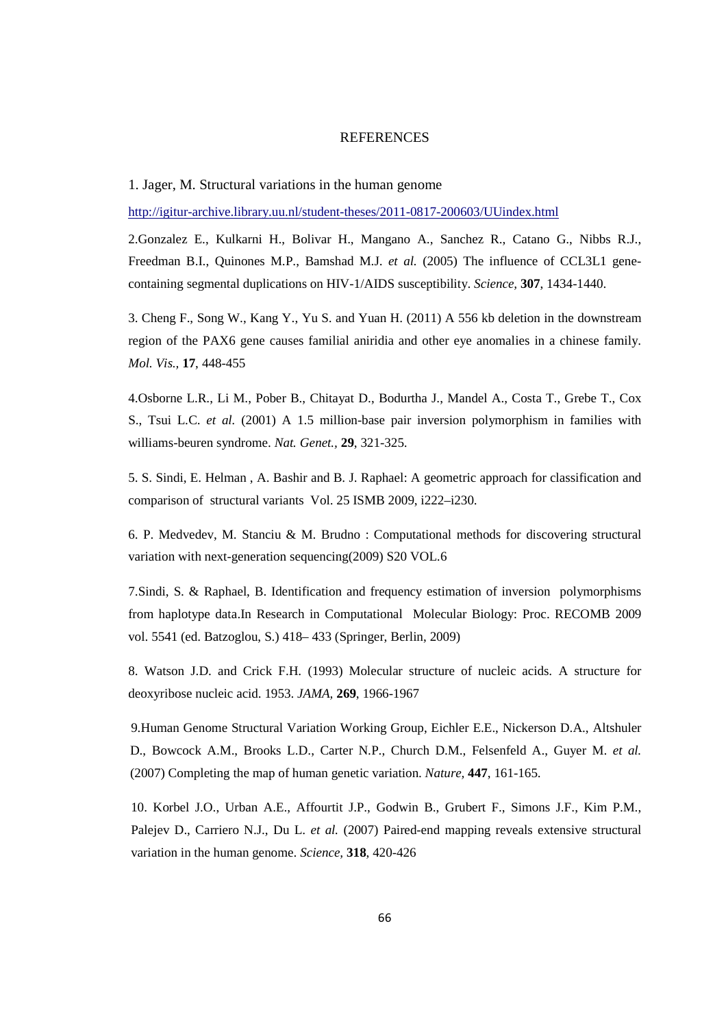# REFERENCES

1. Jager, M. Structural variations in the human genome

http://igitur-archive.library.uu.nl/student-theses/2011-0817-200603/UUindex.html

2.Gonzalez E., Kulkarni H., Bolivar H., Mangano A., Sanchez R., Catano G., Nibbs R.J., Freedman B.I., Quinones M.P., Bamshad M.J. *et al.* (2005) The influence of CCL3L1 gene-containing segmental duplications on HIV-1/AIDS susceptibility. *Science*, **307**, 1434-1440.

3. Cheng F., Song W., Kang Y., Yu S. and Yuan H. (2011) A 556 kb deletion in the downstream region of the PAX6 gene causes familial aniridia and other eye anomalies in a chinese family. *Mol. Vis.*, **17**, 448-455

4.Osborne L.R., Li M., Pober B., Chitayat D., Bodurtha J., Mandel A., Costa T., Grebe T., Cox S., Tsui L.C. *et al.* (2001) A 1.5 million-base pair inversion polymorphism in families with williams-beuren syndrome. *Nat. Genet.*, **29**, 321-325.

5. S. Sindi, E. Helman , A. Bashir and B. J. Raphael: A geometric approach for classification and comparison of structural variants Vol. 25 ISMB 2009, i222–i230.

6. P. Medvedev, M. Stanciu & M. Brudno : Computational methods for discovering structural variation with next-generation sequencing(2009) S20 VOL.6

7.Sindi, S. & Raphael, B. Identification and frequency estimation of inversion polymorphisms from haplotype data.In Research in Computational Molecular Biology: Proc. RECOMB 2009 vol. 5541 (ed. Batzoglou, S.) 418– 433 (Springer, Berlin, 2009)

8. Watson J.D. and Crick F.H. (1993) Molecular structure of nucleic acids. A structure for deoxyribose nucleic acid. 1953. *JAMA*, **269**, 1966-1967

9.Human Genome Structural Variation Working Group, Eichler E.E., Nickerson D.A., Altshuler D., Bowcock A.M., Brooks L.D., Carter N.P., Church D.M., Felsenfeld A., Guyer M. *et al.* (2007) Completing the map of human genetic variation. *Nature*, **447**, 161-165.

10. Korbel J.O., Urban A.E., Affourtit J.P., Godwin B., Grubert F., Simons J.F., Kim P.M., Palejev D., Carriero N.J., Du L. *et al.* (2007) Paired-end mapping reveals extensive structural variation in the human genome. *Science*, **318**, 420-426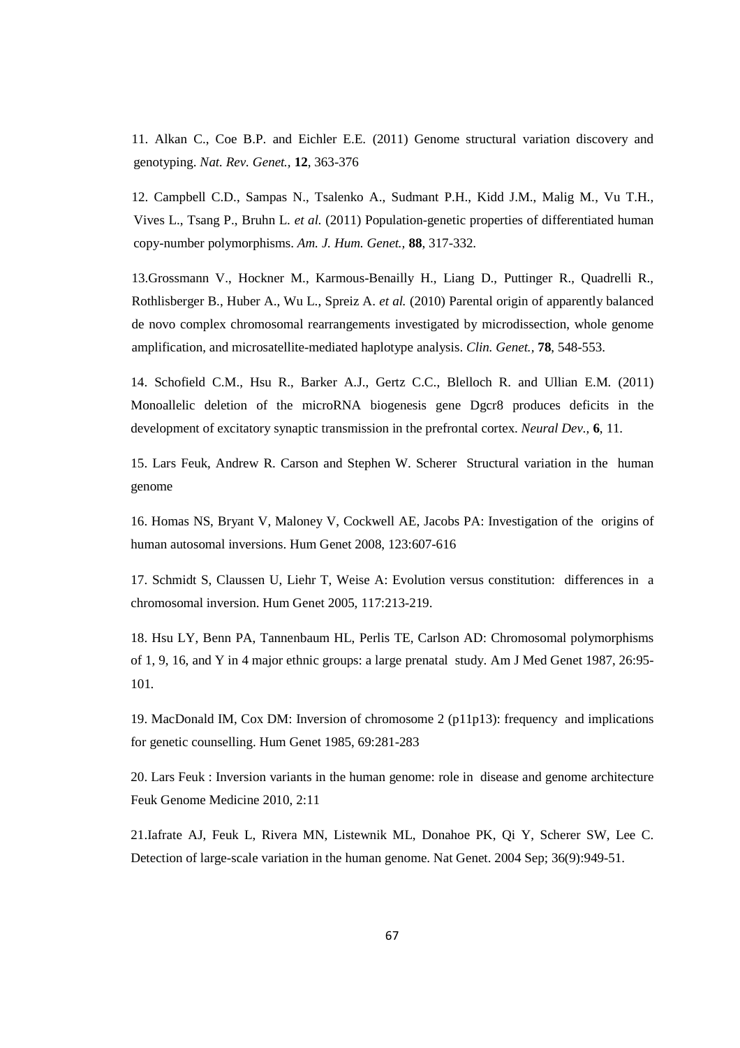11. Alkan C., Coe B.P. and Eichler E.E. (2011) Genome structural variation discovery and genotyping. *Nat. Rev. Genet.*, **12**, 363-376

12. Campbell C.D., Sampas N., Tsalenko A., Sudmant P.H., Kidd J.M., Malig M., Vu T.H., Vives L., Tsang P., Bruhn L. *et al.* (2011) Population-genetic properties of differentiated human copy-number polymorphisms. *Am. J. Hum. Genet.*, **88**, 317-332.

13.Grossmann V., Hockner M., Karmous-Benailly H., Liang D., Puttinger R., Quadrelli R., Rothlisberger B., Huber A., Wu L., Spreiz A. *et al.* (2010) Parental origin of apparently balanced de novo complex chromosomal rearrangements investigated by microdissection, whole genome amplification, and microsatellite-mediated haplotype analysis. *Clin. Genet.*, **78**, 548-553.

14. Schofield C.M., Hsu R., Barker A.J., Gertz C.C., Blelloch R. and Ullian E.M. (2011) Monoallelic deletion of the microRNA biogenesis gene Dgcr8 produces deficits in the development of excitatory synaptic transmission in the prefrontal cortex. *Neural Dev.*, **6**, 11.

15. Lars Feuk, Andrew R. Carson and Stephen W. Scherer Structural variation in the human genome

16. Homas NS, Bryant V, Maloney V, Cockwell AE, Jacobs PA: Investigation of the origins of human autosomal inversions. Hum Genet 2008, 123:607-616

17. Schmidt S, Claussen U, Liehr T, Weise A: Evolution versus constitution: differences in a chromosomal inversion. Hum Genet 2005, 117:213-219.

18. Hsu LY, Benn PA, Tannenbaum HL, Perlis TE, Carlson AD: Chromosomal polymorphisms of 1, 9, 16, and Y in 4 major ethnic groups: a large prenatal study. Am J Med Genet 1987, 26:95-101.

19. MacDonald IM, Cox DM: Inversion of chromosome 2 (p11p13): frequency and implications for genetic counselling. Hum Genet 1985, 69:281-283

20. Lars Feuk : Inversion variants in the human genome: role in disease and genome architecture Feuk Genome Medicine 2010, 2:11

21.Iafrate AJ, Feuk L, Rivera MN, Listewnik ML, Donahoe PK, Qi Y, Scherer SW, Lee C. Detection of large-scale variation in the human genome. Nat Genet. 2004 Sep; 36(9):949-51.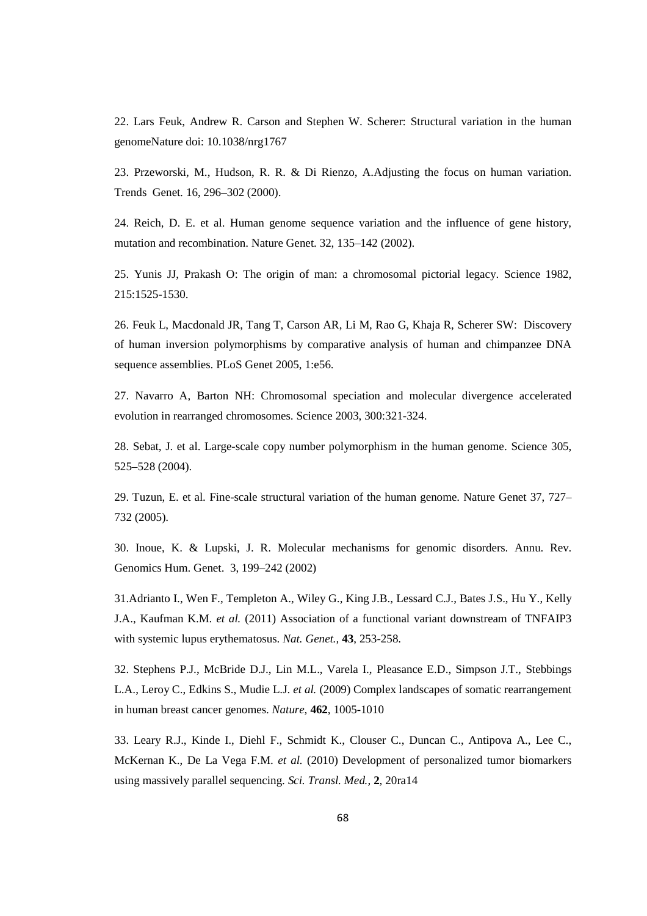22. Lars Feuk, Andrew R. Carson and Stephen W. Scherer: Structural variation in the human genomeNature doi: 10.1038/nrg1767

23. Przeworski, M., Hudson, R. R. & Di Rienzo, A.Adjusting the focus on human variation. Trends Genet. 16, 296–302 (2000).

24. Reich, D. E. et al. Human genome sequence variation and the influence of gene history, mutation and recombination. Nature Genet. 32, 135–142 (2002).

25. Yunis JJ, Prakash O: The origin of man: a chromosomal pictorial legacy. Science 1982, 215:1525-1530.

26. Feuk L, Macdonald JR, Tang T, Carson AR, Li M, Rao G, Khaja R, Scherer SW: Discovery of human inversion polymorphisms by comparative analysis of human and chimpanzee DNA sequence assemblies. PLoS Genet 2005, 1:e56.

27. Navarro A, Barton NH: Chromosomal speciation and molecular divergence accelerated evolution in rearranged chromosomes. Science 2003, 300:321-324.

28. Sebat, J. et al. Large-scale copy number polymorphism in the human genome. Science 305, 525–528 (2004).

29. Tuzun, E. et al. Fine-scale structural variation of the human genome. Nature Genet 37, 727–732 (2005).

30. Inoue, K. & Lupski, J. R. Molecular mechanisms for genomic disorders. Annu. Rev. Genomics Hum. Genet. 3, 199–242 (2002)

31.Adrianto I., Wen F., Templeton A., Wiley G., King J.B., Lessard C.J., Bates J.S., Hu Y., Kelly J.A., Kaufman K.M. *et al.* (2011) Association of a functional variant downstream of TNFAIP3 with systemic lupus erythematosus. *Nat. Genet.*, **43**, 253-258.

32. Stephens P.J., McBride D.J., Lin M.L., Varela I., Pleasance E.D., Simpson J.T., Stebbings L.A., Leroy C., Edkins S., Mudie L.J. *et al.* (2009) Complex landscapes of somatic rearrangement in human breast cancer genomes. *Nature*, **462**, 1005-1010

33. Leary R.J., Kinde I., Diehl F., Schmidt K., Clouser C., Duncan C., Antipova A., Lee C., McKernan K., De La Vega F.M. *et al.* (2010) Development of personalized tumor biomarkers using massively parallel sequencing. *Sci. Transl. Med.*, **2**, 20ra14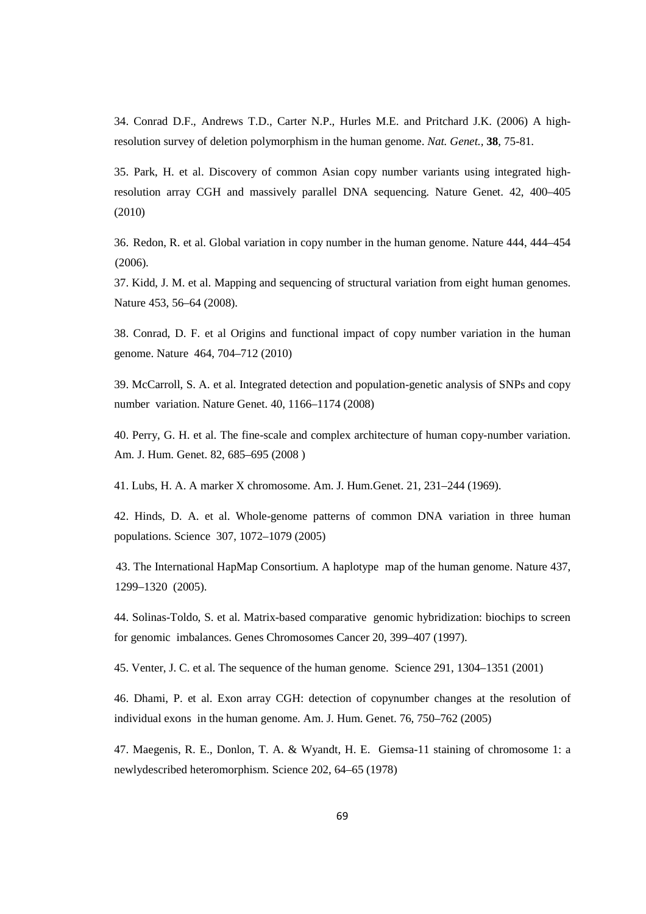34. Conrad D.F., Andrews T.D., Carter N.P., Hurles M.E. and Pritchard J.K. (2006) A high-resolution survey of deletion polymorphism in the human genome. *Nat. Genet.*, **38**, 75-81.

35. Park, H. et al. Discovery of common Asian copy number variants using integrated high-resolution array CGH and massively parallel DNA sequencing. Nature Genet. 42, 400–405 (2010)

36. Redon, R. et al. Global variation in copy number in the human genome. Nature 444, 444–454 (2006).

37. Kidd, J. M. et al. Mapping and sequencing of structural variation from eight human genomes. Nature 453, 56–64 (2008).

38. Conrad, D. F. et al Origins and functional impact of copy number variation in the human genome. Nature 464, 704–712 (2010)

39. McCarroll, S. A. et al. Integrated detection and population-genetic analysis of SNPs and copy number variation. Nature Genet. 40, 1166–1174 (2008)

40. Perry, G. H. et al. The fine-scale and complex architecture of human copy-number variation. Am. J. Hum. Genet. 82, 685–695 (2008 )

41. Lubs, H. A. A marker X chromosome. Am. J. Hum.Genet. 21, 231–244 (1969).

42. Hinds, D. A. et al. Whole-genome patterns of common DNA variation in three human populations. Science 307, 1072–1079 (2005)

43. The International HapMap Consortium. A haplotype map of the human genome. Nature 437, 1299–1320 (2005).

44. Solinas-Toldo, S. et al. Matrix-based comparative genomic hybridization: biochips to screen for genomic imbalances. Genes Chromosomes Cancer 20, 399–407 (1997).

45. Venter, J. C. et al. The sequence of the human genome. Science 291, 1304–1351 (2001)

46. Dhami, P. et al. Exon array CGH: detection of copynumber changes at the resolution of individual exons in the human genome. Am. J. Hum. Genet. 76, 750–762 (2005)

47. Maegenis, R. E., Donlon, T. A. & Wyandt, H. E. Giemsa-11 staining of chromosome 1: a newlydescribed heteromorphism. Science 202, 64–65 (1978)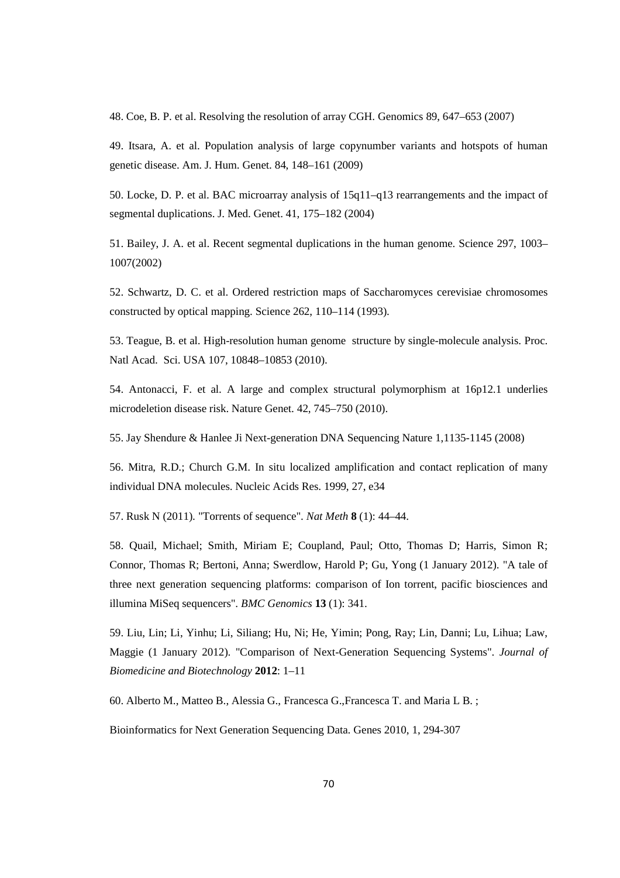48. Coe, B. P. et al. Resolving the resolution of array CGH. Genomics 89, 647–653 (2007)

49. Itsara, A. et al. Population analysis of large copynumber variants and hotspots of human genetic disease. Am. J. Hum. Genet. 84, 148–161 (2009)

50. Locke, D. P. et al. BAC microarray analysis of 15q11–q13 rearrangements and the impact of segmental duplications. J. Med. Genet. 41, 175–182 (2004)

51. Bailey, J. A. et al. Recent segmental duplications in the human genome. Science 297, 1003–1007(2002)

52. Schwartz, D. C. et al. Ordered restriction maps of Saccharomyces cerevisiae chromosomes constructed by optical mapping. Science 262, 110–114 (1993).

53. Teague, B. et al. High-resolution human genome structure by single-molecule analysis. Proc. Natl Acad. Sci. USA 107, 10848–10853 (2010).

54. Antonacci, F. et al. A large and complex structural polymorphism at 16p12.1 underlies microdeletion disease risk. Nature Genet. 42, 745–750 (2010).

55. Jay Shendure & Hanlee Ji Next-generation DNA Sequencing Nature 1,1135-1145 (2008)

56. Mitra, R.D.; Church G.M. In situ localized amplification and contact replication of many individual DNA molecules. Nucleic Acids Res. 1999, 27, e34

57. Rusk N (2011). "Torrents of sequence". *Nat Meth* **8** (1): 44–44.

58. Quail, Michael; Smith, Miriam E; Coupland, Paul; Otto, Thomas D; Harris, Simon R; Connor, Thomas R; Bertoni, Anna; Swerdlow, Harold P; Gu, Yong (1 January 2012). "A tale of three next generation sequencing platforms: comparison of Ion torrent, pacific biosciences and illumina MiSeq sequencers". *BMC Genomics* **13** (1): 341.

59. Liu, Lin; Li, Yinhu; Li, Siliang; Hu, Ni; He, Yimin; Pong, Ray; Lin, Danni; Lu, Lihua; Law, Maggie (1 January 2012). "Comparison of Next-Generation Sequencing Systems". *Journal of Biomedicine and Biotechnology* **2012**: 1–11

60. Alberto M., Matteo B., Alessia G., Francesca G.,Francesca T. and Maria L B. ;

Bioinformatics for Next Generation Sequencing Data. Genes 2010, 1, 294-307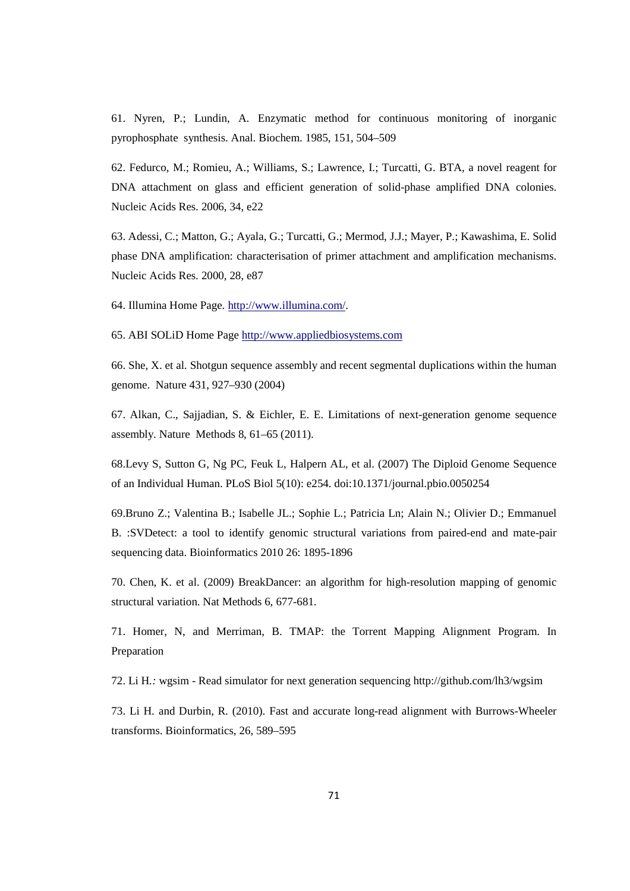61. Nyren, P.; Lundin, A. Enzymatic method for continuous monitoring of inorganic pyrophosphate synthesis. Anal. Biochem. 1985, 151, 504–509

62. Fedurco, M.; Romieu, A.; Williams, S.; Lawrence, I.; Turcatti, G. BTA, a novel reagent for DNA attachment on glass and efficient generation of solid-phase amplified DNA colonies. Nucleic Acids Res. 2006, 34, e22

63. Adessi, C.; Matton, G.; Ayala, G.; Turcatti, G.; Mermod, J.J.; Mayer, P.; Kawashima, E. Solid phase DNA amplification: characterisation of primer attachment and amplification mechanisms. Nucleic Acids Res. 2000, 28, e87

64. Illumina Home Page. [http://www.illumina.com/](http://www.illumina.com/).

65. ABI SOLiD Home Page [http://www.appliedbiosystems.com](http://www.appliedbiosystems.com)

66. She, X. et al. Shotgun sequence assembly and recent segmental duplications within the human genome. Nature 431, 927–930 (2004)

67. Alkan, C., Sajjadian, S. & Eichler, E. E. Limitations of next-generation genome sequence assembly. Nature Methods 8, 61–65 (2011).

68.Levy S, Sutton G, Ng PC, Feuk L, Halpern AL, et al. (2007) The Diploid Genome Sequence of an Individual Human. PLoS Biol 5(10): e254. doi:10.1371/journal.pbio.0050254

69.Bruno Z.; Valentina B.; Isabelle JL.; Sophie L.; Patricia Ln; Alain N.; Olivier D.; Emmanuel B. :SVDetect: a tool to identify genomic structural variations from paired-end and mate-pair sequencing data. Bioinformatics 2010 26: 1895-1896

70. Chen, K. et al. (2009) BreakDancer: an algorithm for high-resolution mapping of genomic structural variation. Nat Methods 6, 677-681.

71. Homer, N, and Merriman, B. TMAP: the Torrent Mapping Alignment Program. In Preparation

72. Li H.: wgsim - Read simulator for next generation sequencing http://github.com/lh3/wgsim

73. Li H. and Durbin, R. (2010). Fast and accurate long-read alignment with Burrows-Wheeler transforms. Bioinformatics, 26, 589–595